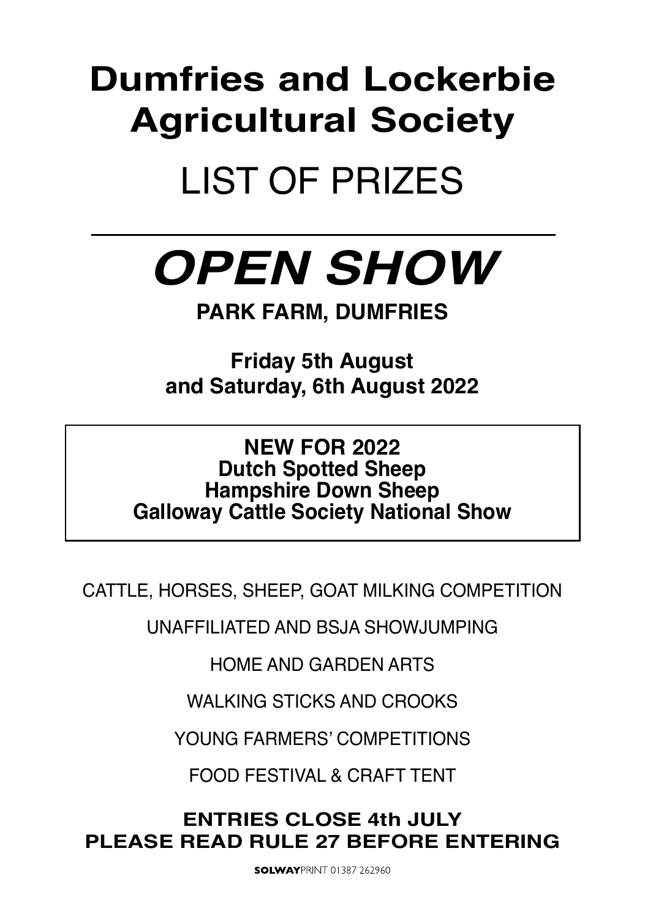# Dumfries and Lockerbie Agricultural Society

# LIST OF PRIZES

---

# *OPEN SHOW*

**PARK FARM, DUMFRIES**

**Friday 5th August**
**and Saturday, 6th August 2022**

> **NEW FOR 2022**
> **Dutch Spotted Sheep**
> **Hampshire Down Sheep**
> **Galloway Cattle Society National Show**

CATTLE, HORSES, SHEEP, GOAT MILKING COMPETITION

UNAFFILIATED AND BSJA SHOWJUMPING

HOME AND GARDEN ARTS

WALKING STICKS AND CROOKS

YOUNG FARMERS' COMPETITIONS

FOOD FESTIVAL & CRAFT TENT

**ENTRIES CLOSE 4th JULY**
**PLEASE READ RULE 27 BEFORE ENTERING**

**SOLWAY**PRINT 01387 262960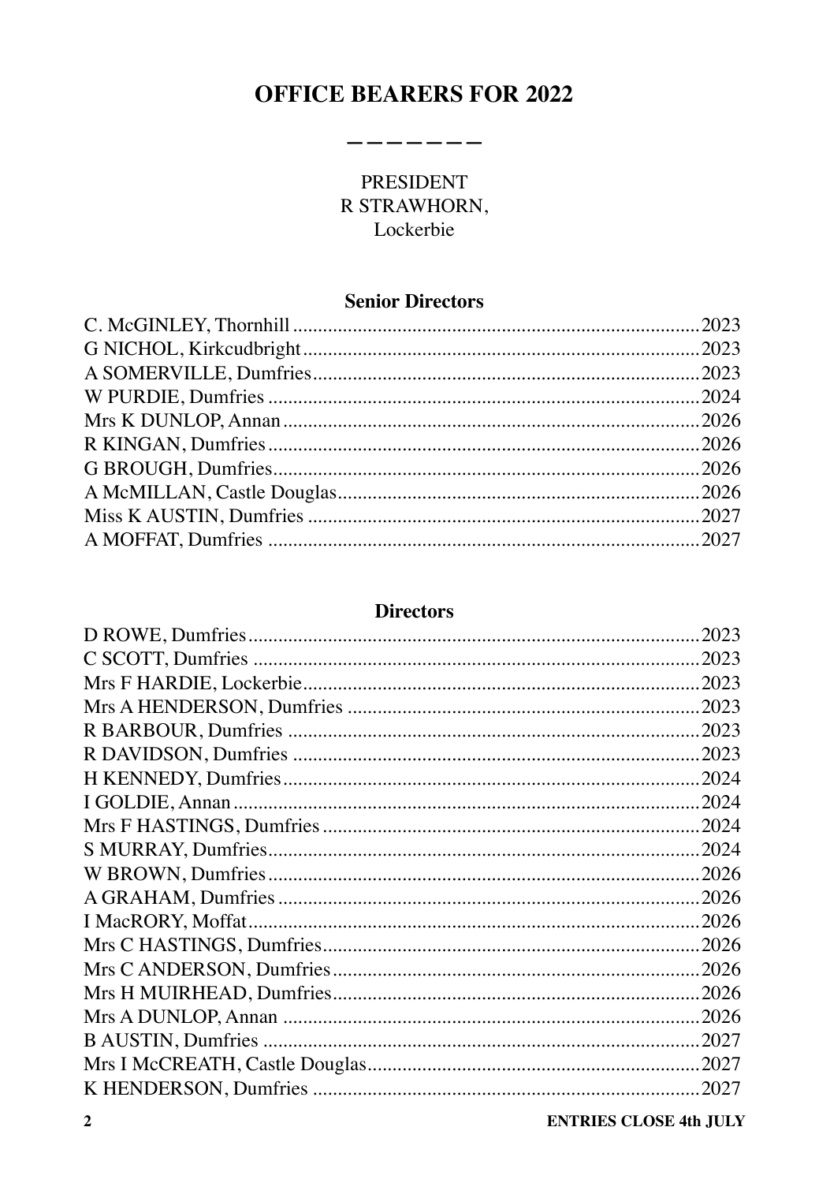# OFFICE BEARERS FOR 2022

PRESIDENT
R STRAWHORN,
Lockerbie

## Senior Directors

| Name | Year |
|---|---|
| C. McGINLEY, Thornhill | 2023 |
| G NICHOL, Kirkcudbright | 2023 |
| A SOMERVILLE, Dumfries | 2023 |
| W PURDIE, Dumfries | 2024 |
| Mrs K DUNLOP, Annan | 2026 |
| R KINGAN, Dumfries | 2026 |
| G BROUGH, Dumfries | 2026 |
| A McMILLAN, Castle Douglas | 2026 |
| Miss K AUSTIN, Dumfries | 2027 |
| A MOFFAT, Dumfries | 2027 |

## Directors

| Name | Year |
|---|---|
| D ROWE, Dumfries | 2023 |
| C SCOTT, Dumfries | 2023 |
| Mrs F HARDIE, Lockerbie | 2023 |
| Mrs A HENDERSON, Dumfries | 2023 |
| R BARBOUR, Dumfries | 2023 |
| R DAVIDSON, Dumfries | 2023 |
| H KENNEDY, Dumfries | 2024 |
| I GOLDIE, Annan | 2024 |
| Mrs F HASTINGS, Dumfries | 2024 |
| S MURRAY, Dumfries | 2024 |
| W BROWN, Dumfries | 2026 |
| A GRAHAM, Dumfries | 2026 |
| I MacRORY, Moffat | 2026 |
| Mrs C HASTINGS, Dumfries | 2026 |
| Mrs C ANDERSON, Dumfries | 2026 |
| Mrs H MUIRHEAD, Dumfries | 2026 |
| Mrs A DUNLOP, Annan | 2026 |
| B AUSTIN, Dumfries | 2027 |
| Mrs I McCREATH, Castle Douglas | 2027 |
| K HENDERSON, Dumfries | 2027 |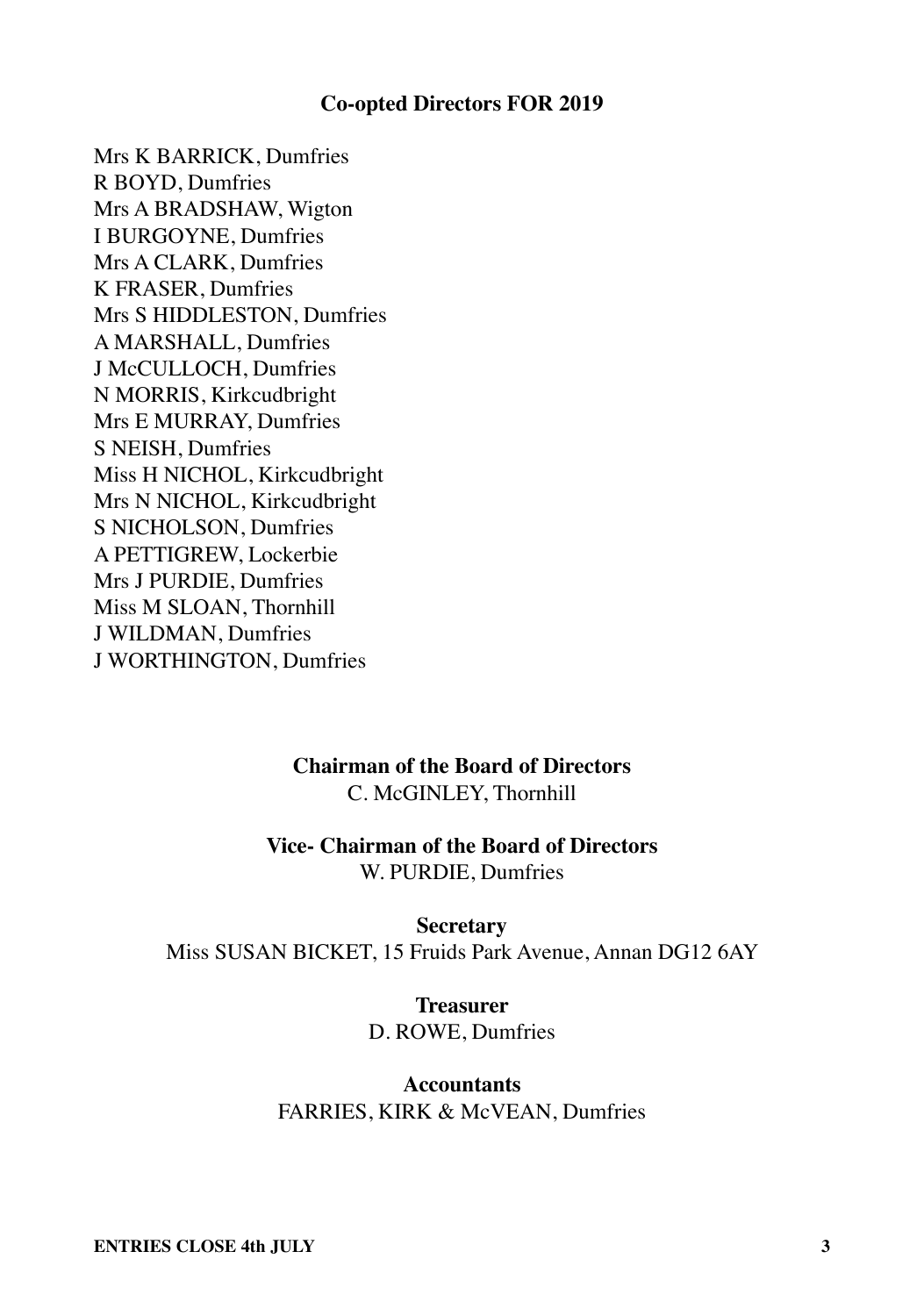## Co-opted Directors FOR 2019

Mrs K BARRICK, Dumfries
R BOYD, Dumfries
Mrs A BRADSHAW, Wigton
I BURGOYNE, Dumfries
Mrs A CLARK, Dumfries
K FRASER, Dumfries
Mrs S HIDDLESTON, Dumfries
A MARSHALL, Dumfries
J McCULLOCH, Dumfries
N MORRIS, Kirkcudbright
Mrs E MURRAY, Dumfries
S NEISH, Dumfries
Miss H NICHOL, Kirkcudbright
Mrs N NICHOL, Kirkcudbright
S NICHOLSON, Dumfries
A PETTIGREW, Lockerbie
Mrs J PURDIE, Dumfries
Miss M SLOAN, Thornhill
J WILDMAN, Dumfries
J WORTHINGTON, Dumfries

**Chairman of the Board of Directors**
C. McGINLEY, Thornhill

**Vice- Chairman of the Board of Directors**
W. PURDIE, Dumfries

**Secretary**
Miss SUSAN BICKET, 15 Fruids Park Avenue, Annan DG12 6AY

**Treasurer**
D. ROWE, Dumfries

**Accountants**
FARRIES, KIRK & McVEAN, Dumfries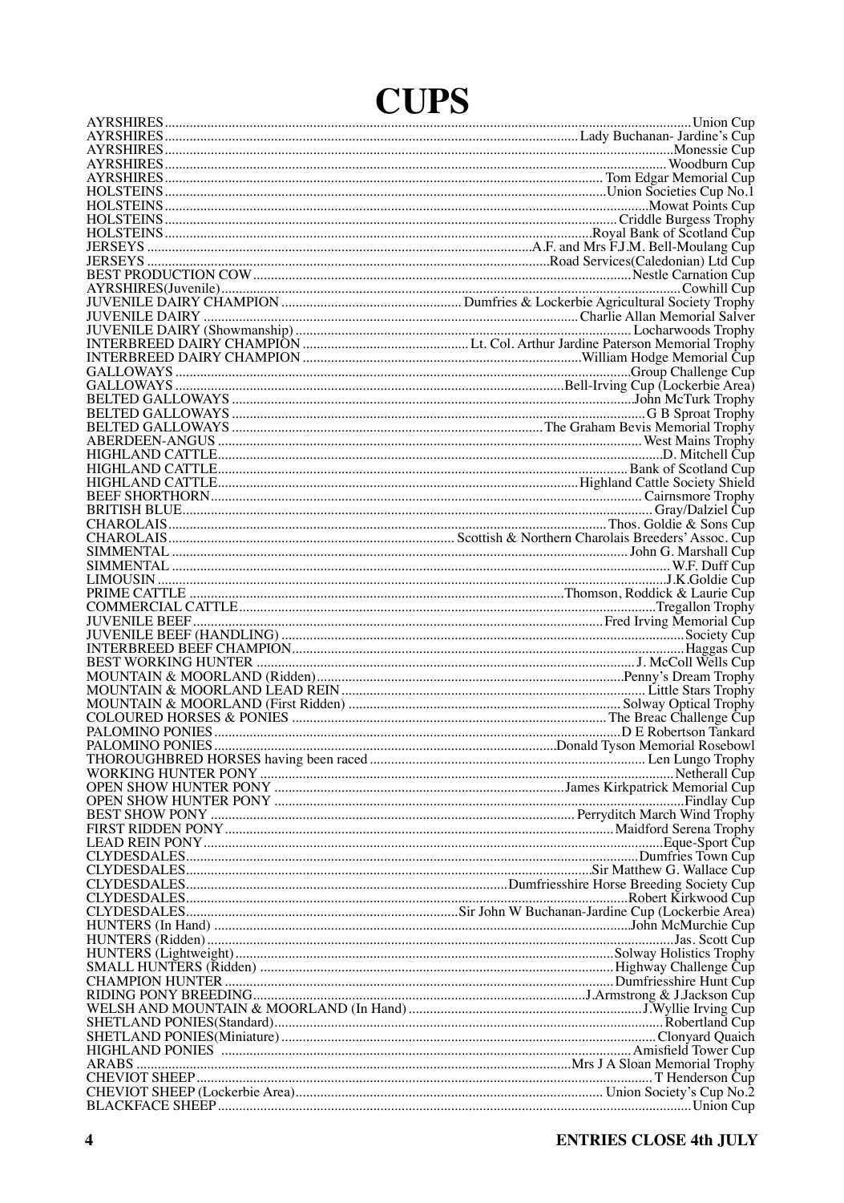# CUPS

| Class | Cup |
|---|---|
| AYRSHIRES | Union Cup |
| AYRSHIRES | Lady Buchanan- Jardine's Cup |
| AYRSHIRES | Monessie Cup |
| AYRSHIRES | Woodburn Cup |
| AYRSHIRES | Tom Edgar Memorial Cup |
| HOLSTEINS | Union Societies Cup No.1 |
| HOLSTEINS | Mowat Points Cup |
| HOLSTEINS | Criddle Burgess Trophy |
| HOLSTEINS | Royal Bank of Scotland Cup |
| JERSEYS | A.F. and Mrs F.J.M. Bell-Moulang Cup |
| JERSEYS | Road Services(Caledonian) Ltd Cup |
| BEST PRODUCTION COW | Nestle Carnation Cup |
| AYRSHIRES(Juvenile) | Cowhill Cup |
| JUVENILE DAIRY CHAMPION | Dumfries & Lockerbie Agricultural Society Trophy |
| JUVENILE DAIRY | Charlie Allan Memorial Salver |
| JUVENILE DAIRY (Showmanship) | Locharwoods Trophy |
| INTERBREED DAIRY CHAMPION | Lt. Col. Arthur Jardine Paterson Memorial Trophy |
| INTERBREED DAIRY CHAMPION | William Hodge Memorial Cup |
| GALLOWAYS | Group Challenge Cup |
| GALLOWAYS | Bell-Irving Cup (Lockerbie Area) |
| BELTED GALLOWAYS | John McTurk Trophy |
| BELTED GALLOWAYS | G B Sproat Trophy |
| BELTED GALLOWAYS | The Graham Bevis Memorial Trophy |
| ABERDEEN-ANGUS | West Mains Trophy |
| HIGHLAND CATTLE | D. Mitchell Cup |
| HIGHLAND CATTLE | Bank of Scotland Cup |
| HIGHLAND CATTLE | Highland Cattle Society Shield |
| BEEF SHORTHORN | Cairnsmore Trophy |
| BRITISH BLUE | Gray/Dalziel Cup |
| CHAROLAIS | Thos. Goldie & Sons Cup |
| CHAROLAIS | Scottish & Northern Charolais Breeders' Assoc. Cup |
| SIMMENTAL | John G. Marshall Cup |
| SIMMENTAL | W.F. Duff Cup |
| LIMOUSIN | J.K.Goldie Cup |
| PRIME CATTLE | Thomson, Roddick & Laurie Cup |
| COMMERCIAL CATTLE | Tregallon Trophy |
| JUVENILE BEEF | Fred Irving Memorial Cup |
| JUVENILE BEEF (HANDLING) | Society Cup |
| INTERBREED BEEF CHAMPION | Haggas Cup |
| BEST WORKING HUNTER | J. McColl Wells Cup |
| MOUNTAIN & MOORLAND (Ridden) | Penny's Dream Trophy |
| MOUNTAIN & MOORLAND LEAD REIN | Little Stars Trophy |
| MOUNTAIN & MOORLAND (First Ridden) | Solway Optical Trophy |
| COLOURED HORSES & PONIES | The Breac Challenge Cup |
| PALOMINO PONIES | D E Robertson Tankard |
| PALOMINO PONIES | Donald Tyson Memorial Rosebowl |
| THOROUGHBRED HORSES having been raced | Len Lungo Trophy |
| WORKING HUNTER PONY | Netherall Cup |
| OPEN SHOW HUNTER PONY | James Kirkpatrick Memorial Cup |
| OPEN SHOW HUNTER PONY | Findlay Cup |
| BEST SHOW PONY | Perryditch March Wind Trophy |
| FIRST RIDDEN PONY | Maidford Serena Trophy |
| LEAD REIN PONY | Eque-Sport Cup |
| CLYDESDALES | Dumfries Town Cup |
| CLYDESDALES | Sir Matthew G. Wallace Cup |
| CLYDESDALES | Dumfriesshire Horse Breeding Society Cup |
| CLYDESDALES | Robert Kirkwood Cup |
| CLYDESDALES | Sir John W Buchanan-Jardine Cup (Lockerbie Area) |
| HUNTERS (In Hand) | John McMurchie Cup |
| HUNTERS (Ridden) | Jas. Scott Cup |
| HUNTERS (Lightweight) | Solway Holistics Trophy |
| SMALL HUNTERS (Ridden) | Highway Challenge Cup |
| CHAMPION HUNTER | Dumfriesshire Hunt Cup |
| RIDING PONY BREEDING | J.Armstrong & J.Jackson Cup |
| WELSH AND MOUNTAIN & MOORLAND (In Hand) | J.Wyllie Irving Cup |
| SHETLAND PONIES(Standard) | Robertland Cup |
| SHETLAND PONIES(Miniature) | Clonyard Quaich |
| HIGHLAND PONIES | Amisfield Tower Cup |
| ARABS | Mrs J A Sloan Memorial Trophy |
| CHEVIOT SHEEP | T Henderson Cup |
| CHEVIOT SHEEP (Lockerbie Area) | Union Society's Cup No.2 |
| BLACKFACE SHEEP | Union Cup |

**ENTRIES CLOSE 4th JULY**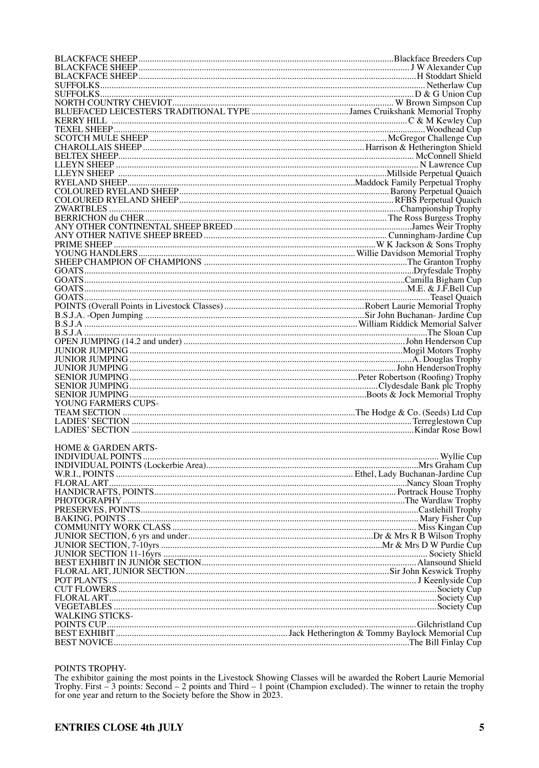| Class | Trophy |
|---|---|
| BLACKFACE SHEEP | Blackface Breeders Cup |
| BLACKFACE SHEEP | J W Alexander Cup |
| BLACKFACE SHEEP | H Stoddart Shield |
| SUFFOLKS | Netherlaw Cup |
| SUFFOLKS | D & G Union Cup |
| NORTH COUNTRY CHEVIOT | W Brown Simpson Cup |
| BLUEFACED LEICESTERS TRADITIONAL TYPE | James Cruikshank Memorial Trophy |
| KERRY HILL | C & M Kewley Cup |
| TEXEL SHEEP | Woodhead Cup |
| SCOTCH MULE SHEEP | McGregor Challenge Cup |
| CHAROLLAIS SHEEP | Harrison & Hetherington Shield |
| BELTEX SHEEP | McConnell Shield |
| LLEYN SHEEP | N Lawrence Cup |
| LLEYN SHEEP | Millside Perpetual Quaich |
| RYELAND SHEEP | Maddock Family Perpetual Trophy |
| COLOURED RYELAND SHEEP | Barony Perpetual Quaich |
| COLOURED RYELAND SHEEP | RFBS Perpetual Quaich |
| ZWARTBLES | Championship Trophy |
| BERRICHON du CHER | The Ross Burgess Trophy |
| ANY OTHER CONTINENTAL SHEEP BREED | James Weir Trophy |
| ANY OTHER NATIVE SHEEP BREED | Cunningham-Jardine Cup |
| PRIME SHEEP | W K Jackson & Sons Trophy |
| YOUNG HANDLERS | Willie Davidson Memorial Trophy |
| SHEEP CHAMPION OF CHAMPIONS | The Granton Trophy |
| GOATS | Dryfesdale Trophy |
| GOATS | Camilla Bigham Cup |
| GOATS | M.E. & J.F.Bell Cup |
| GOATS | Teasel Quaich |
| POINTS (Overall Points in Livestock Classes) | Robert Laurie Memorial Trophy |
| B.S.J.A. -Open Jumping | Sir John Buchanan- Jardine Cup |
| B.S.J.A | William Riddick Memorial Salver |
| B.S.J.A | The Sloan Cup |
| OPEN JUMPING (14.2 and under) | John Henderson Cup |
| JUNIOR JUMPING | Mogil Motors Trophy |
| JUNIOR JUMPING | A. Douglas Trophy |
| JUNIOR JUMPING | John HendersonTrophy |
| SENIOR JUMPING | Peter Robertson (Roofing) Trophy |
| SENIOR JUMPING | Clydesdale Bank plc Trophy |
| SENIOR JUMPING | Boots & Jock Memorial Trophy |
| **YOUNG FARMERS CUPS-** | |
| TEAM SECTION | The Hodge & Co. (Seeds) Ltd Cup |
| LADIES' SECTION | Terreglestown Cup |
| LADIES' SECTION | Kindar Rose Bowl |

| Class | Trophy |
|---|---|
| **HOME & GARDEN ARTS-** | |
| INDIVIDUAL POINTS | Wyllie Cup |
| INDIVIDUAL POINTS (Lockerbie Area) | Mrs Graham Cup |
| W.R.I., POINTS | Ethel, Lady Buchanan-Jardine Cup |
| FLORAL ART | Nancy Sloan Trophy |
| HANDICRAFTS, POINTS | Portrack House Trophy |
| PHOTOGRAPHY | The Wardlaw Trophy |
| PRESERVES, POINTS | Castlehill Trophy |
| BAKING, POINTS | Mary Fisher Cup |
| COMMUNITY WORK CLASS | Miss Kingan Cup |
| JUNIOR SECTION, 6 yrs and under | Dr & Mrs R B Wilson Trophy |
| JUNIOR SECTION, 7-10yrs | Mr & Mrs D W Purdie Cup |
| JUNIOR SECTION 11-16yrs | Society Shield |
| BEST EXHIBIT IN JUNIOR SECTION | Alansound Shield |
| FLORAL ART, JUNIOR SECTION | Sir John Keswick Trophy |
| POT PLANTS | J Keenlyside Cup |
| CUT FLOWERS | Society Cup |
| FLORAL ART | Society Cup |
| VEGETABLES | Society Cup |
| **WALKING STICKS-** | |
| POINTS CUP | Gilchristland Cup |
| BEST EXHIBIT | Jack Hetherington & Tommy Baylock Memorial Cup |
| BEST NOVICE | The Bill Finlay Cup |

POINTS TROPHY-

The exhibitor gaining the most points in the Livestock Showing Classes will be awarded the Robert Laurie Memorial Trophy. First – 3 points: Second – 2 points and Third – 1 point (Champion excluded). The winner to retain the trophy for one year and return to the Society before the Show in 2023.

**ENTRIES CLOSE 4th JULY**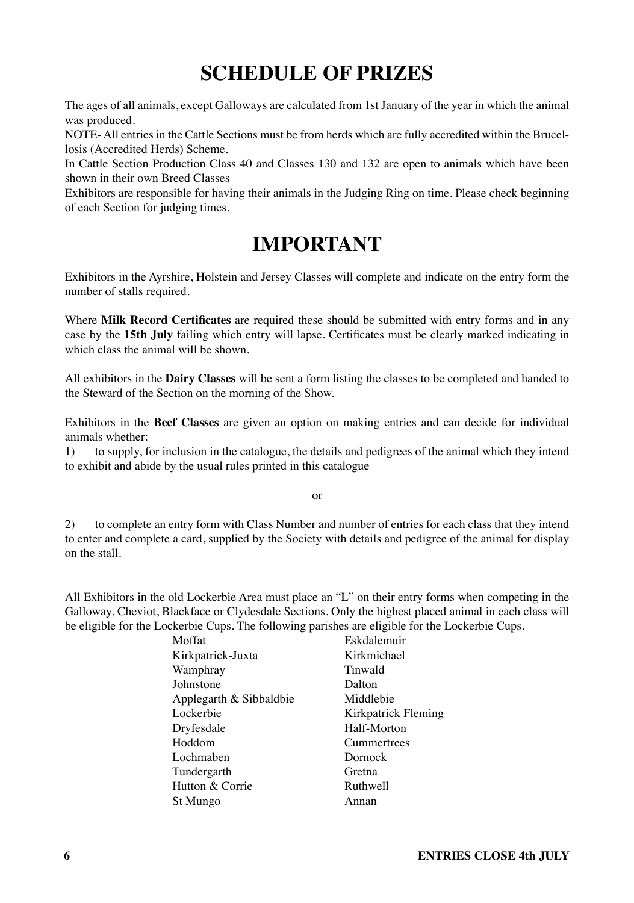# SCHEDULE OF PRIZES

The ages of all animals, except Galloways are calculated from 1st January of the year in which the animal was produced.

NOTE- All entries in the Cattle Sections must be from herds which are fully accredited within the Brucellosis (Accredited Herds) Scheme.

In Cattle Section Production Class 40 and Classes 130 and 132 are open to animals which have been shown in their own Breed Classes

Exhibitors are responsible for having their animals in the Judging Ring on time. Please check beginning of each Section for judging times.

# IMPORTANT

Exhibitors in the Ayrshire, Holstein and Jersey Classes will complete and indicate on the entry form the number of stalls required.

Where **Milk Record Certificates** are required these should be submitted with entry forms and in any case by the **15th July** failing which entry will lapse. Certificates must be clearly marked indicating in which class the animal will be shown.

All exhibitors in the **Dairy Classes** will be sent a form listing the classes to be completed and handed to the Steward of the Section on the morning of the Show.

Exhibitors in the **Beef Classes** are given an option on making entries and can decide for individual animals whether:

1) to supply, for inclusion in the catalogue, the details and pedigrees of the animal which they intend to exhibit and abide by the usual rules printed in this catalogue

or

2) to complete an entry form with Class Number and number of entries for each class that they intend to enter and complete a card, supplied by the Society with details and pedigree of the animal for display on the stall.

All Exhibitors in the old Lockerbie Area must place an "L" on their entry forms when competing in the Galloway, Cheviot, Blackface or Clydesdale Sections. Only the highest placed animal in each class will be eligible for the Lockerbie Cups. The following parishes are eligible for the Lockerbie Cups.

| | |
|---|---|
| Moffat | Eskdalemuir |
| Kirkpatrick-Juxta | Kirkmichael |
| Wamphray | Tinwald |
| Johnstone | Dalton |
| Applegarth & Sibbaldbie | Middlebie |
| Lockerbie | Kirkpatrick Fleming |
| Dryfesdale | Half-Morton |
| Hoddom | Cummertrees |
| Lochmaben | Dornock |
| Tundergarth | Gretna |
| Hutton & Corrie | Ruthwell |
| St Mungo | Annan |

**ENTRIES CLOSE 4th JULY**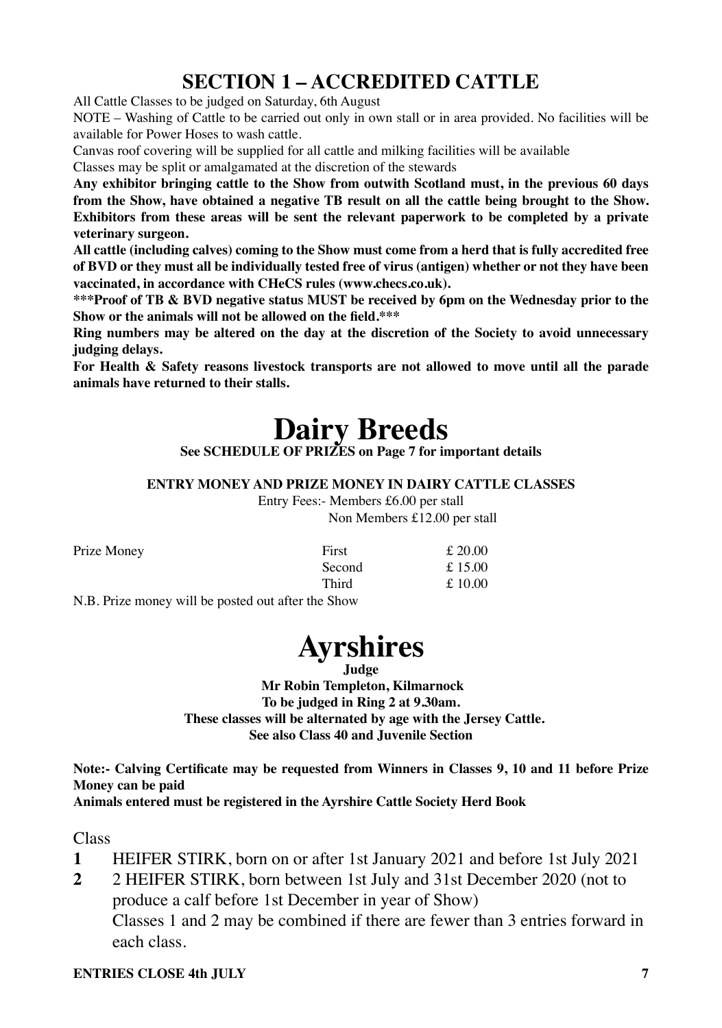## SECTION 1 – ACCREDITED CATTLE

All Cattle Classes to be judged on Saturday, 6th August

NOTE – Washing of Cattle to be carried out only in own stall or in area provided. No facilities will be available for Power Hoses to wash cattle.

Canvas roof covering will be supplied for all cattle and milking facilities will be available

Classes may be split or amalgamated at the discretion of the stewards

**Any exhibitor bringing cattle to the Show from outwith Scotland must, in the previous 60 days from the Show, have obtained a negative TB result on all the cattle being brought to the Show. Exhibitors from these areas will be sent the relevant paperwork to be completed by a private veterinary surgeon.**

**All cattle (including calves) coming to the Show must come from a herd that is fully accredited free of BVD or they must all be individually tested free of virus (antigen) whether or not they have been vaccinated, in accordance with CHeCS rules (www.checs.co.uk).**

**\*\*\*Proof of TB & BVD negative status MUST be received by 6pm on the Wednesday prior to the Show or the animals will not be allowed on the field.\*\*\***

**Ring numbers may be altered on the day at the discretion of the Society to avoid unnecessary judging delays.**

**For Health & Safety reasons livestock transports are not allowed to move until all the parade animals have returned to their stalls.**

# Dairy Breeds

**See SCHEDULE OF PRIZES on Page 7 for important details**

**ENTRY MONEY AND PRIZE MONEY IN DAIRY CATTLE CLASSES**

Entry Fees:- Members £6.00 per stall
Non Members £12.00 per stall

| Prize Money | First | £ 20.00 |
|---|---|---|
| | Second | £ 15.00 |
| | Third | £ 10.00 |

N.B. Prize money will be posted out after the Show

# Ayrshires

**Judge**
**Mr Robin Templeton, Kilmarnock**
**To be judged in Ring 2 at 9.30am.**
**These classes will be alternated by age with the Jersey Cattle.**
**See also Class 40 and Juvenile Section**

**Note:- Calving Certificate may be requested from Winners in Classes 9, 10 and 11 before Prize Money can be paid**

**Animals entered must be registered in the Ayrshire Cattle Society Herd Book**

Class

**1** HEIFER STIRK, born on or after 1st January 2021 and before 1st July 2021

**2** 2 HEIFER STIRK, born between 1st July and 31st December 2020 (not to produce a calf before 1st December in year of Show)
Classes 1 and 2 may be combined if there are fewer than 3 entries forward in each class.

**ENTRIES CLOSE 4th JULY**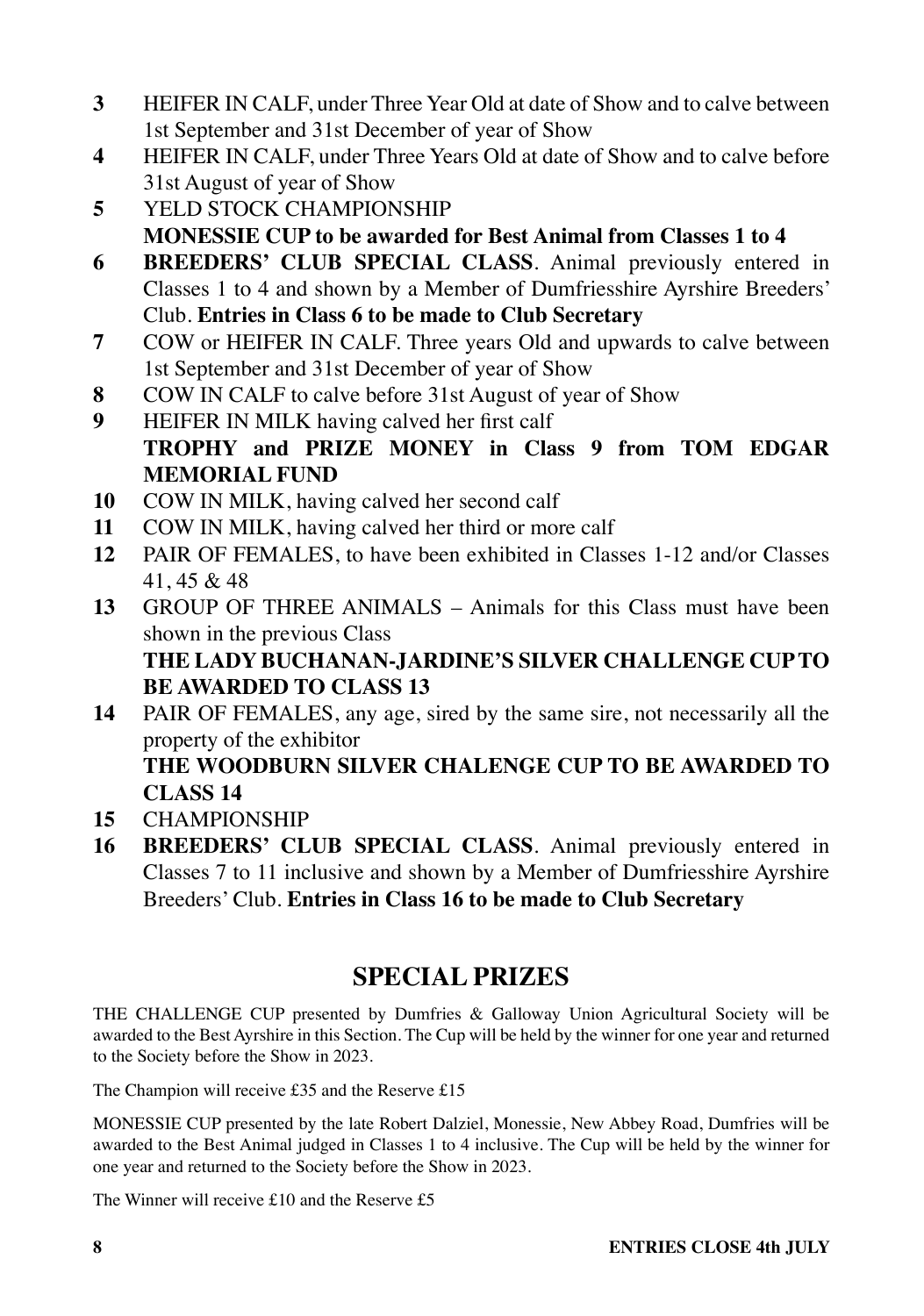**3** HEIFER IN CALF, under Three Year Old at date of Show and to calve between 1st September and 31st December of year of Show

**4** HEIFER IN CALF, under Three Years Old at date of Show and to calve before 31st August of year of Show

**5** YELD STOCK CHAMPIONSHIP
**MONESSIE CUP to be awarded for Best Animal from Classes 1 to 4**

**6** **BREEDERS' CLUB SPECIAL CLASS**. Animal previously entered in Classes 1 to 4 and shown by a Member of Dumfriesshire Ayrshire Breeders' Club. **Entries in Class 6 to be made to Club Secretary**

**7** COW or HEIFER IN CALF. Three years Old and upwards to calve between 1st September and 31st December of year of Show

**8** COW IN CALF to calve before 31st August of year of Show

**9** HEIFER IN MILK having calved her first calf
**TROPHY and PRIZE MONEY in Class 9 from TOM EDGAR MEMORIAL FUND**

**10** COW IN MILK, having calved her second calf

**11** COW IN MILK, having calved her third or more calf

**12** PAIR OF FEMALES, to have been exhibited in Classes 1-12 and/or Classes 41, 45 & 48

**13** GROUP OF THREE ANIMALS – Animals for this Class must have been shown in the previous Class
**THE LADY BUCHANAN-JARDINE'S SILVER CHALLENGE CUP TO BE AWARDED TO CLASS 13**

**14** PAIR OF FEMALES, any age, sired by the same sire, not necessarily all the property of the exhibitor
**THE WOODBURN SILVER CHALENGE CUP TO BE AWARDED TO CLASS 14**

**15** CHAMPIONSHIP

**16** **BREEDERS' CLUB SPECIAL CLASS**. Animal previously entered in Classes 7 to 11 inclusive and shown by a Member of Dumfriesshire Ayrshire Breeders' Club. **Entries in Class 16 to be made to Club Secretary**

## SPECIAL PRIZES

THE CHALLENGE CUP presented by Dumfries & Galloway Union Agricultural Society will be awarded to the Best Ayrshire in this Section. The Cup will be held by the winner for one year and returned to the Society before the Show in 2023.

The Champion will receive £35 and the Reserve £15

MONESSIE CUP presented by the late Robert Dalziel, Monessie, New Abbey Road, Dumfries will be awarded to the Best Animal judged in Classes 1 to 4 inclusive. The Cup will be held by the winner for one year and returned to the Society before the Show in 2023.

The Winner will receive £10 and the Reserve £5

**ENTRIES CLOSE 4th JULY**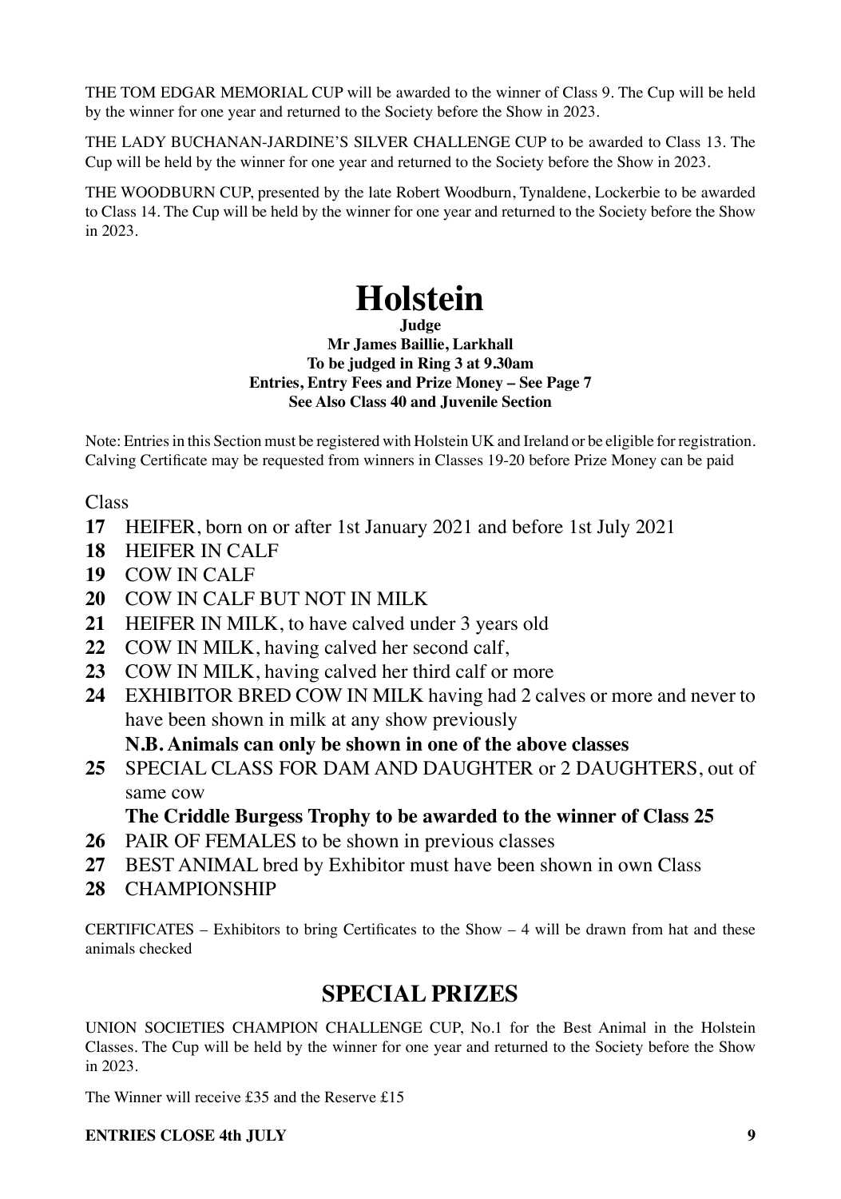THE TOM EDGAR MEMORIAL CUP will be awarded to the winner of Class 9. The Cup will be held by the winner for one year and returned to the Society before the Show in 2023.

THE LADY BUCHANAN-JARDINE'S SILVER CHALLENGE CUP to be awarded to Class 13. The Cup will be held by the winner for one year and returned to the Society before the Show in 2023.

THE WOODBURN CUP, presented by the late Robert Woodburn, Tynaldene, Lockerbie to be awarded to Class 14. The Cup will be held by the winner for one year and returned to the Society before the Show in 2023.

# Holstein

**Judge**
**Mr James Baillie, Larkhall**
**To be judged in Ring 3 at 9.30am**
**Entries, Entry Fees and Prize Money – See Page 7**
**See Also Class 40 and Juvenile Section**

Note: Entries in this Section must be registered with Holstein UK and Ireland or be eligible for registration. Calving Certificate may be requested from winners in Classes 19-20 before Prize Money can be paid

Class

**17** HEIFER, born on or after 1st January 2021 and before 1st July 2021
**18** HEIFER IN CALF
**19** COW IN CALF
**20** COW IN CALF BUT NOT IN MILK
**21** HEIFER IN MILK, to have calved under 3 years old
**22** COW IN MILK, having calved her second calf,
**23** COW IN MILK, having calved her third calf or more
**24** EXHIBITOR BRED COW IN MILK having had 2 calves or more and never to have been shown in milk at any show previously
**N.B. Animals can only be shown in one of the above classes**
**25** SPECIAL CLASS FOR DAM AND DAUGHTER or 2 DAUGHTERS, out of same cow
**The Criddle Burgess Trophy to be awarded to the winner of Class 25**
**26** PAIR OF FEMALES to be shown in previous classes
**27** BEST ANIMAL bred by Exhibitor must have been shown in own Class
**28** CHAMPIONSHIP

CERTIFICATES – Exhibitors to bring Certificates to the Show – 4 will be drawn from hat and these animals checked

## SPECIAL PRIZES

UNION SOCIETIES CHAMPION CHALLENGE CUP, No.1 for the Best Animal in the Holstein Classes. The Cup will be held by the winner for one year and returned to the Society before the Show in 2023.

The Winner will receive £35 and the Reserve £15

**ENTRIES CLOSE 4th JULY**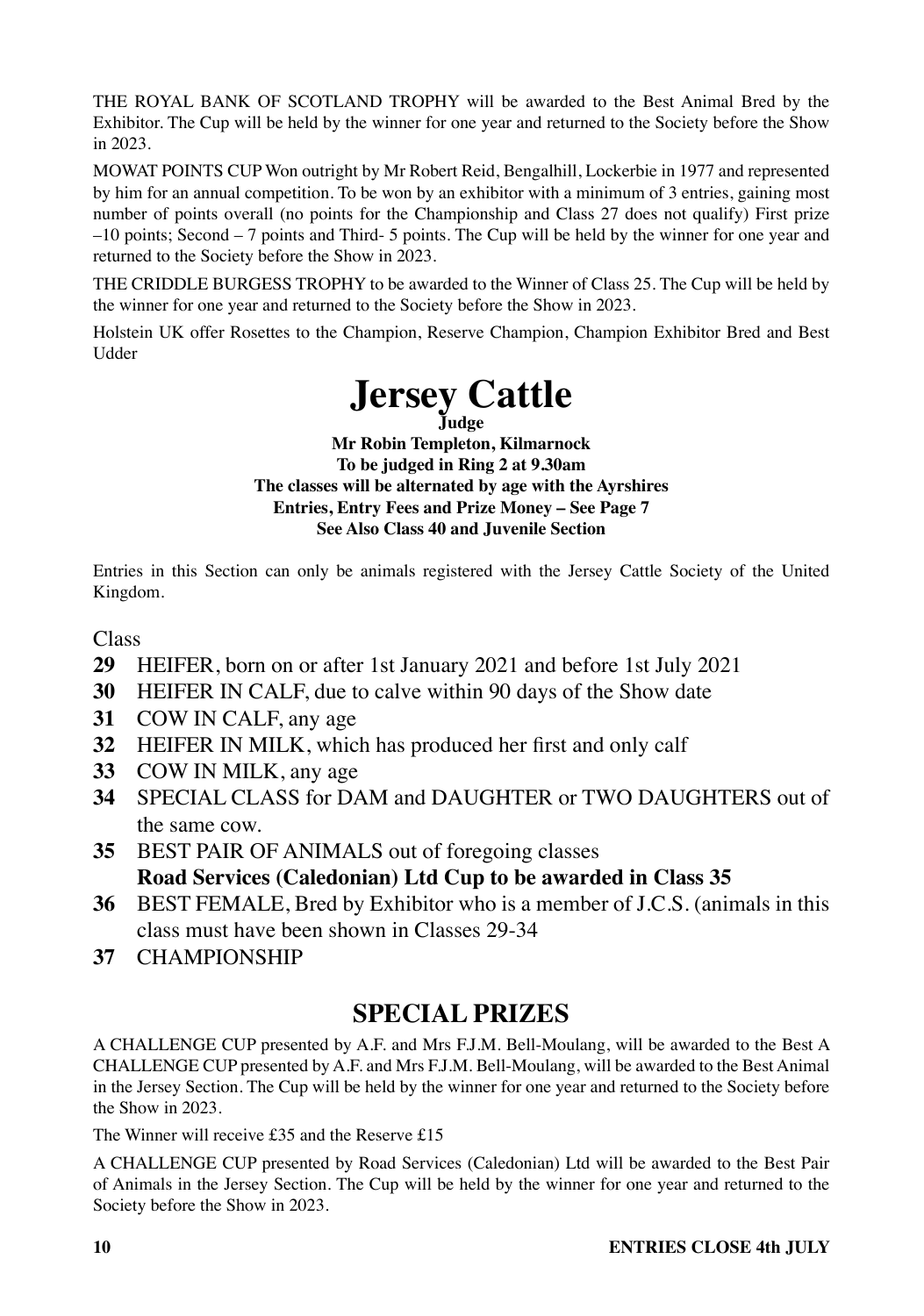THE ROYAL BANK OF SCOTLAND TROPHY will be awarded to the Best Animal Bred by the Exhibitor. The Cup will be held by the winner for one year and returned to the Society before the Show in 2023.

MOWAT POINTS CUP Won outright by Mr Robert Reid, Bengalhill, Lockerbie in 1977 and represented by him for an annual competition. To be won by an exhibitor with a minimum of 3 entries, gaining most number of points overall (no points for the Championship and Class 27 does not qualify) First prize –10 points; Second – 7 points and Third- 5 points. The Cup will be held by the winner for one year and returned to the Society before the Show in 2023.

THE CRIDDLE BURGESS TROPHY to be awarded to the Winner of Class 25. The Cup will be held by the winner for one year and returned to the Society before the Show in 2023.

Holstein UK offer Rosettes to the Champion, Reserve Champion, Champion Exhibitor Bred and Best Udder

# Jersey Cattle

**Judge**
**Mr Robin Templeton, Kilmarnock**
**To be judged in Ring 2 at 9.30am**
**The classes will be alternated by age with the Ayrshires**
**Entries, Entry Fees and Prize Money – See Page 7**
**See Also Class 40 and Juvenile Section**

Entries in this Section can only be animals registered with the Jersey Cattle Society of the United Kingdom.

Class

**29** HEIFER, born on or after 1st January 2021 and before 1st July 2021

**30** HEIFER IN CALF, due to calve within 90 days of the Show date

**31** COW IN CALF, any age

**32** HEIFER IN MILK, which has produced her first and only calf

**33** COW IN MILK, any age

**34** SPECIAL CLASS for DAM and DAUGHTER or TWO DAUGHTERS out of the same cow.

**35** BEST PAIR OF ANIMALS out of foregoing classes
**Road Services (Caledonian) Ltd Cup to be awarded in Class 35**

**36** BEST FEMALE, Bred by Exhibitor who is a member of J.C.S. (animals in this class must have been shown in Classes 29-34

**37** CHAMPIONSHIP

## SPECIAL PRIZES

A CHALLENGE CUP presented by A.F. and Mrs F.J.M. Bell-Moulang, will be awarded to the Best A CHALLENGE CUP presented by A.F. and Mrs F.J.M. Bell-Moulang, will be awarded to the Best Animal in the Jersey Section. The Cup will be held by the winner for one year and returned to the Society before the Show in 2023.

The Winner will receive £35 and the Reserve £15

A CHALLENGE CUP presented by Road Services (Caledonian) Ltd will be awarded to the Best Pair of Animals in the Jersey Section. The Cup will be held by the winner for one year and returned to the Society before the Show in 2023.

**ENTRIES CLOSE 4th JULY**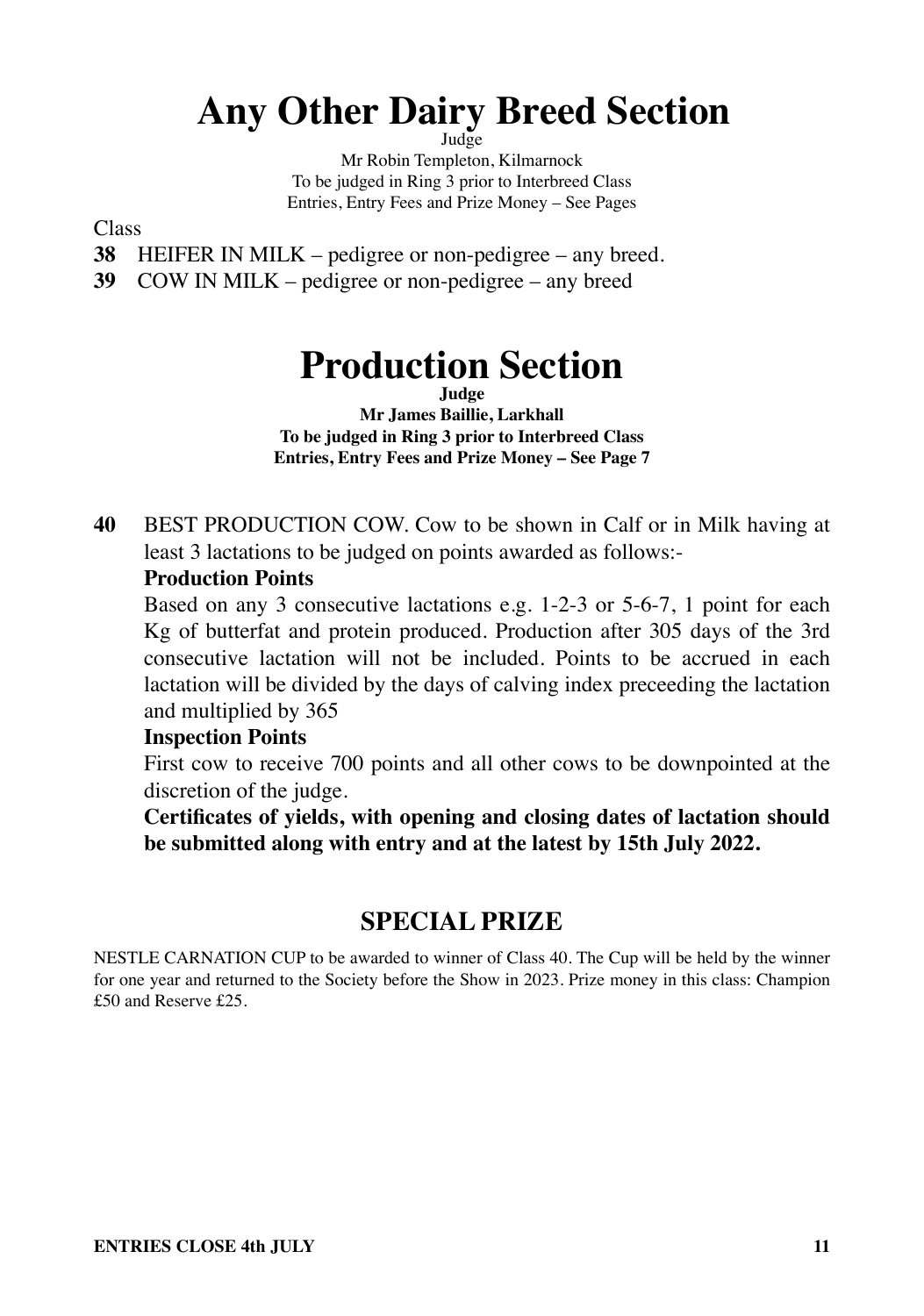# Any Other Dairy Breed Section

Judge

Mr Robin Templeton, Kilmarnock

To be judged in Ring 3 prior to Interbreed Class

Entries, Entry Fees and Prize Money – See Pages

Class

**38** HEIFER IN MILK – pedigree or non-pedigree – any breed.

**39** COW IN MILK – pedigree or non-pedigree – any breed

# Production Section

**Judge**

**Mr James Baillie, Larkhall**

**To be judged in Ring 3 prior to Interbreed Class**

**Entries, Entry Fees and Prize Money – See Page 7**

**40** BEST PRODUCTION COW. Cow to be shown in Calf or in Milk having at least 3 lactations to be judged on points awarded as follows:-

**Production Points**

Based on any 3 consecutive lactations e.g. 1-2-3 or 5-6-7, 1 point for each Kg of butterfat and protein produced. Production after 305 days of the 3rd consecutive lactation will not be included. Points to be accrued in each lactation will be divided by the days of calving index preceeding the lactation and multiplied by 365

**Inspection Points**

First cow to receive 700 points and all other cows to be downpointed at the discretion of the judge.

**Certificates of yields, with opening and closing dates of lactation should be submitted along with entry and at the latest by 15th July 2022.**

## SPECIAL PRIZE

NESTLE CARNATION CUP to be awarded to winner of Class 40. The Cup will be held by the winner for one year and returned to the Society before the Show in 2023. Prize money in this class: Champion £50 and Reserve £25.

**ENTRIES CLOSE 4th JULY**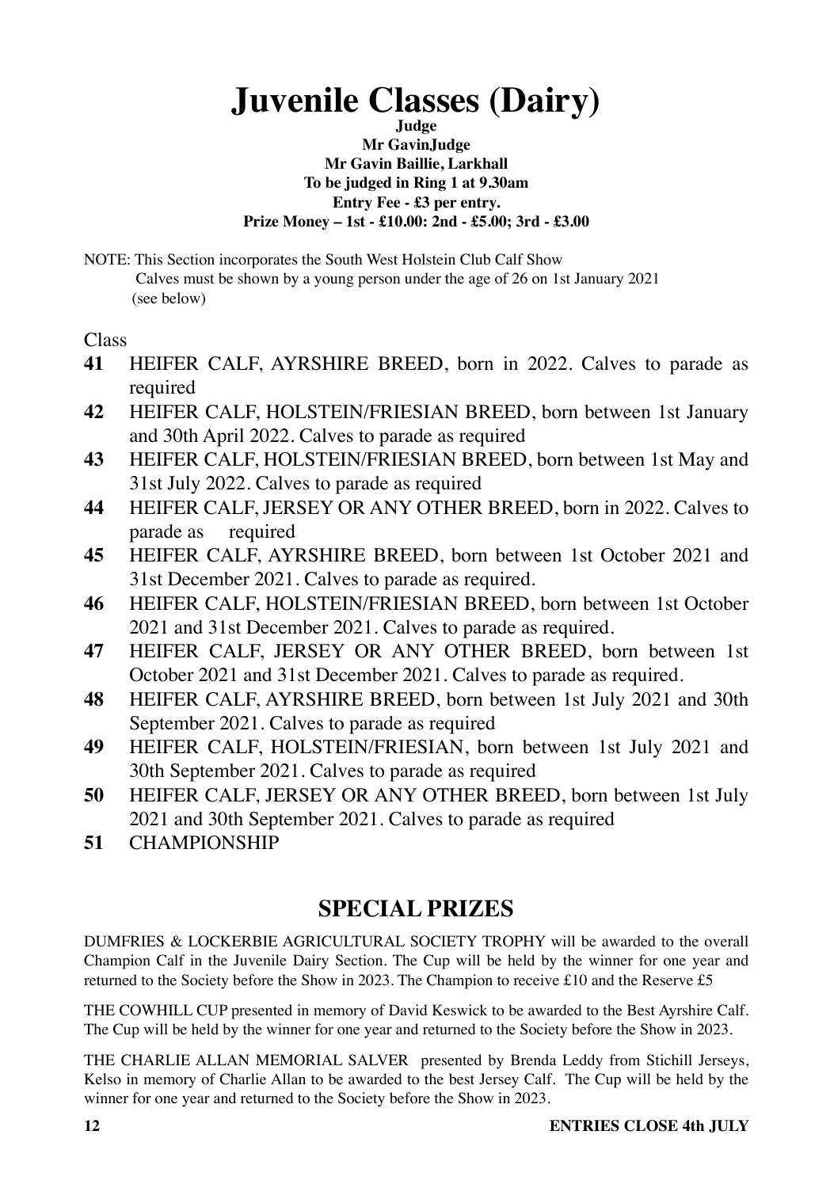# Juvenile Classes (Dairy)

**Judge**
**Mr GavinJudge**
**Mr Gavin Baillie, Larkhall**
**To be judged in Ring 1 at 9.30am**
**Entry Fee - £3 per entry.**
**Prize Money – 1st - £10.00: 2nd - £5.00; 3rd - £3.00**

NOTE: This Section incorporates the South West Holstein Club Calf Show
Calves must be shown by a young person under the age of 26 on 1st January 2021 (see below)

Class

**41** HEIFER CALF, AYRSHIRE BREED, born in 2022. Calves to parade as required

**42** HEIFER CALF, HOLSTEIN/FRIESIAN BREED, born between 1st January and 30th April 2022. Calves to parade as required

**43** HEIFER CALF, HOLSTEIN/FRIESIAN BREED, born between 1st May and 31st July 2022. Calves to parade as required

**44** HEIFER CALF, JERSEY OR ANY OTHER BREED, born in 2022. Calves to parade as required

**45** HEIFER CALF, AYRSHIRE BREED, born between 1st October 2021 and 31st December 2021. Calves to parade as required.

**46** HEIFER CALF, HOLSTEIN/FRIESIAN BREED, born between 1st October 2021 and 31st December 2021. Calves to parade as required.

**47** HEIFER CALF, JERSEY OR ANY OTHER BREED, born between 1st October 2021 and 31st December 2021. Calves to parade as required.

**48** HEIFER CALF, AYRSHIRE BREED, born between 1st July 2021 and 30th September 2021. Calves to parade as required

**49** HEIFER CALF, HOLSTEIN/FRIESIAN, born between 1st July 2021 and 30th September 2021. Calves to parade as required

**50** HEIFER CALF, JERSEY OR ANY OTHER BREED, born between 1st July 2021 and 30th September 2021. Calves to parade as required

**51** CHAMPIONSHIP

## SPECIAL PRIZES

DUMFRIES & LOCKERBIE AGRICULTURAL SOCIETY TROPHY will be awarded to the overall Champion Calf in the Juvenile Dairy Section. The Cup will be held by the winner for one year and returned to the Society before the Show in 2023. The Champion to receive £10 and the Reserve £5

THE COWHILL CUP presented in memory of David Keswick to be awarded to the Best Ayrshire Calf. The Cup will be held by the winner for one year and returned to the Society before the Show in 2023.

THE CHARLIE ALLAN MEMORIAL SALVER presented by Brenda Leddy from Stichill Jerseys, Kelso in memory of Charlie Allan to be awarded to the best Jersey Calf. The Cup will be held by the winner for one year and returned to the Society before the Show in 2023.

**ENTRIES CLOSE 4th JULY**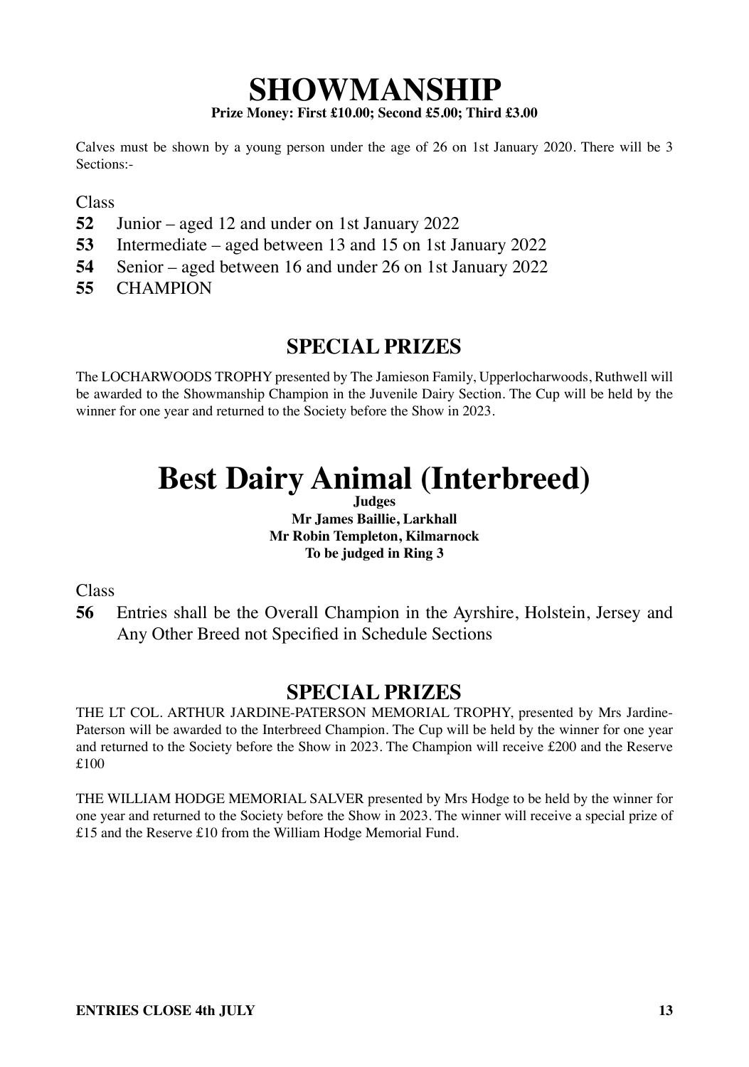# SHOWMANSHIP

**Prize Money: First £10.00; Second £5.00; Third £3.00**

Calves must be shown by a young person under the age of 26 on 1st January 2020. There will be 3 Sections:-

Class

**52** Junior – aged 12 and under on 1st January 2022

**53** Intermediate – aged between 13 and 15 on 1st January 2022

**54** Senior – aged between 16 and under 26 on 1st January 2022

**55** CHAMPION

## SPECIAL PRIZES

The LOCHARWOODS TROPHY presented by The Jamieson Family, Upperlocharwoods, Ruthwell will be awarded to the Showmanship Champion in the Juvenile Dairy Section. The Cup will be held by the winner for one year and returned to the Society before the Show in 2023.

# Best Dairy Animal (Interbreed)

**Judges**

**Mr James Baillie, Larkhall**

**Mr Robin Templeton, Kilmarnock**

**To be judged in Ring 3**

Class

**56** Entries shall be the Overall Champion in the Ayrshire, Holstein, Jersey and Any Other Breed not Specified in Schedule Sections

## SPECIAL PRIZES

THE LT COL. ARTHUR JARDINE-PATERSON MEMORIAL TROPHY, presented by Mrs Jardine-Paterson will be awarded to the Interbreed Champion. The Cup will be held by the winner for one year and returned to the Society before the Show in 2023. The Champion will receive £200 and the Reserve £100

THE WILLIAM HODGE MEMORIAL SALVER presented by Mrs Hodge to be held by the winner for one year and returned to the Society before the Show in 2023. The winner will receive a special prize of £15 and the Reserve £10 from the William Hodge Memorial Fund.

**ENTRIES CLOSE 4th JULY**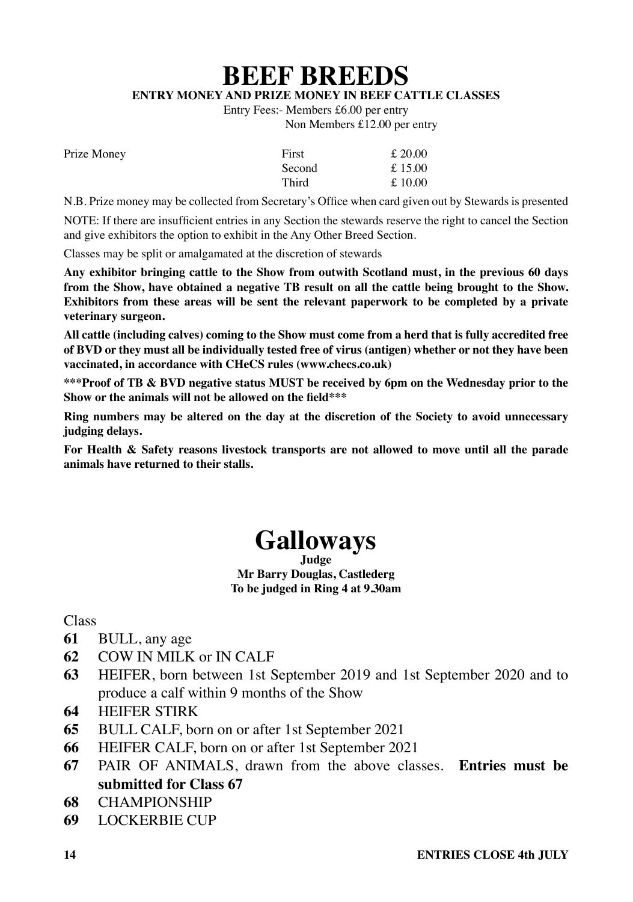# BEEF BREEDS

**ENTRY MONEY AND PRIZE MONEY IN BEEF CATTLE CLASSES**

Entry Fees:- Members £6.00 per entry
Non Members £12.00 per entry

| Prize Money | First | £ 20.00 |
|---|---|---|
| | Second | £ 15.00 |
| | Third | £ 10.00 |

N.B. Prize money may be collected from Secretary's Office when card given out by Stewards is presented

NOTE: If there are insufficient entries in any Section the stewards reserve the right to cancel the Section and give exhibitors the option to exhibit in the Any Other Breed Section.

Classes may be split or amalgamated at the discretion of stewards

**Any exhibitor bringing cattle to the Show from outwith Scotland must, in the previous 60 days from the Show, have obtained a negative TB result on all the cattle being brought to the Show. Exhibitors from these areas will be sent the relevant paperwork to be completed by a private veterinary surgeon.**

**All cattle (including calves) coming to the Show must come from a herd that is fully accredited free of BVD or they must all be individually tested free of virus (antigen) whether or not they have been vaccinated, in accordance with CHeCS rules (www.checs.co.uk)**

**\*\*\*Proof of TB & BVD negative status MUST be received by 6pm on the Wednesday prior to the Show or the animals will not be allowed on the field\*\*\***

**Ring numbers may be altered on the day at the discretion of the Society to avoid unnecessary judging delays.**

**For Health & Safety reasons livestock transports are not allowed to move until all the parade animals have returned to their stalls.**

# Galloways

**Judge**
**Mr Barry Douglas, Castlederg**
**To be judged in Ring 4 at 9.30am**

Class

**61** BULL, any age

**62** COW IN MILK or IN CALF

**63** HEIFER, born between 1st September 2019 and 1st September 2020 and to produce a calf within 9 months of the Show

**64** HEIFER STIRK

**65** BULL CALF, born on or after 1st September 2021

**66** HEIFER CALF, born on or after 1st September 2021

**67** PAIR OF ANIMALS, drawn from the above classes. **Entries must be submitted for Class 67**

**68** CHAMPIONSHIP

**69** LOCKERBIE CUP

**ENTRIES CLOSE 4th JULY**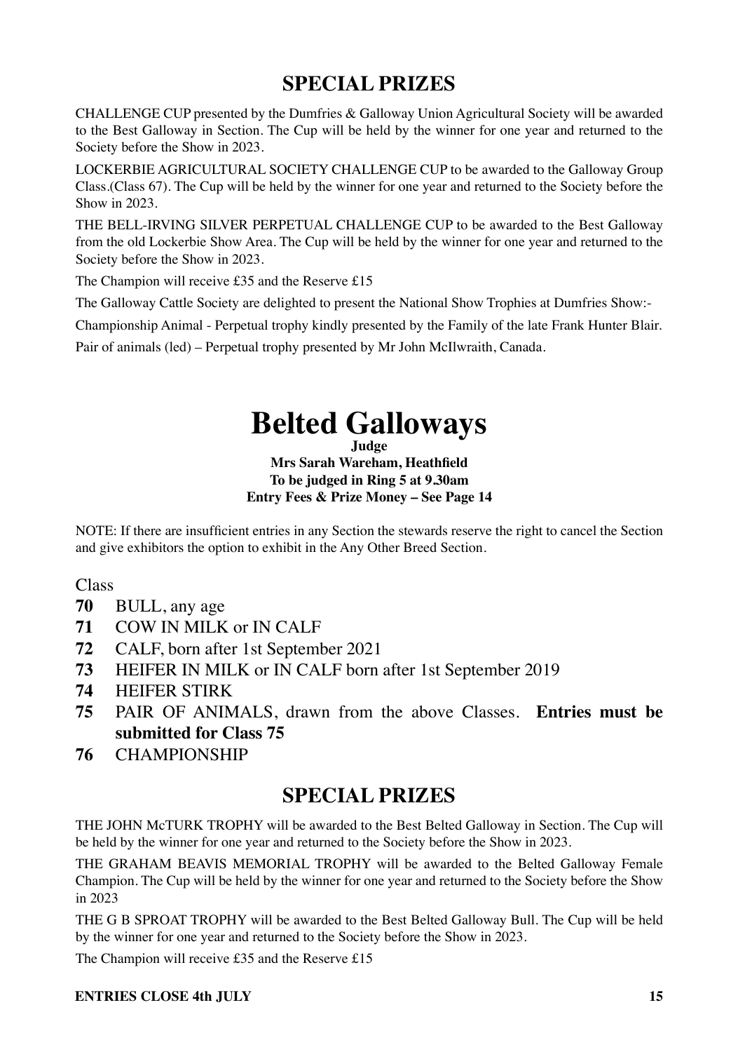## SPECIAL PRIZES

CHALLENGE CUP presented by the Dumfries & Galloway Union Agricultural Society will be awarded to the Best Galloway in Section. The Cup will be held by the winner for one year and returned to the Society before the Show in 2023.

LOCKERBIE AGRICULTURAL SOCIETY CHALLENGE CUP to be awarded to the Galloway Group Class.(Class 67). The Cup will be held by the winner for one year and returned to the Society before the Show in 2023.

THE BELL-IRVING SILVER PERPETUAL CHALLENGE CUP to be awarded to the Best Galloway from the old Lockerbie Show Area. The Cup will be held by the winner for one year and returned to the Society before the Show in 2023.

The Champion will receive £35 and the Reserve £15

The Galloway Cattle Society are delighted to present the National Show Trophies at Dumfries Show:-

Championship Animal - Perpetual trophy kindly presented by the Family of the late Frank Hunter Blair.

Pair of animals (led) – Perpetual trophy presented by Mr John McIlwraith, Canada.

# Belted Galloways

**Judge**
**Mrs Sarah Wareham, Heathfield**
**To be judged in Ring 5 at 9.30am**
**Entry Fees & Prize Money – See Page 14**

NOTE: If there are insufficient entries in any Section the stewards reserve the right to cancel the Section and give exhibitors the option to exhibit in the Any Other Breed Section.

Class

- **70** BULL, any age
- **71** COW IN MILK or IN CALF
- **72** CALF, born after 1st September 2021
- **73** HEIFER IN MILK or IN CALF born after 1st September 2019
- **74** HEIFER STIRK
- **75** PAIR OF ANIMALS, drawn from the above Classes. **Entries must be submitted for Class 75**
- **76** CHAMPIONSHIP

## SPECIAL PRIZES

THE JOHN McTURK TROPHY will be awarded to the Best Belted Galloway in Section. The Cup will be held by the winner for one year and returned to the Society before the Show in 2023.

THE GRAHAM BEAVIS MEMORIAL TROPHY will be awarded to the Belted Galloway Female Champion. The Cup will be held by the winner for one year and returned to the Society before the Show in 2023

THE G B SPROAT TROPHY will be awarded to the Best Belted Galloway Bull. The Cup will be held by the winner for one year and returned to the Society before the Show in 2023.

The Champion will receive £35 and the Reserve £15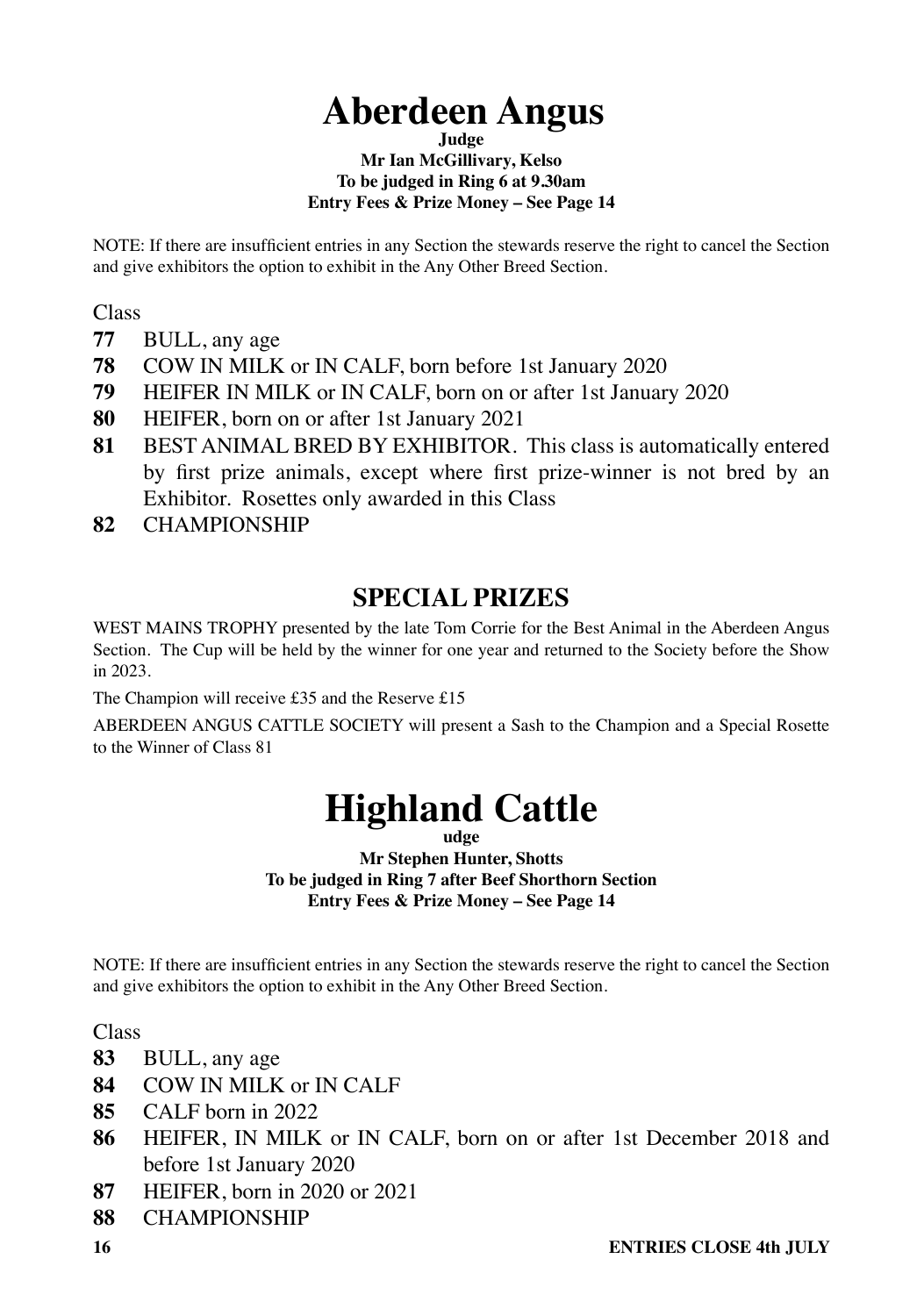# Aberdeen Angus

**Judge**

**Mr Ian McGillivary, Kelso**

**To be judged in Ring 6 at 9.30am**

**Entry Fees & Prize Money – See Page 14**

NOTE: If there are insufficient entries in any Section the stewards reserve the right to cancel the Section and give exhibitors the option to exhibit in the Any Other Breed Section.

Class

**77** BULL, any age

**78** COW IN MILK or IN CALF, born before 1st January 2020

**79** HEIFER IN MILK or IN CALF, born on or after 1st January 2020

**80** HEIFER, born on or after 1st January 2021

**81** BEST ANIMAL BRED BY EXHIBITOR. This class is automatically entered by first prize animals, except where first prize-winner is not bred by an Exhibitor. Rosettes only awarded in this Class

**82** CHAMPIONSHIP

## SPECIAL PRIZES

WEST MAINS TROPHY presented by the late Tom Corrie for the Best Animal in the Aberdeen Angus Section. The Cup will be held by the winner for one year and returned to the Society before the Show in 2023.

The Champion will receive £35 and the Reserve £15

ABERDEEN ANGUS CATTLE SOCIETY will present a Sash to the Champion and a Special Rosette to the Winner of Class 81

# Highland Cattle

**udge**

**Mr Stephen Hunter, Shotts**

**To be judged in Ring 7 after Beef Shorthorn Section**

**Entry Fees & Prize Money – See Page 14**

NOTE: If there are insufficient entries in any Section the stewards reserve the right to cancel the Section and give exhibitors the option to exhibit in the Any Other Breed Section.

Class

**83** BULL, any age

**84** COW IN MILK or IN CALF

**85** CALF born in 2022

**86** HEIFER, IN MILK or IN CALF, born on or after 1st December 2018 and before 1st January 2020

**87** HEIFER, born in 2020 or 2021

**88** CHAMPIONSHIP

**ENTRIES CLOSE 4th JULY**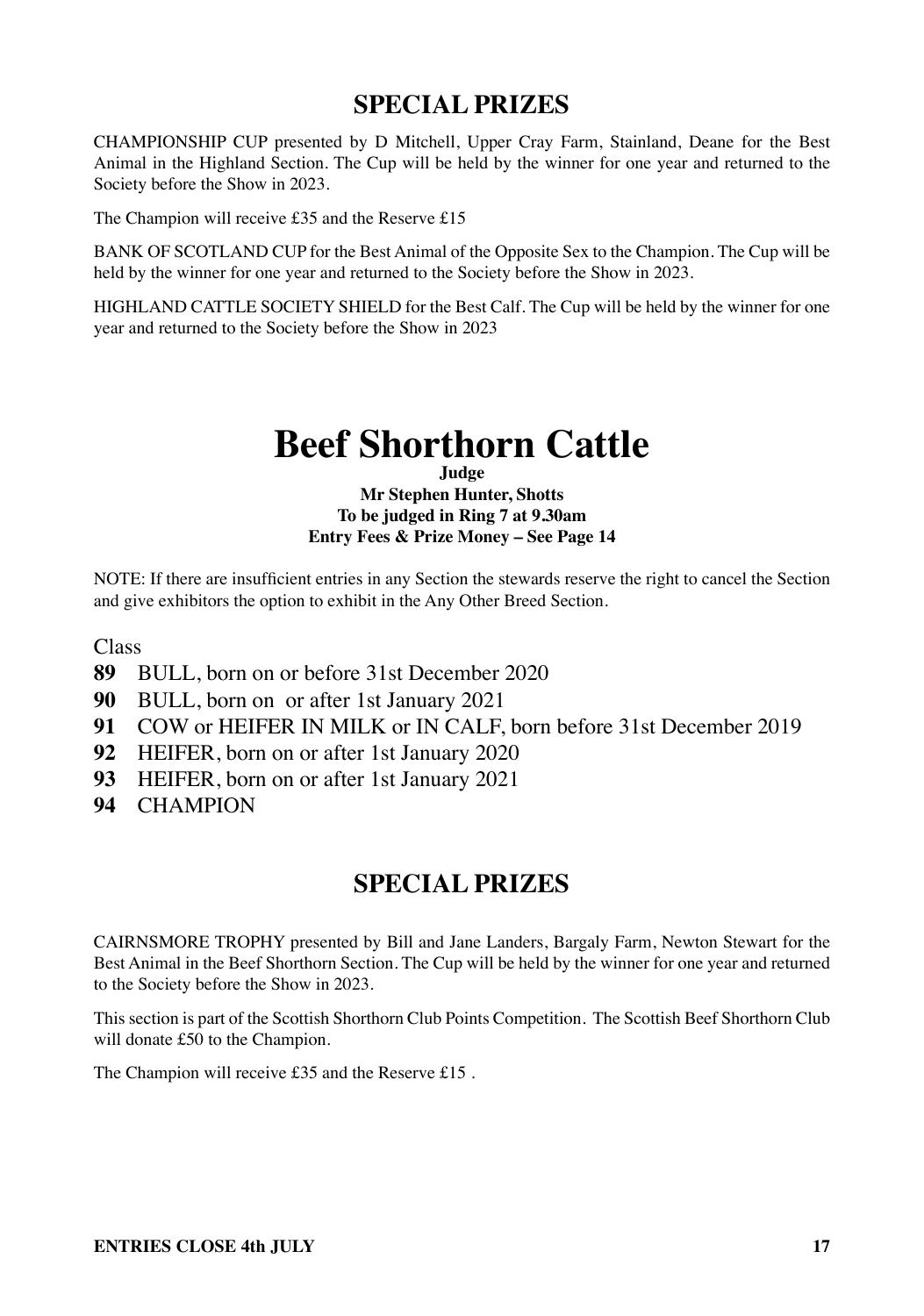## SPECIAL PRIZES

CHAMPIONSHIP CUP presented by D Mitchell, Upper Cray Farm, Stainland, Deane for the Best Animal in the Highland Section. The Cup will be held by the winner for one year and returned to the Society before the Show in 2023.

The Champion will receive £35 and the Reserve £15

BANK OF SCOTLAND CUP for the Best Animal of the Opposite Sex to the Champion. The Cup will be held by the winner for one year and returned to the Society before the Show in 2023.

HIGHLAND CATTLE SOCIETY SHIELD for the Best Calf. The Cup will be held by the winner for one year and returned to the Society before the Show in 2023

# Beef Shorthorn Cattle

**Judge**

**Mr Stephen Hunter, Shotts**

**To be judged in Ring 7 at 9.30am**

**Entry Fees & Prize Money – See Page 14**

NOTE: If there are insufficient entries in any Section the stewards reserve the right to cancel the Section and give exhibitors the option to exhibit in the Any Other Breed Section.

Class

**89** BULL, born on or before 31st December 2020

**90** BULL, born on or after 1st January 2021

**91** COW or HEIFER IN MILK or IN CALF, born before 31st December 2019

**92** HEIFER, born on or after 1st January 2020

**93** HEIFER, born on or after 1st January 2021

**94** CHAMPION

## SPECIAL PRIZES

CAIRNSMORE TROPHY presented by Bill and Jane Landers, Bargaly Farm, Newton Stewart for the Best Animal in the Beef Shorthorn Section. The Cup will be held by the winner for one year and returned to the Society before the Show in 2023.

This section is part of the Scottish Shorthorn Club Points Competition. The Scottish Beef Shorthorn Club will donate £50 to the Champion.

The Champion will receive £35 and the Reserve £15 .

**ENTRIES CLOSE 4th JULY**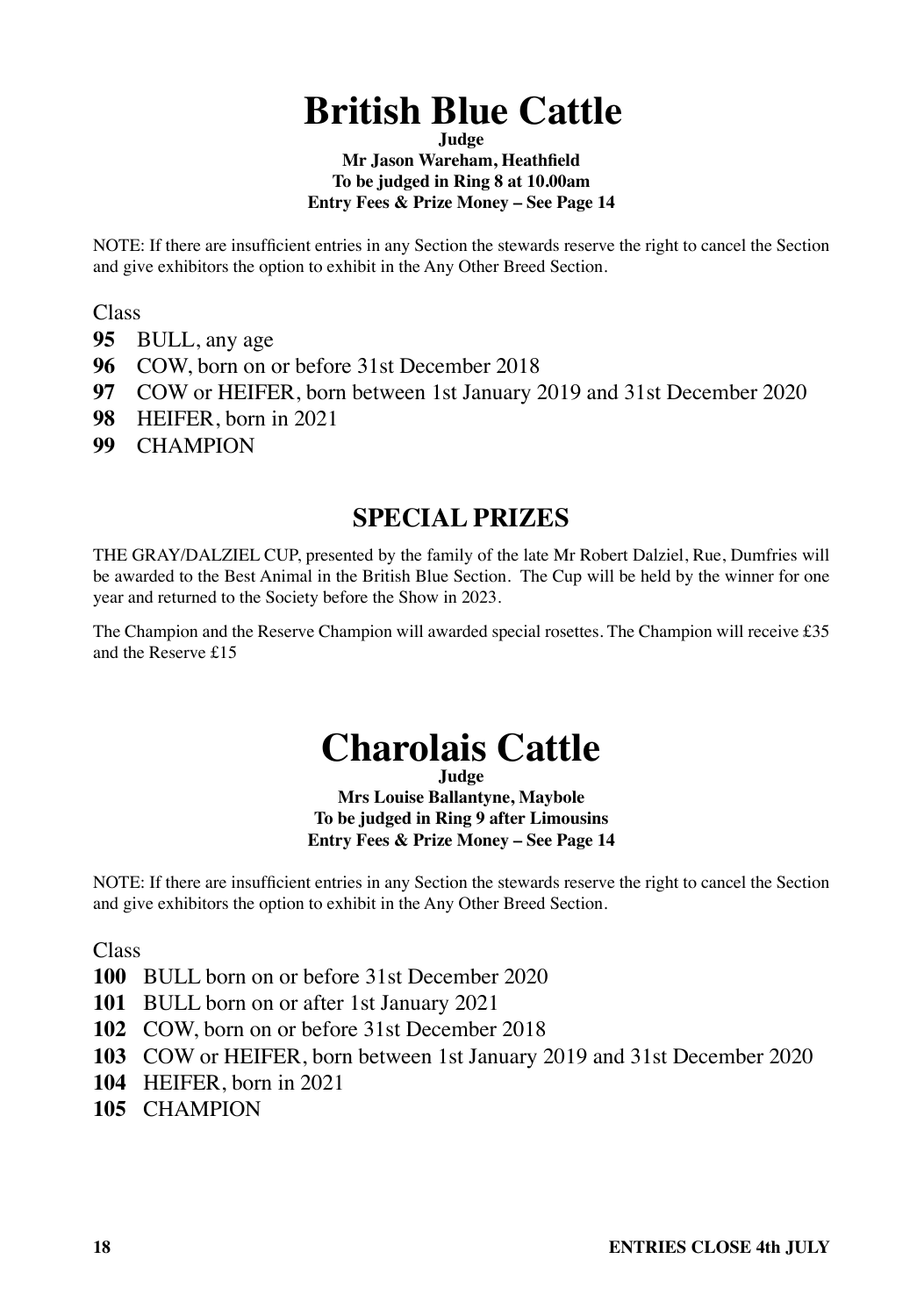# British Blue Cattle

**Judge**

**Mr Jason Wareham, Heathfield**

**To be judged in Ring 8 at 10.00am**

**Entry Fees & Prize Money – See Page 14**

NOTE: If there are insufficient entries in any Section the stewards reserve the right to cancel the Section and give exhibitors the option to exhibit in the Any Other Breed Section.

Class

**95** BULL, any age

**96** COW, born on or before 31st December 2018

**97** COW or HEIFER, born between 1st January 2019 and 31st December 2020

**98** HEIFER, born in 2021

**99** CHAMPION

## SPECIAL PRIZES

THE GRAY/DALZIEL CUP, presented by the family of the late Mr Robert Dalziel, Rue, Dumfries will be awarded to the Best Animal in the British Blue Section. The Cup will be held by the winner for one year and returned to the Society before the Show in 2023.

The Champion and the Reserve Champion will awarded special rosettes. The Champion will receive £35 and the Reserve £15

# Charolais Cattle

**Judge**

**Mrs Louise Ballantyne, Maybole**

**To be judged in Ring 9 after Limousins**

**Entry Fees & Prize Money – See Page 14**

NOTE: If there are insufficient entries in any Section the stewards reserve the right to cancel the Section and give exhibitors the option to exhibit in the Any Other Breed Section.

Class

**100** BULL born on or before 31st December 2020

**101** BULL born on or after 1st January 2021

**102** COW, born on or before 31st December 2018

**103** COW or HEIFER, born between 1st January 2019 and 31st December 2020

**104** HEIFER, born in 2021

**105** CHAMPION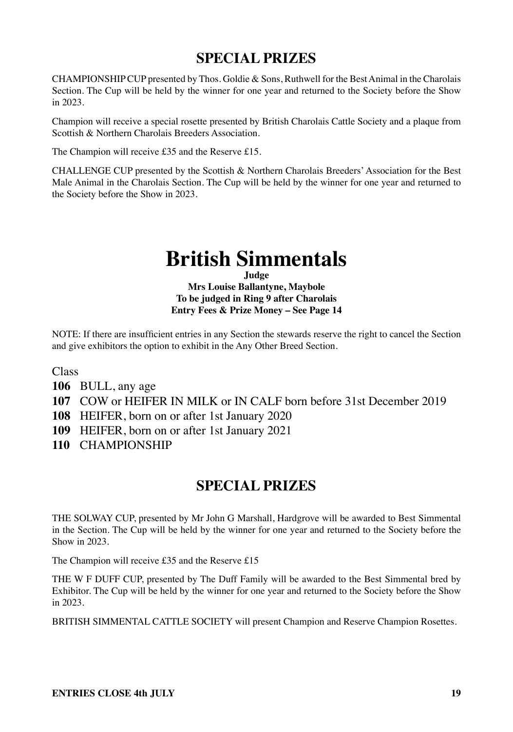## SPECIAL PRIZES

CHAMPIONSHIP CUP presented by Thos. Goldie & Sons, Ruthwell for the Best Animal in the Charolais Section. The Cup will be held by the winner for one year and returned to the Society before the Show in 2023.

Champion will receive a special rosette presented by British Charolais Cattle Society and a plaque from Scottish & Northern Charolais Breeders Association.

The Champion will receive £35 and the Reserve £15.

CHALLENGE CUP presented by the Scottish & Northern Charolais Breeders' Association for the Best Male Animal in the Charolais Section. The Cup will be held by the winner for one year and returned to the Society before the Show in 2023.

# British Simmentals

**Judge**
**Mrs Louise Ballantyne, Maybole**
**To be judged in Ring 9 after Charolais**
**Entry Fees & Prize Money – See Page 14**

NOTE: If there are insufficient entries in any Section the stewards reserve the right to cancel the Section and give exhibitors the option to exhibit in the Any Other Breed Section.

Class

**106** BULL, any age

**107** COW or HEIFER IN MILK or IN CALF born before 31st December 2019

**108** HEIFER, born on or after 1st January 2020

**109** HEIFER, born on or after 1st January 2021

**110** CHAMPIONSHIP

## SPECIAL PRIZES

THE SOLWAY CUP, presented by Mr John G Marshall, Hardgrove will be awarded to Best Simmental in the Section. The Cup will be held by the winner for one year and returned to the Society before the Show in 2023.

The Champion will receive £35 and the Reserve £15

THE W F DUFF CUP, presented by The Duff Family will be awarded to the Best Simmental bred by Exhibitor. The Cup will be held by the winner for one year and returned to the Society before the Show in 2023.

BRITISH SIMMENTAL CATTLE SOCIETY will present Champion and Reserve Champion Rosettes.

**ENTRIES CLOSE 4th JULY**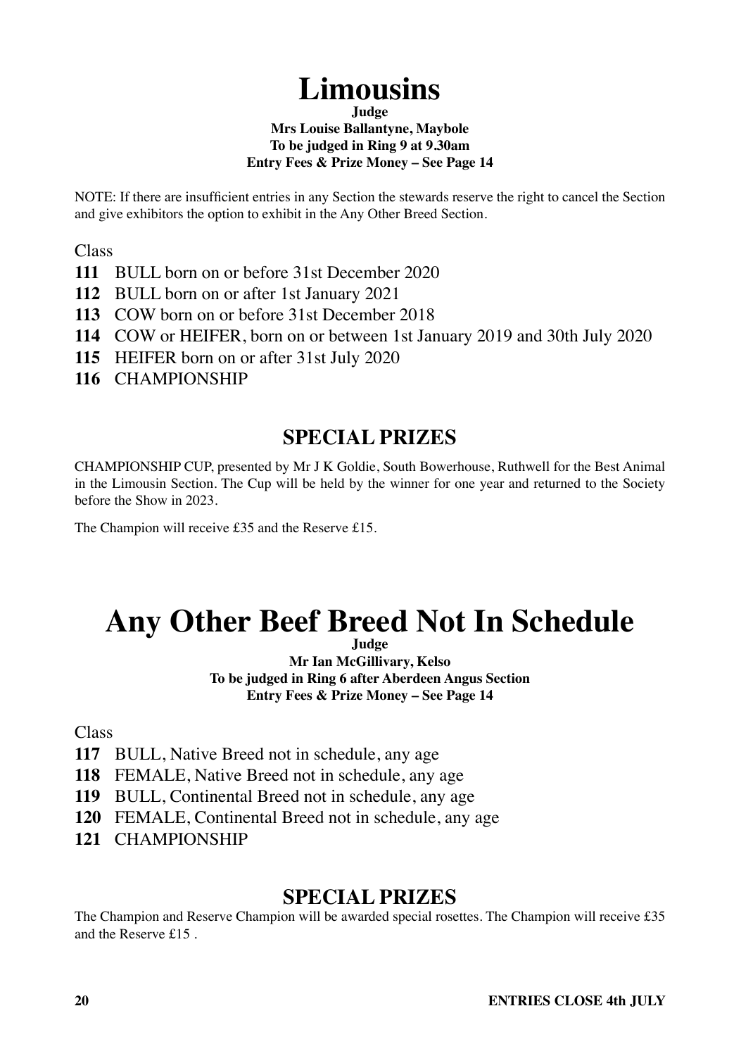# Limousins

**Judge**
**Mrs Louise Ballantyne, Maybole**
**To be judged in Ring 9 at 9.30am**
**Entry Fees & Prize Money – See Page 14**

NOTE: If there are insufficient entries in any Section the stewards reserve the right to cancel the Section and give exhibitors the option to exhibit in the Any Other Breed Section.

Class

**111** BULL born on or before 31st December 2020
**112** BULL born on or after 1st January 2021
**113** COW born on or before 31st December 2018
**114** COW or HEIFER, born on or between 1st January 2019 and 30th July 2020
**115** HEIFER born on or after 31st July 2020
**116** CHAMPIONSHIP

## SPECIAL PRIZES

CHAMPIONSHIP CUP, presented by Mr J K Goldie, South Bowerhouse, Ruthwell for the Best Animal in the Limousin Section. The Cup will be held by the winner for one year and returned to the Society before the Show in 2023.

The Champion will receive £35 and the Reserve £15.

# Any Other Beef Breed Not In Schedule

**Judge**
**Mr Ian McGillivary, Kelso**
**To be judged in Ring 6 after Aberdeen Angus Section**
**Entry Fees & Prize Money – See Page 14**

Class

**117** BULL, Native Breed not in schedule, any age
**118** FEMALE, Native Breed not in schedule, any age
**119** BULL, Continental Breed not in schedule, any age
**120** FEMALE, Continental Breed not in schedule, any age
**121** CHAMPIONSHIP

## SPECIAL PRIZES

The Champion and Reserve Champion will be awarded special rosettes. The Champion will receive £35 and the Reserve £15 .

**ENTRIES CLOSE 4th JULY**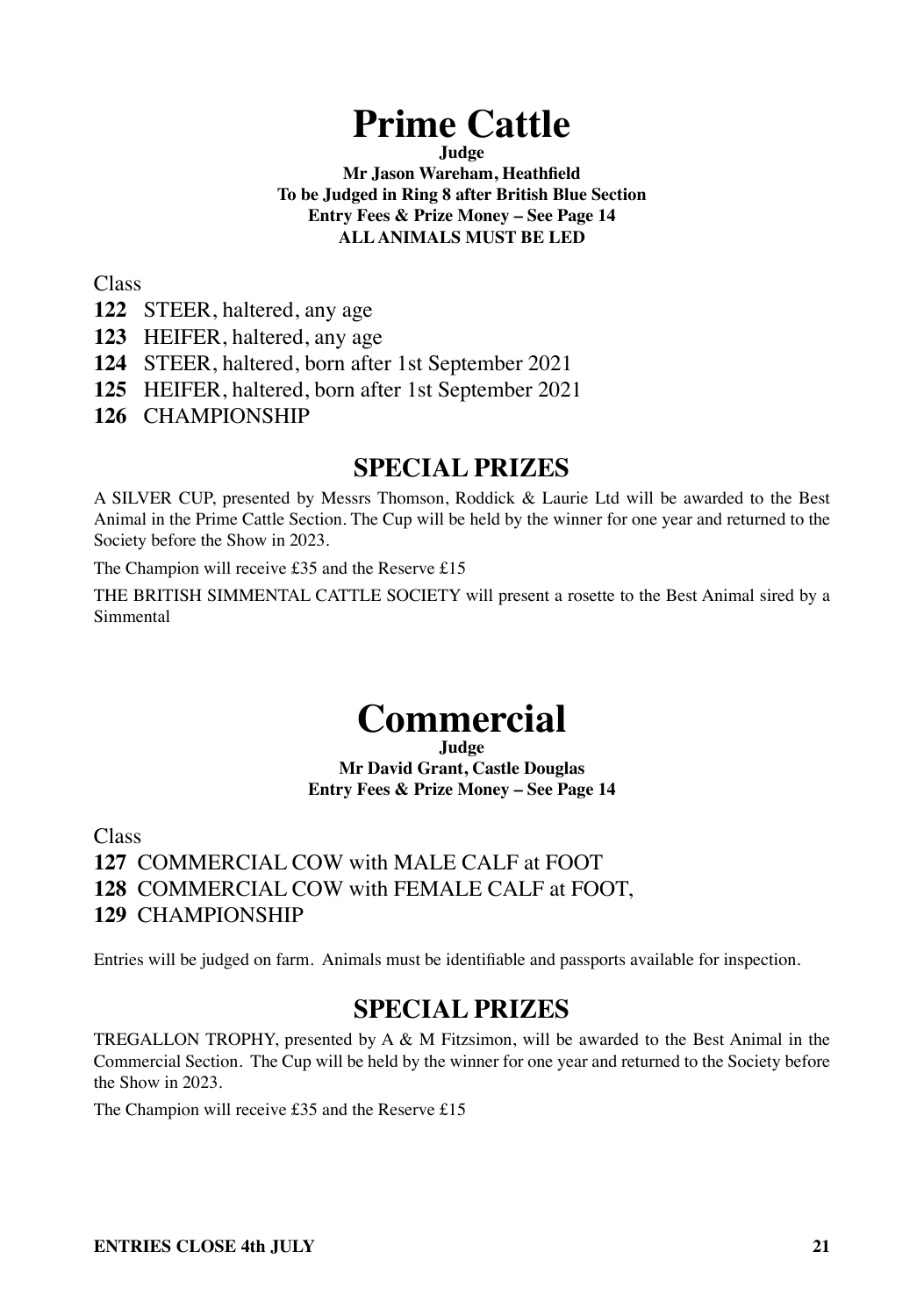# Prime Cattle

**Judge**
**Mr Jason Wareham, Heathfield**
**To be Judged in Ring 8 after British Blue Section**
**Entry Fees & Prize Money – See Page 14**
**ALL ANIMALS MUST BE LED**

Class

**122** STEER, haltered, any age
**123** HEIFER, haltered, any age
**124** STEER, haltered, born after 1st September 2021
**125** HEIFER, haltered, born after 1st September 2021
**126** CHAMPIONSHIP

## SPECIAL PRIZES

A SILVER CUP, presented by Messrs Thomson, Roddick & Laurie Ltd will be awarded to the Best Animal in the Prime Cattle Section. The Cup will be held by the winner for one year and returned to the Society before the Show in 2023.

The Champion will receive £35 and the Reserve £15

THE BRITISH SIMMENTAL CATTLE SOCIETY will present a rosette to the Best Animal sired by a Simmental

# Commercial

**Judge**
**Mr David Grant, Castle Douglas**
**Entry Fees & Prize Money – See Page 14**

Class

**127** COMMERCIAL COW with MALE CALF at FOOT
**128** COMMERCIAL COW with FEMALE CALF at FOOT,
**129** CHAMPIONSHIP

Entries will be judged on farm. Animals must be identifiable and passports available for inspection.

## SPECIAL PRIZES

TREGALLON TROPHY, presented by A & M Fitzsimon, will be awarded to the Best Animal in the Commercial Section. The Cup will be held by the winner for one year and returned to the Society before the Show in 2023.

The Champion will receive £35 and the Reserve £15

**ENTRIES CLOSE 4th JULY**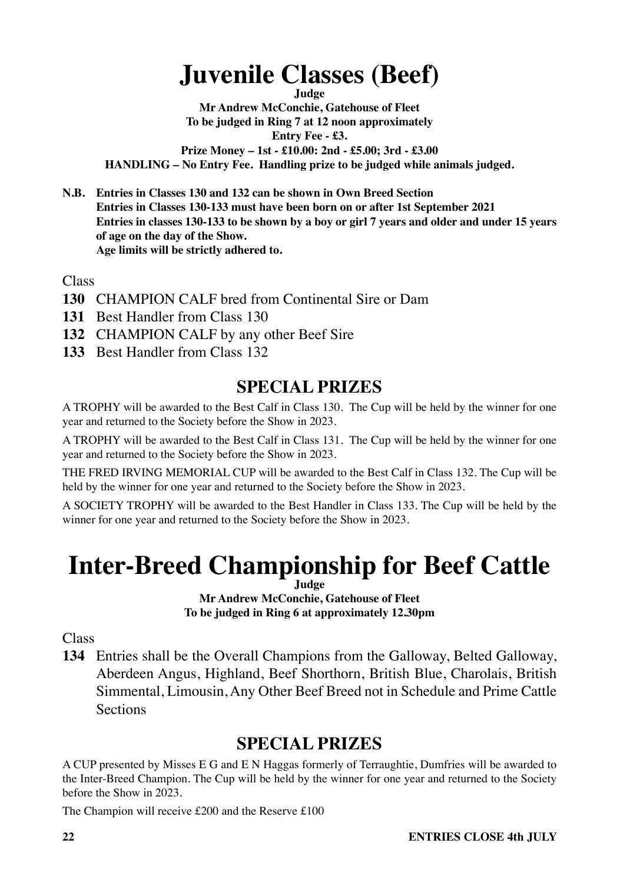# Juvenile Classes (Beef)

**Judge**

**Mr Andrew McConchie, Gatehouse of Fleet**

**To be judged in Ring 7 at 12 noon approximately**

**Entry Fee - £3.**

**Prize Money – 1st - £10.00: 2nd - £5.00; 3rd - £3.00**

**HANDLING – No Entry Fee. Handling prize to be judged while animals judged.**

**N.B. Entries in Classes 130 and 132 can be shown in Own Breed Section**
**Entries in Classes 130-133 must have been born on or after 1st September 2021**
**Entries in classes 130-133 to be shown by a boy or girl 7 years and older and under 15 years of age on the day of the Show.**
**Age limits will be strictly adhered to.**

Class

**130** CHAMPION CALF bred from Continental Sire or Dam

**131** Best Handler from Class 130

**132** CHAMPION CALF by any other Beef Sire

**133** Best Handler from Class 132

## SPECIAL PRIZES

A TROPHY will be awarded to the Best Calf in Class 130. The Cup will be held by the winner for one year and returned to the Society before the Show in 2023.

A TROPHY will be awarded to the Best Calf in Class 131. The Cup will be held by the winner for one year and returned to the Society before the Show in 2023.

THE FRED IRVING MEMORIAL CUP will be awarded to the Best Calf in Class 132. The Cup will be held by the winner for one year and returned to the Society before the Show in 2023.

A SOCIETY TROPHY will be awarded to the Best Handler in Class 133. The Cup will be held by the winner for one year and returned to the Society before the Show in 2023.

# Inter-Breed Championship for Beef Cattle

**Judge**

**Mr Andrew McConchie, Gatehouse of Fleet**

**To be judged in Ring 6 at approximately 12.30pm**

Class

**134** Entries shall be the Overall Champions from the Galloway, Belted Galloway, Aberdeen Angus, Highland, Beef Shorthorn, British Blue, Charolais, British Simmental, Limousin, Any Other Beef Breed not in Schedule and Prime Cattle Sections

## SPECIAL PRIZES

A CUP presented by Misses E G and E N Haggas formerly of Terraughtie, Dumfries will be awarded to the Inter-Breed Champion. The Cup will be held by the winner for one year and returned to the Society before the Show in 2023.

The Champion will receive £200 and the Reserve £100

**ENTRIES CLOSE 4th JULY**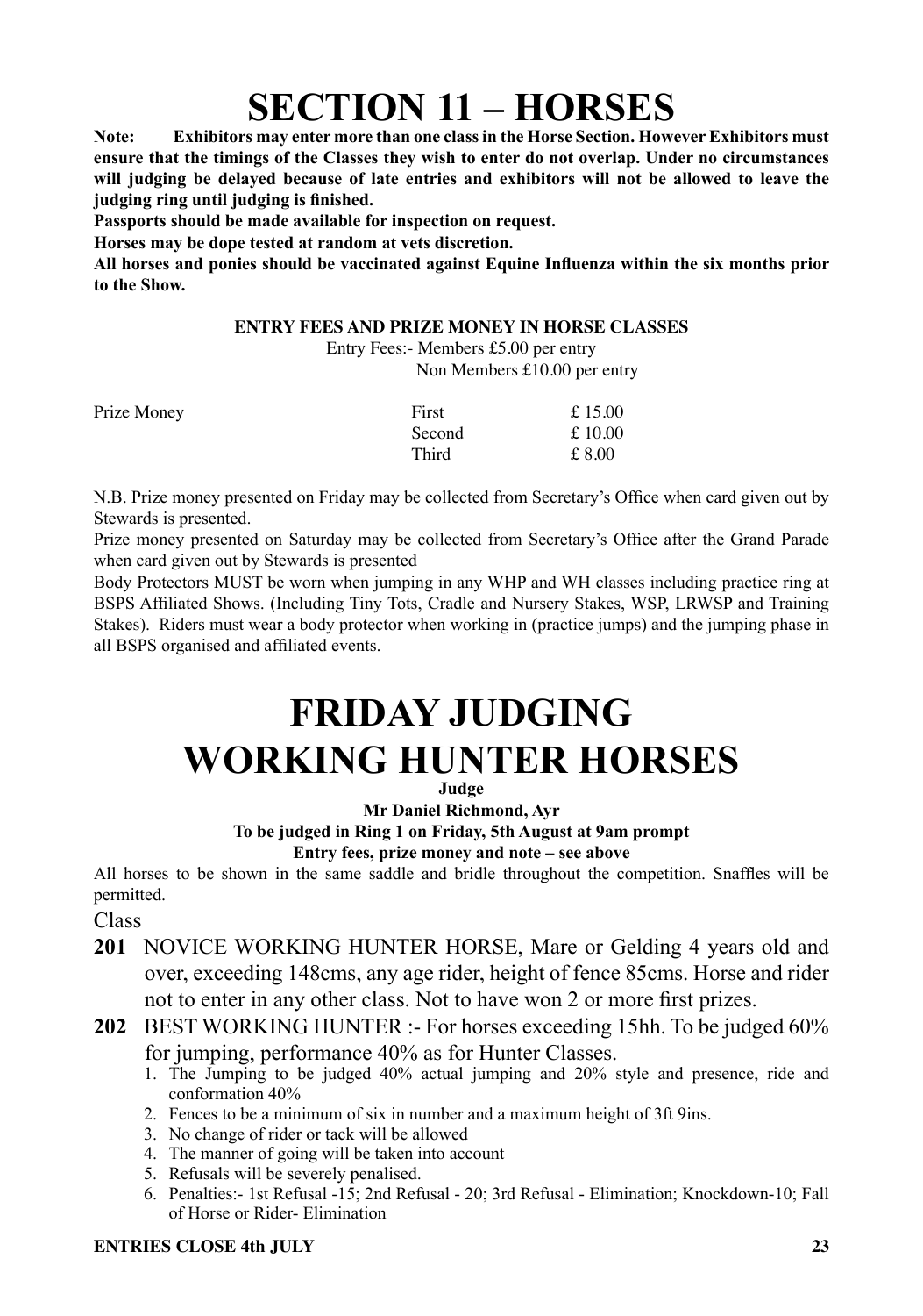# SECTION 11 – HORSES

**Note: Exhibitors may enter more than one class in the Horse Section. However Exhibitors must ensure that the timings of the Classes they wish to enter do not overlap. Under no circumstances will judging be delayed because of late entries and exhibitors will not be allowed to leave the judging ring until judging is finished.**

**Passports should be made available for inspection on request.**

**Horses may be dope tested at random at vets discretion.**

**All horses and ponies should be vaccinated against Equine Influenza within the six months prior to the Show.**

**ENTRY FEES AND PRIZE MONEY IN HORSE CLASSES**

Entry Fees:- Members £5.00 per entry
Non Members £10.00 per entry

| Prize Money | First | £ 15.00 |
|---|---|---|
| | Second | £ 10.00 |
| | Third | £ 8.00 |

N.B. Prize money presented on Friday may be collected from Secretary's Office when card given out by Stewards is presented.

Prize money presented on Saturday may be collected from Secretary's Office after the Grand Parade when card given out by Stewards is presented

Body Protectors MUST be worn when jumping in any WHP and WH classes including practice ring at BSPS Affiliated Shows. (Including Tiny Tots, Cradle and Nursery Stakes, WSP, LRWSP and Training Stakes). Riders must wear a body protector when working in (practice jumps) and the jumping phase in all BSPS organised and affiliated events.

# FRIDAY JUDGING
# WORKING HUNTER HORSES

**Judge**

**Mr Daniel Richmond, Ayr**

**To be judged in Ring 1 on Friday, 5th August at 9am prompt**

**Entry fees, prize money and note – see above**

All horses to be shown in the same saddle and bridle throughout the competition. Snaffles will be permitted.

Class

**201** NOVICE WORKING HUNTER HORSE, Mare or Gelding 4 years old and over, exceeding 148cms, any age rider, height of fence 85cms. Horse and rider not to enter in any other class. Not to have won 2 or more first prizes.

**202** BEST WORKING HUNTER :- For horses exceeding 15hh. To be judged 60% for jumping, performance 40% as for Hunter Classes.

1. The Jumping to be judged 40% actual jumping and 20% style and presence, ride and conformation 40%
2. Fences to be a minimum of six in number and a maximum height of 3ft 9ins.
3. No change of rider or tack will be allowed
4. The manner of going will be taken into account
5. Refusals will be severely penalised.
6. Penalties:- 1st Refusal -15; 2nd Refusal - 20; 3rd Refusal - Elimination; Knockdown-10; Fall of Horse or Rider- Elimination

**ENTRIES CLOSE 4th JULY**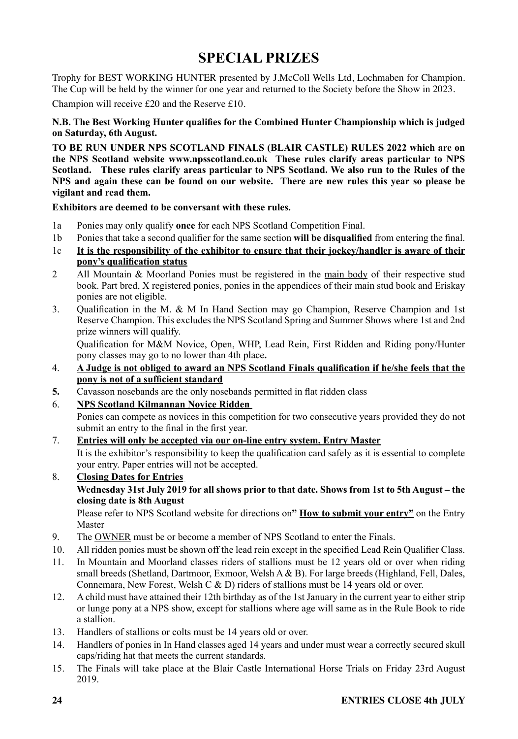# SPECIAL PRIZES

Trophy for BEST WORKING HUNTER presented by J.McColl Wells Ltd, Lochmaben for Champion. The Cup will be held by the winner for one year and returned to the Society before the Show in 2023.

Champion will receive £20 and the Reserve £10.

**N.B. The Best Working Hunter qualifies for the Combined Hunter Championship which is judged on Saturday, 6th August.**

**TO BE RUN UNDER NPS SCOTLAND FINALS (BLAIR CASTLE) RULES 2022 which are on the NPS Scotland website www.npsscotland.co.uk These rules clarify areas particular to NPS Scotland. These rules clarify areas particular to NPS Scotland. We also run to the Rules of the NPS and again these can be found on our website. There are new rules this year so please be vigilant and read them.**

**Exhibitors are deemed to be conversant with these rules.**

1a Ponies may only qualify **once** for each NPS Scotland Competition Final.

1b Ponies that take a second qualifier for the same section **will be disqualified** from entering the final.

1c **<u>It is the responsibility of the exhibitor to ensure that their jockey/handler is aware of their pony's qualification status</u>**

2 All Mountain & Moorland Ponies must be registered in the <u>main body</u> of their respective stud book. Part bred, X registered ponies, ponies in the appendices of their main stud book and Eriskay ponies are not eligible.

3. Qualification in the M. & M In Hand Section may go Champion, Reserve Champion and 1st Reserve Champion. This excludes the NPS Scotland Spring and Summer Shows where 1st and 2nd prize winners will qualify.

   Qualification for M&M Novice, Open, WHP, Lead Rein, First Ridden and Riding pony/Hunter pony classes may go to no lower than 4th place**.**

4. **<u>A Judge is not obliged to award an NPS Scotland Finals qualification if he/she feels that the pony is not of a sufficient standard</u>**

**5.** Cavasson nosebands are the only nosebands permitted in flat ridden class

6. **<u>NPS Scotland Kilmannan Novice Ridden</u>**

   Ponies can compete as novices in this competition for two consecutive years provided they do not submit an entry to the final in the first year.

7. **<u>Entries will only be accepted via our on-line entry system, Entry Master</u>**

   It is the exhibitor's responsibility to keep the qualification card safely as it is essential to complete your entry. Paper entries will not be accepted.

8. **<u>Closing Dates for Entries</u>**

   **Wednesday 31st July 2019 for all shows prior to that date. Shows from 1st to 5th August – the closing date is 8th August**

   Please refer to NPS Scotland website for directions on**" <u>How to submit your entry"</u>** on the Entry Master

9. The <u>OWNER</u> must be or become a member of NPS Scotland to enter the Finals.

10. All ridden ponies must be shown off the lead rein except in the specified Lead Rein Qualifier Class.

11. In Mountain and Moorland classes riders of stallions must be 12 years old or over when riding small breeds (Shetland, Dartmoor, Exmoor, Welsh A & B). For large breeds (Highland, Fell, Dales, Connemara, New Forest, Welsh C & D) riders of stallions must be 14 years old or over.

12. A child must have attained their 12th birthday as of the 1st January in the current year to either strip or lunge pony at a NPS show, except for stallions where age will same as in the Rule Book to ride a stallion.

13. Handlers of stallions or colts must be 14 years old or over.

14. Handlers of ponies in In Hand classes aged 14 years and under must wear a correctly secured skull caps/riding hat that meets the current standards.

15. The Finals will take place at the Blair Castle International Horse Trials on Friday 23rd August 2019.

**ENTRIES CLOSE 4th JULY**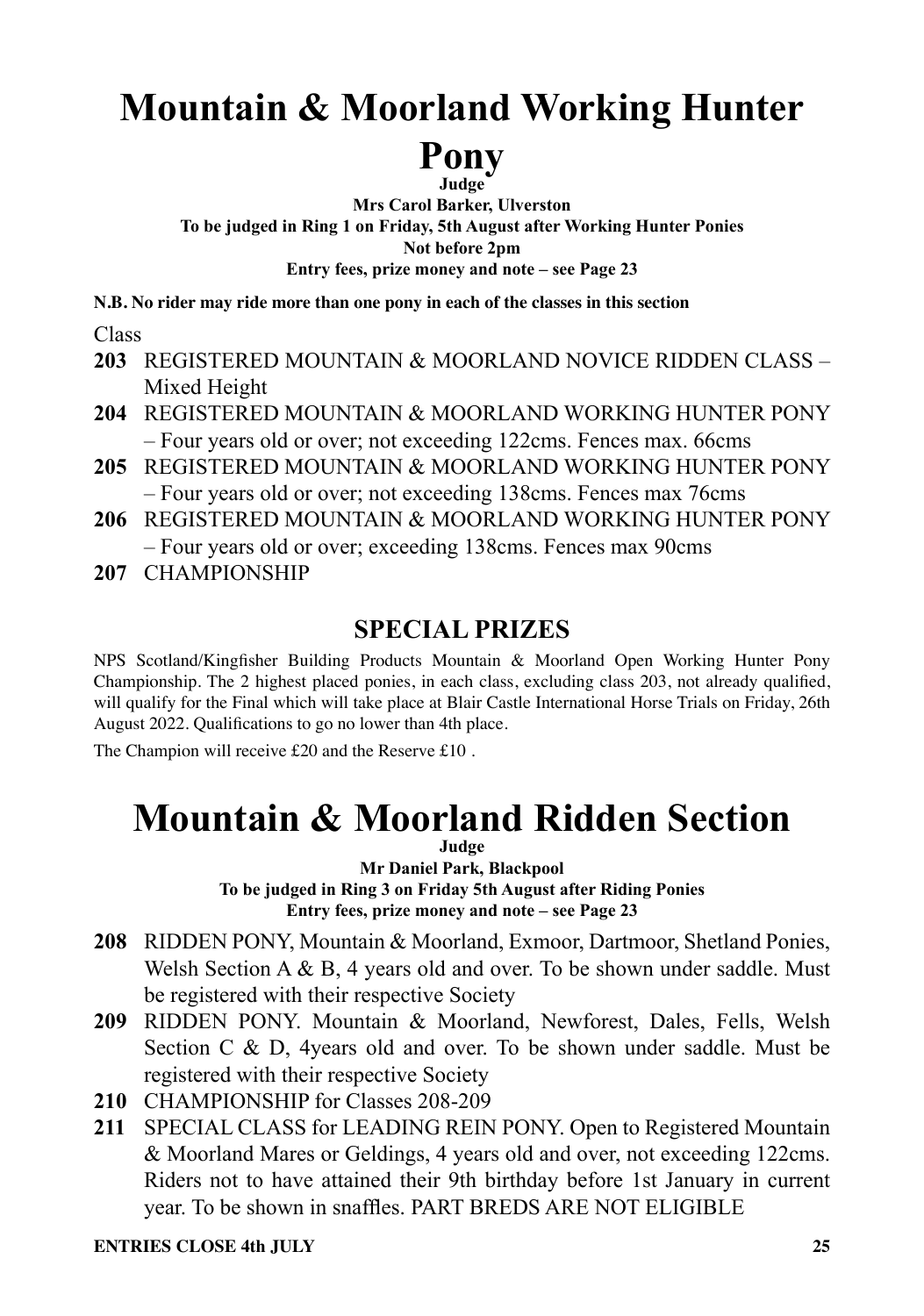# Mountain & Moorland Working Hunter Pony

**Judge**

**Mrs Carol Barker, Ulverston**

**To be judged in Ring 1 on Friday, 5th August after Working Hunter Ponies**

**Not before 2pm**

**Entry fees, prize money and note – see Page 23**

**N.B. No rider may ride more than one pony in each of the classes in this section**

Class

**203** REGISTERED MOUNTAIN & MOORLAND NOVICE RIDDEN CLASS – Mixed Height

**204** REGISTERED MOUNTAIN & MOORLAND WORKING HUNTER PONY – Four years old or over; not exceeding 122cms. Fences max. 66cms

**205** REGISTERED MOUNTAIN & MOORLAND WORKING HUNTER PONY – Four years old or over; not exceeding 138cms. Fences max 76cms

**206** REGISTERED MOUNTAIN & MOORLAND WORKING HUNTER PONY – Four years old or over; exceeding 138cms. Fences max 90cms

**207** CHAMPIONSHIP

## SPECIAL PRIZES

NPS Scotland/Kingfisher Building Products Mountain & Moorland Open Working Hunter Pony Championship. The 2 highest placed ponies, in each class, excluding class 203, not already qualified, will qualify for the Final which will take place at Blair Castle International Horse Trials on Friday, 26th August 2022. Qualifications to go no lower than 4th place.

The Champion will receive £20 and the Reserve £10 .

# Mountain & Moorland Ridden Section

**Judge**

**Mr Daniel Park, Blackpool**

**To be judged in Ring 3 on Friday 5th August after Riding Ponies**

**Entry fees, prize money and note – see Page 23**

**208** RIDDEN PONY, Mountain & Moorland, Exmoor, Dartmoor, Shetland Ponies, Welsh Section A & B, 4 years old and over. To be shown under saddle. Must be registered with their respective Society

**209** RIDDEN PONY. Mountain & Moorland, Newforest, Dales, Fells, Welsh Section C & D, 4years old and over. To be shown under saddle. Must be registered with their respective Society

**210** CHAMPIONSHIP for Classes 208-209

**211** SPECIAL CLASS for LEADING REIN PONY. Open to Registered Mountain & Moorland Mares or Geldings, 4 years old and over, not exceeding 122cms. Riders not to have attained their 9th birthday before 1st January in current year. To be shown in snaffles. PART BREDS ARE NOT ELIGIBLE

**ENTRIES CLOSE 4th JULY**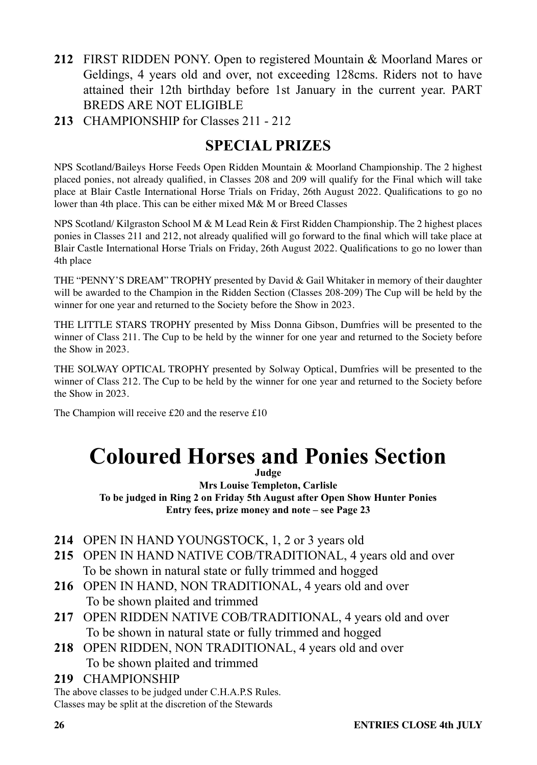**212** FIRST RIDDEN PONY. Open to registered Mountain & Moorland Mares or Geldings, 4 years old and over, not exceeding 128cms. Riders not to have attained their 12th birthday before 1st January in the current year. PART BREDS ARE NOT ELIGIBLE

**213** CHAMPIONSHIP for Classes 211 - 212

## SPECIAL PRIZES

NPS Scotland/Baileys Horse Feeds Open Ridden Mountain & Moorland Championship. The 2 highest placed ponies, not already qualified, in Classes 208 and 209 will qualify for the Final which will take place at Blair Castle International Horse Trials on Friday, 26th August 2022. Qualifications to go no lower than 4th place. This can be either mixed M& M or Breed Classes

NPS Scotland/ Kilgraston School M & M Lead Rein & First Ridden Championship. The 2 highest places ponies in Classes 211 and 212, not already qualified will go forward to the final which will take place at Blair Castle International Horse Trials on Friday, 26th August 2022. Qualifications to go no lower than 4th place

THE "PENNY'S DREAM" TROPHY presented by David & Gail Whitaker in memory of their daughter will be awarded to the Champion in the Ridden Section (Classes 208-209) The Cup will be held by the winner for one year and returned to the Society before the Show in 2023.

THE LITTLE STARS TROPHY presented by Miss Donna Gibson, Dumfries will be presented to the winner of Class 211. The Cup to be held by the winner for one year and returned to the Society before the Show in 2023.

THE SOLWAY OPTICAL TROPHY presented by Solway Optical, Dumfries will be presented to the winner of Class 212. The Cup to be held by the winner for one year and returned to the Society before the Show in 2023.

The Champion will receive £20 and the reserve £10

# Coloured Horses and Ponies Section

**Judge**

**Mrs Louise Templeton, Carlisle**

**To be judged in Ring 2 on Friday 5th August after Open Show Hunter Ponies**

**Entry fees, prize money and note – see Page 23**

**214** OPEN IN HAND YOUNGSTOCK, 1, 2 or 3 years old

**215** OPEN IN HAND NATIVE COB/TRADITIONAL, 4 years old and over
To be shown in natural state or fully trimmed and hogged

**216** OPEN IN HAND, NON TRADITIONAL, 4 years old and over
To be shown plaited and trimmed

**217** OPEN RIDDEN NATIVE COB/TRADITIONAL, 4 years old and over
To be shown in natural state or fully trimmed and hogged

**218** OPEN RIDDEN, NON TRADITIONAL, 4 years old and over
To be shown plaited and trimmed

**219** CHAMPIONSHIP

The above classes to be judged under C.H.A.P.S Rules.
Classes may be split at the discretion of the Stewards

**ENTRIES CLOSE 4th JULY**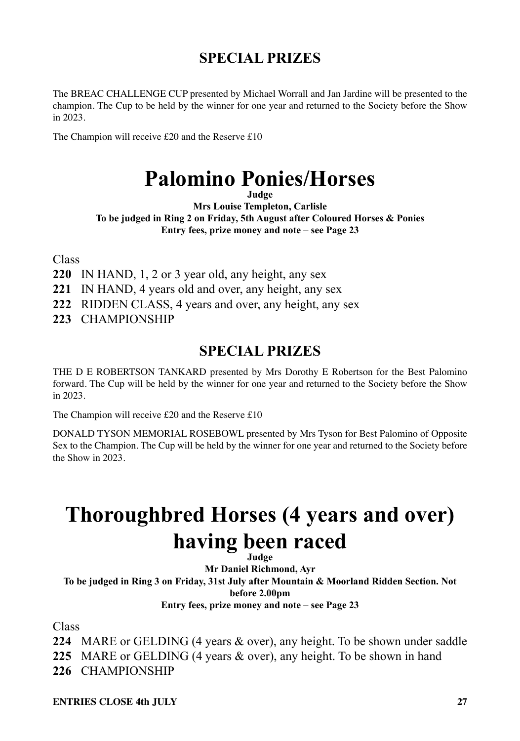## SPECIAL PRIZES

The BREAC CHALLENGE CUP presented by Michael Worrall and Jan Jardine will be presented to the champion. The Cup to be held by the winner for one year and returned to the Society before the Show in 2023.

The Champion will receive £20 and the Reserve £10

# Palomino Ponies/Horses

**Judge**

**Mrs Louise Templeton, Carlisle**

**To be judged in Ring 2 on Friday, 5th August after Coloured Horses & Ponies**

**Entry fees, prize money and note – see Page 23**

Class

**220** IN HAND, 1, 2 or 3 year old, any height, any sex

**221** IN HAND, 4 years old and over, any height, any sex

**222** RIDDEN CLASS, 4 years and over, any height, any sex

**223** CHAMPIONSHIP

## SPECIAL PRIZES

THE D E ROBERTSON TANKARD presented by Mrs Dorothy E Robertson for the Best Palomino forward. The Cup will be held by the winner for one year and returned to the Society before the Show in 2023.

The Champion will receive £20 and the Reserve £10

DONALD TYSON MEMORIAL ROSEBOWL presented by Mrs Tyson for Best Palomino of Opposite Sex to the Champion. The Cup will be held by the winner for one year and returned to the Society before the Show in 2023.

# Thoroughbred Horses (4 years and over) having been raced

**Judge**

**Mr Daniel Richmond, Ayr**

**To be judged in Ring 3 on Friday, 31st July after Mountain & Moorland Ridden Section. Not before 2.00pm**

**Entry fees, prize money and note – see Page 23**

Class

**224** MARE or GELDING (4 years & over), any height. To be shown under saddle

**225** MARE or GELDING (4 years & over), any height. To be shown in hand

**226** CHAMPIONSHIP

**ENTRIES CLOSE 4th JULY**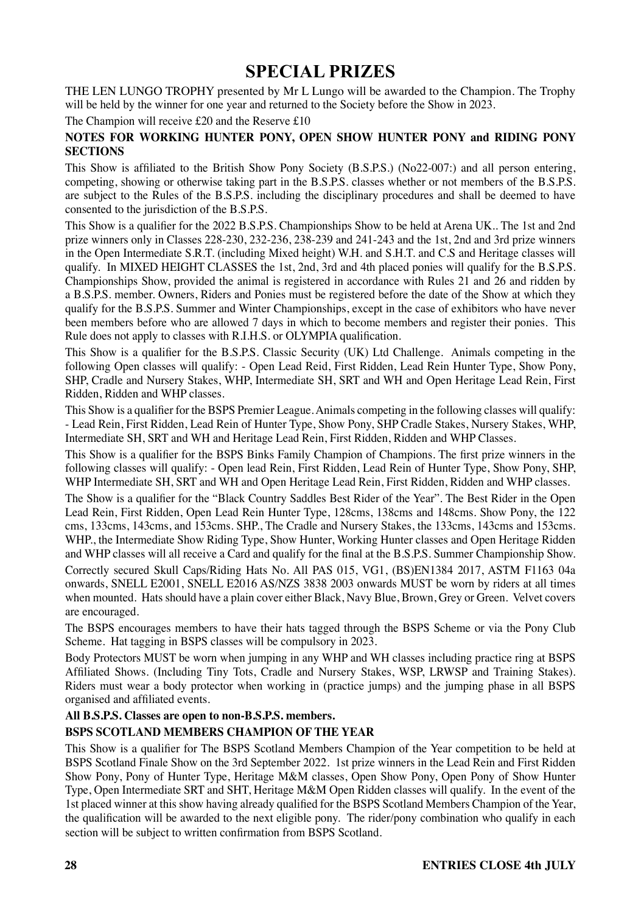# SPECIAL PRIZES

THE LEN LUNGO TROPHY presented by Mr L Lungo will be awarded to the Champion. The Trophy will be held by the winner for one year and returned to the Society before the Show in 2023.

The Champion will receive £20 and the Reserve £10

**NOTES FOR WORKING HUNTER PONY, OPEN SHOW HUNTER PONY and RIDING PONY SECTIONS**

This Show is affiliated to the British Show Pony Society (B.S.P.S.) (No22-007:) and all person entering, competing, showing or otherwise taking part in the B.S.P.S. classes whether or not members of the B.S.P.S. are subject to the Rules of the B.S.P.S. including the disciplinary procedures and shall be deemed to have consented to the jurisdiction of the B.S.P.S.

This Show is a qualifier for the 2022 B.S.P.S. Championships Show to be held at Arena UK.. The 1st and 2nd prize winners only in Classes 228-230, 232-236, 238-239 and 241-243 and the 1st, 2nd and 3rd prize winners in the Open Intermediate S.R.T. (including Mixed height) W.H. and S.H.T. and C.S and Heritage classes will qualify. In MIXED HEIGHT CLASSES the 1st, 2nd, 3rd and 4th placed ponies will qualify for the B.S.P.S. Championships Show, provided the animal is registered in accordance with Rules 21 and 26 and ridden by a B.S.P.S. member. Owners, Riders and Ponies must be registered before the date of the Show at which they qualify for the B.S.P.S. Summer and Winter Championships, except in the case of exhibitors who have never been members before who are allowed 7 days in which to become members and register their ponies. This Rule does not apply to classes with R.I.H.S. or OLYMPIA qualification.

This Show is a qualifier for the B.S.P.S. Classic Security (UK) Ltd Challenge. Animals competing in the following Open classes will qualify: - Open Lead Reid, First Ridden, Lead Rein Hunter Type, Show Pony, SHP, Cradle and Nursery Stakes, WHP, Intermediate SH, SRT and WH and Open Heritage Lead Rein, First Ridden, Ridden and WHP classes.

This Show is a qualifier for the BSPS Premier League. Animals competing in the following classes will qualify: - Lead Rein, First Ridden, Lead Rein of Hunter Type, Show Pony, SHP Cradle Stakes, Nursery Stakes, WHP, Intermediate SH, SRT and WH and Heritage Lead Rein, First Ridden, Ridden and WHP Classes.

This Show is a qualifier for the BSPS Binks Family Champion of Champions. The first prize winners in the following classes will qualify: - Open lead Rein, First Ridden, Lead Rein of Hunter Type, Show Pony, SHP, WHP Intermediate SH, SRT and WH and Open Heritage Lead Rein, First Ridden, Ridden and WHP classes.

The Show is a qualifier for the "Black Country Saddles Best Rider of the Year". The Best Rider in the Open Lead Rein, First Ridden, Open Lead Rein Hunter Type, 128cms, 138cms and 148cms. Show Pony, the 122 cms, 133cms, 143cms, and 153cms. SHP., The Cradle and Nursery Stakes, the 133cms, 143cms and 153cms. WHP., the Intermediate Show Riding Type, Show Hunter, Working Hunter classes and Open Heritage Ridden and WHP classes will all receive a Card and qualify for the final at the B.S.P.S. Summer Championship Show.

Correctly secured Skull Caps/Riding Hats No. All PAS 015, VG1, (BS)EN1384 2017, ASTM F1163 04a onwards, SNELL E2001, SNELL E2016 AS/NZS 3838 2003 onwards MUST be worn by riders at all times when mounted. Hats should have a plain cover either Black, Navy Blue, Brown, Grey or Green. Velvet covers are encouraged.

The BSPS encourages members to have their hats tagged through the BSPS Scheme or via the Pony Club Scheme. Hat tagging in BSPS classes will be compulsory in 2023.

Body Protectors MUST be worn when jumping in any WHP and WH classes including practice ring at BSPS Affiliated Shows. (Including Tiny Tots, Cradle and Nursery Stakes, WSP, LRWSP and Training Stakes). Riders must wear a body protector when working in (practice jumps) and the jumping phase in all BSPS organised and affiliated events.

**All B.S.P.S. Classes are open to non-B.S.P.S. members.**

**BSPS SCOTLAND MEMBERS CHAMPION OF THE YEAR**

This Show is a qualifier for The BSPS Scotland Members Champion of the Year competition to be held at BSPS Scotland Finale Show on the 3rd September 2022. 1st prize winners in the Lead Rein and First Ridden Show Pony, Pony of Hunter Type, Heritage M&M classes, Open Show Pony, Open Pony of Show Hunter Type, Open Intermediate SRT and SHT, Heritage M&M Open Ridden classes will qualify. In the event of the 1st placed winner at this show having already qualified for the BSPS Scotland Members Champion of the Year, the qualification will be awarded to the next eligible pony. The rider/pony combination who qualify in each section will be subject to written confirmation from BSPS Scotland.

**ENTRIES CLOSE 4th JULY**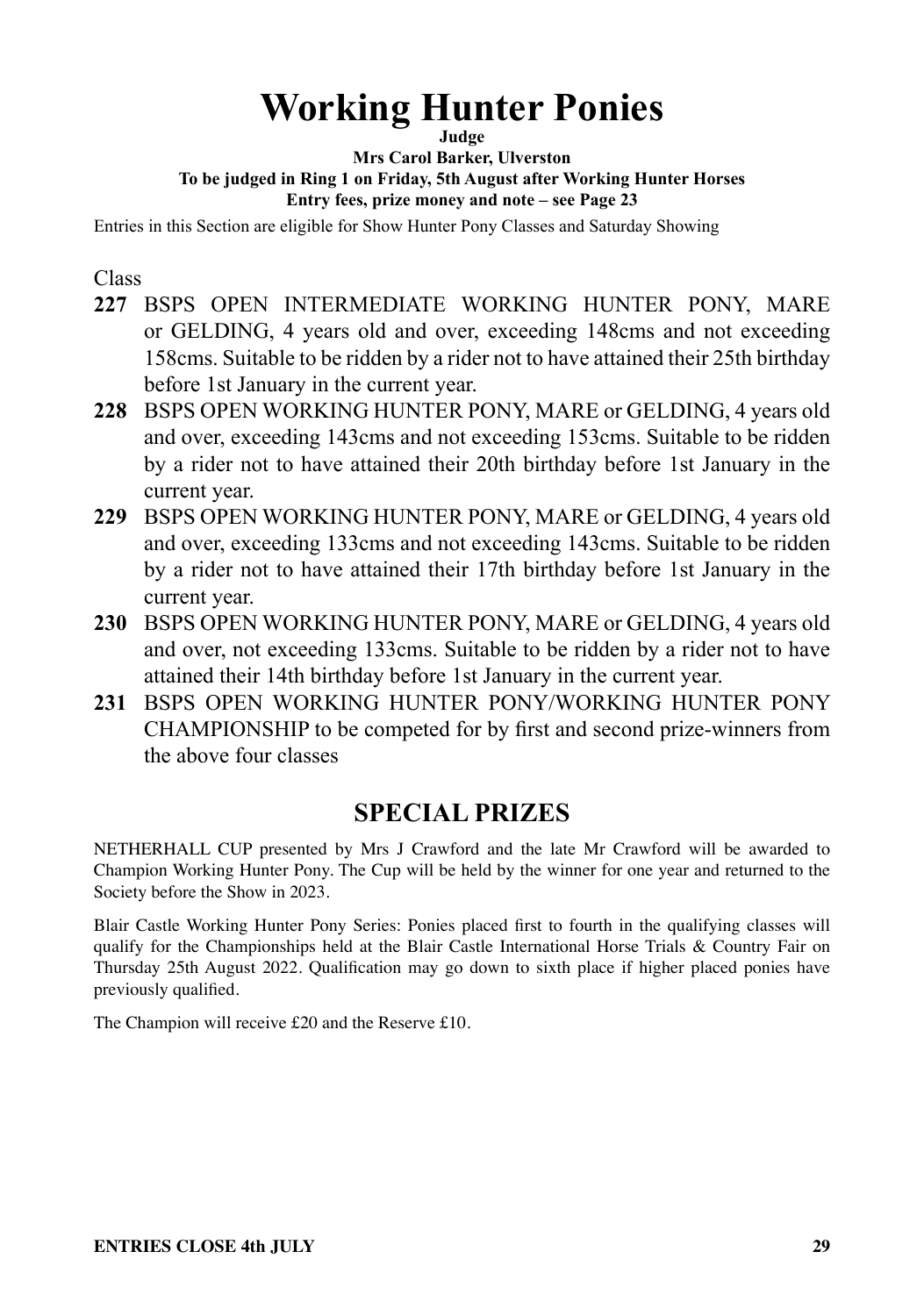# Working Hunter Ponies

**Judge**

**Mrs Carol Barker, Ulverston**

**To be judged in Ring 1 on Friday, 5th August after Working Hunter Horses**

**Entry fees, prize money and note – see Page 23**

Entries in this Section are eligible for Show Hunter Pony Classes and Saturday Showing

Class

**227** BSPS OPEN INTERMEDIATE WORKING HUNTER PONY, MARE or GELDING, 4 years old and over, exceeding 148cms and not exceeding 158cms. Suitable to be ridden by a rider not to have attained their 25th birthday before 1st January in the current year.

**228** BSPS OPEN WORKING HUNTER PONY, MARE or GELDING, 4 years old and over, exceeding 143cms and not exceeding 153cms. Suitable to be ridden by a rider not to have attained their 20th birthday before 1st January in the current year.

**229** BSPS OPEN WORKING HUNTER PONY, MARE or GELDING, 4 years old and over, exceeding 133cms and not exceeding 143cms. Suitable to be ridden by a rider not to have attained their 17th birthday before 1st January in the current year.

**230** BSPS OPEN WORKING HUNTER PONY, MARE or GELDING, 4 years old and over, not exceeding 133cms. Suitable to be ridden by a rider not to have attained their 14th birthday before 1st January in the current year.

**231** BSPS OPEN WORKING HUNTER PONY/WORKING HUNTER PONY CHAMPIONSHIP to be competed for by first and second prize-winners from the above four classes

## SPECIAL PRIZES

NETHERHALL CUP presented by Mrs J Crawford and the late Mr Crawford will be awarded to Champion Working Hunter Pony. The Cup will be held by the winner for one year and returned to the Society before the Show in 2023.

Blair Castle Working Hunter Pony Series: Ponies placed first to fourth in the qualifying classes will qualify for the Championships held at the Blair Castle International Horse Trials & Country Fair on Thursday 25th August 2022. Qualification may go down to sixth place if higher placed ponies have previously qualified.

The Champion will receive £20 and the Reserve £10.

**ENTRIES CLOSE 4th JULY**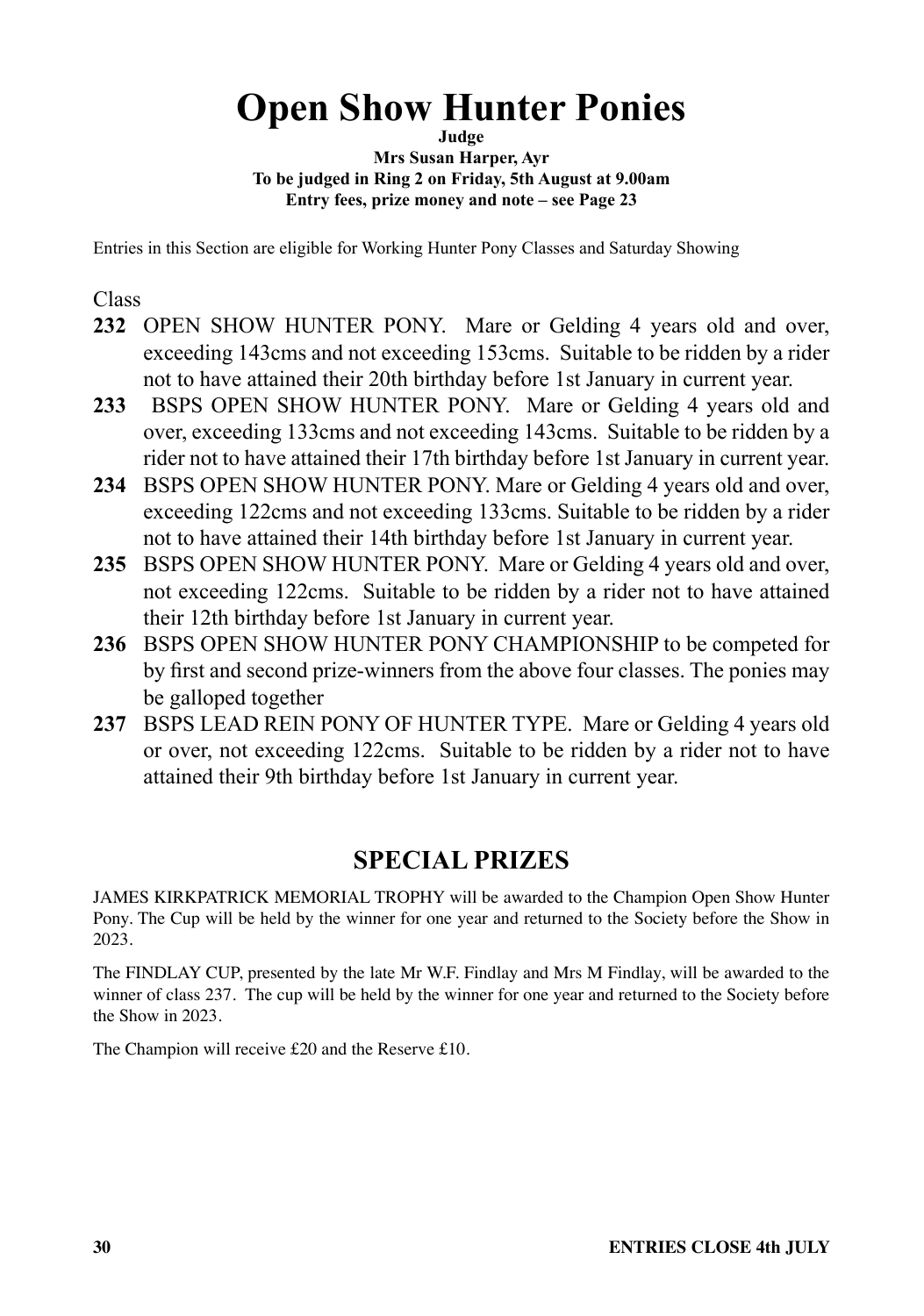# Open Show Hunter Ponies

**Judge**
**Mrs Susan Harper, Ayr**
**To be judged in Ring 2 on Friday, 5th August at 9.00am**
**Entry fees, prize money and note – see Page 23**

Entries in this Section are eligible for Working Hunter Pony Classes and Saturday Showing

Class

**232** OPEN SHOW HUNTER PONY. Mare or Gelding 4 years old and over, exceeding 143cms and not exceeding 153cms. Suitable to be ridden by a rider not to have attained their 20th birthday before 1st January in current year.

**233** BSPS OPEN SHOW HUNTER PONY. Mare or Gelding 4 years old and over, exceeding 133cms and not exceeding 143cms. Suitable to be ridden by a rider not to have attained their 17th birthday before 1st January in current year.

**234** BSPS OPEN SHOW HUNTER PONY. Mare or Gelding 4 years old and over, exceeding 122cms and not exceeding 133cms. Suitable to be ridden by a rider not to have attained their 14th birthday before 1st January in current year.

**235** BSPS OPEN SHOW HUNTER PONY. Mare or Gelding 4 years old and over, not exceeding 122cms. Suitable to be ridden by a rider not to have attained their 12th birthday before 1st January in current year.

**236** BSPS OPEN SHOW HUNTER PONY CHAMPIONSHIP to be competed for by first and second prize-winners from the above four classes. The ponies may be galloped together

**237** BSPS LEAD REIN PONY OF HUNTER TYPE. Mare or Gelding 4 years old or over, not exceeding 122cms. Suitable to be ridden by a rider not to have attained their 9th birthday before 1st January in current year.

## SPECIAL PRIZES

JAMES KIRKPATRICK MEMORIAL TROPHY will be awarded to the Champion Open Show Hunter Pony. The Cup will be held by the winner for one year and returned to the Society before the Show in 2023.

The FINDLAY CUP, presented by the late Mr W.F. Findlay and Mrs M Findlay, will be awarded to the winner of class 237. The cup will be held by the winner for one year and returned to the Society before the Show in 2023.

The Champion will receive £20 and the Reserve £10.

**ENTRIES CLOSE 4th JULY**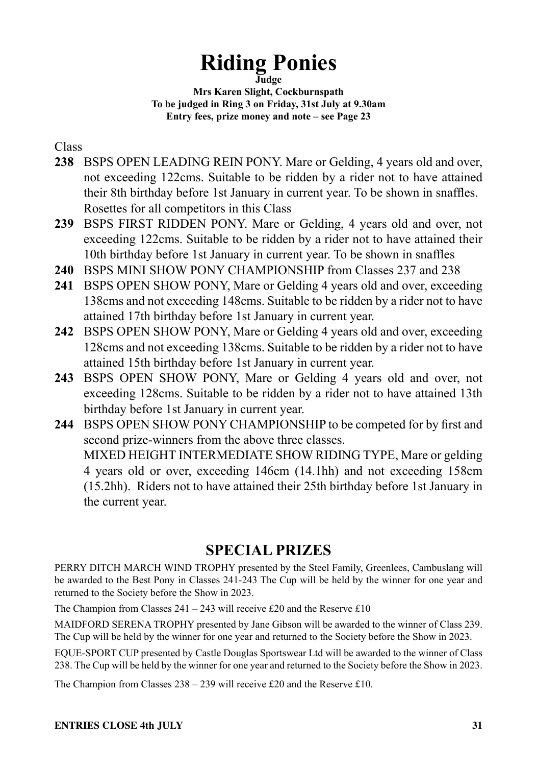# Riding Ponies

**Judge**

**Mrs Karen Slight, Cockburnspath**

**To be judged in Ring 3 on Friday, 31st July at 9.30am**

**Entry fees, prize money and note – see Page 23**

Class

**238** BSPS OPEN LEADING REIN PONY. Mare or Gelding, 4 years old and over, not exceeding 122cms. Suitable to be ridden by a rider not to have attained their 8th birthday before 1st January in current year. To be shown in snaffles. Rosettes for all competitors in this Class

**239** BSPS FIRST RIDDEN PONY. Mare or Gelding, 4 years old and over, not exceeding 122cms. Suitable to be ridden by a rider not to have attained their 10th birthday before 1st January in current year. To be shown in snaffles

**240** BSPS MINI SHOW PONY CHAMPIONSHIP from Classes 237 and 238

**241** BSPS OPEN SHOW PONY, Mare or Gelding 4 years old and over, exceeding 138cms and not exceeding 148cms. Suitable to be ridden by a rider not to have attained 17th birthday before 1st January in current year.

**242** BSPS OPEN SHOW PONY, Mare or Gelding 4 years old and over, exceeding 128cms and not exceeding 138cms. Suitable to be ridden by a rider not to have attained 15th birthday before 1st January in current year.

**243** BSPS OPEN SHOW PONY, Mare or Gelding 4 years old and over, not exceeding 128cms. Suitable to be ridden by a rider not to have attained 13th birthday before 1st January in current year.

**244** BSPS OPEN SHOW PONY CHAMPIONSHIP to be competed for by first and second prize-winners from the above three classes.
MIXED HEIGHT INTERMEDIATE SHOW RIDING TYPE, Mare or gelding 4 years old or over, exceeding 146cm (14.1hh) and not exceeding 158cm (15.2hh). Riders not to have attained their 25th birthday before 1st January in the current year.

## SPECIAL PRIZES

PERRY DITCH MARCH WIND TROPHY presented by the Steel Family, Greenlees, Cambuslang will be awarded to the Best Pony in Classes 241-243 The Cup will be held by the winner for one year and returned to the Society before the Show in 2023.

The Champion from Classes 241 – 243 will receive £20 and the Reserve £10

MAIDFORD SERENA TROPHY presented by Jane Gibson will be awarded to the winner of Class 239. The Cup will be held by the winner for one year and returned to the Society before the Show in 2023.

EQUE-SPORT CUP presented by Castle Douglas Sportswear Ltd will be awarded to the winner of Class 238. The Cup will be held by the winner for one year and returned to the Society before the Show in 2023.

The Champion from Classes 238 – 239 will receive £20 and the Reserve £10.

**ENTRIES CLOSE 4th JULY**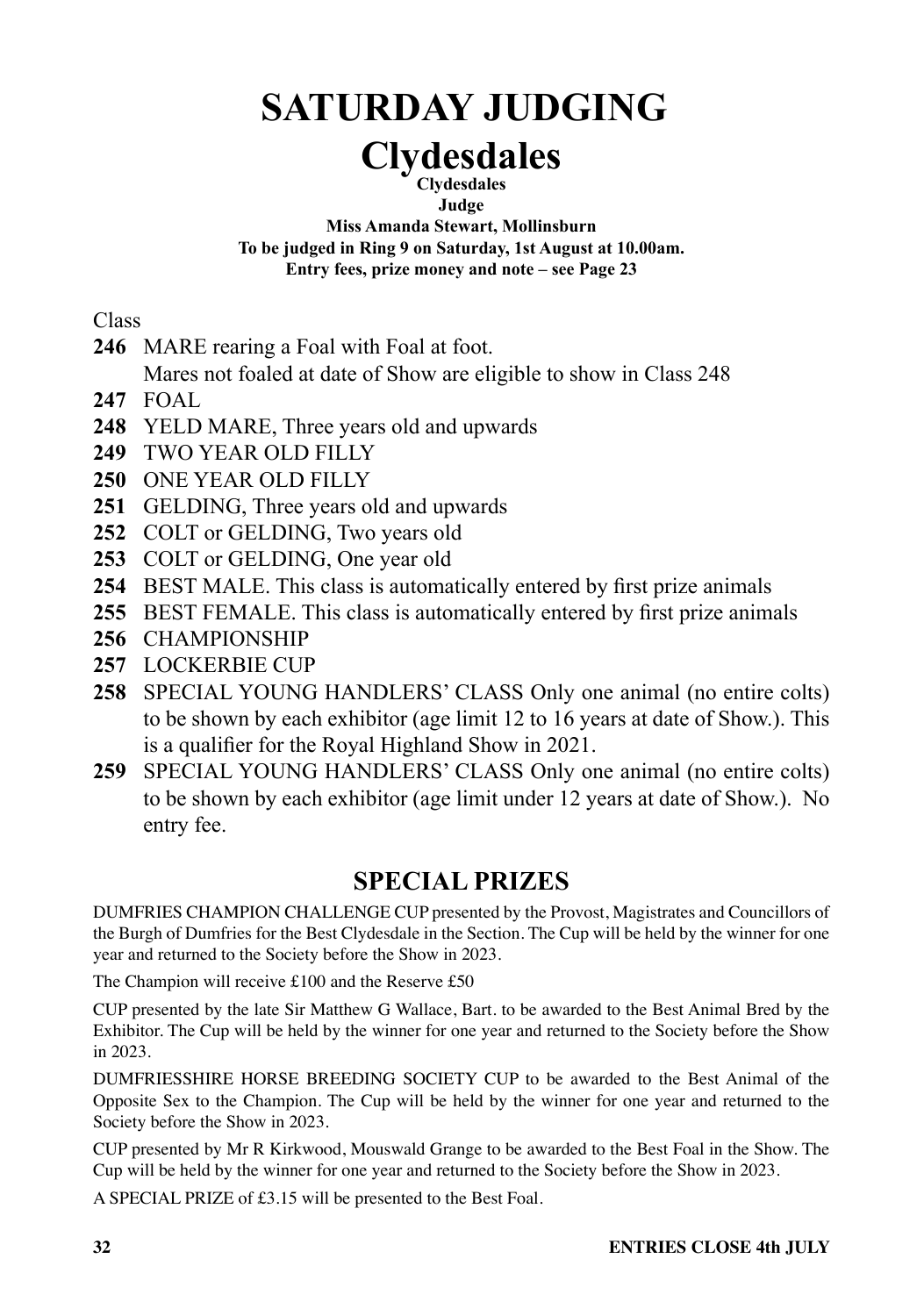# SATURDAY JUDGING

# Clydesdales

**Clydesdales**
**Judge**
**Miss Amanda Stewart, Mollinsburn**
**To be judged in Ring 9 on Saturday, 1st August at 10.00am.**
**Entry fees, prize money and note – see Page 23**

Class

**246** MARE rearing a Foal with Foal at foot.
Mares not foaled at date of Show are eligible to show in Class 248

**247** FOAL

**248** YELD MARE, Three years old and upwards

**249** TWO YEAR OLD FILLY

**250** ONE YEAR OLD FILLY

**251** GELDING, Three years old and upwards

**252** COLT or GELDING, Two years old

**253** COLT or GELDING, One year old

**254** BEST MALE. This class is automatically entered by first prize animals

**255** BEST FEMALE. This class is automatically entered by first prize animals

**256** CHAMPIONSHIP

**257** LOCKERBIE CUP

**258** SPECIAL YOUNG HANDLERS' CLASS Only one animal (no entire colts) to be shown by each exhibitor (age limit 12 to 16 years at date of Show.). This is a qualifier for the Royal Highland Show in 2021.

**259** SPECIAL YOUNG HANDLERS' CLASS Only one animal (no entire colts) to be shown by each exhibitor (age limit under 12 years at date of Show.). No entry fee.

## SPECIAL PRIZES

DUMFRIES CHAMPION CHALLENGE CUP presented by the Provost, Magistrates and Councillors of the Burgh of Dumfries for the Best Clydesdale in the Section. The Cup will be held by the winner for one year and returned to the Society before the Show in 2023.

The Champion will receive £100 and the Reserve £50

CUP presented by the late Sir Matthew G Wallace, Bart. to be awarded to the Best Animal Bred by the Exhibitor. The Cup will be held by the winner for one year and returned to the Society before the Show in 2023.

DUMFRIESSHIRE HORSE BREEDING SOCIETY CUP to be awarded to the Best Animal of the Opposite Sex to the Champion. The Cup will be held by the winner for one year and returned to the Society before the Show in 2023.

CUP presented by Mr R Kirkwood, Mouswald Grange to be awarded to the Best Foal in the Show. The Cup will be held by the winner for one year and returned to the Society before the Show in 2023.

A SPECIAL PRIZE of £3.15 will be presented to the Best Foal.

**ENTRIES CLOSE 4th JULY**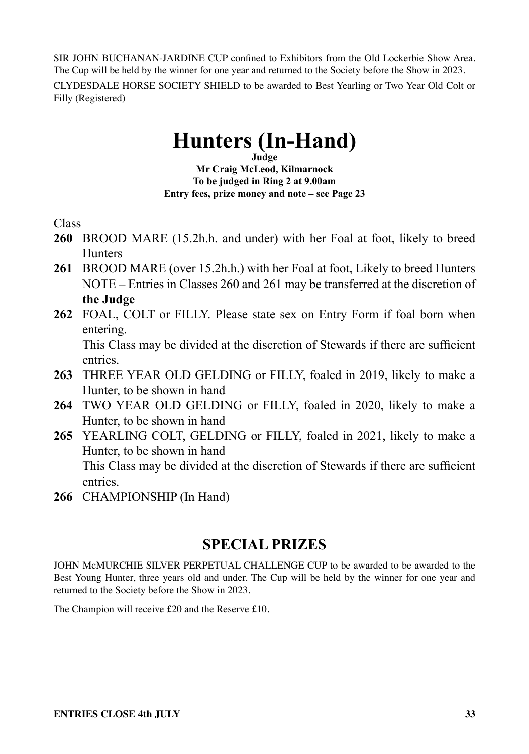SIR JOHN BUCHANAN-JARDINE CUP confined to Exhibitors from the Old Lockerbie Show Area. The Cup will be held by the winner for one year and returned to the Society before the Show in 2023.

CLYDESDALE HORSE SOCIETY SHIELD to be awarded to Best Yearling or Two Year Old Colt or Filly (Registered)

# Hunters (In-Hand)

**Judge**

**Mr Craig McLeod, Kilmarnock**

**To be judged in Ring 2 at 9.00am**

**Entry fees, prize money and note – see Page 23**

Class

**260** BROOD MARE (15.2h.h. and under) with her Foal at foot, likely to breed Hunters

**261** BROOD MARE (over 15.2h.h.) with her Foal at foot, Likely to breed Hunters
NOTE – Entries in Classes 260 and 261 may be transferred at the discretion of **the Judge**

**262** FOAL, COLT or FILLY. Please state sex on Entry Form if foal born when entering.
This Class may be divided at the discretion of Stewards if there are sufficient entries.

**263** THREE YEAR OLD GELDING or FILLY, foaled in 2019, likely to make a Hunter, to be shown in hand

**264** TWO YEAR OLD GELDING or FILLY, foaled in 2020, likely to make a Hunter, to be shown in hand

**265** YEARLING COLT, GELDING or FILLY, foaled in 2021, likely to make a Hunter, to be shown in hand
This Class may be divided at the discretion of Stewards if there are sufficient entries.

**266** CHAMPIONSHIP (In Hand)

## SPECIAL PRIZES

JOHN McMURCHIE SILVER PERPETUAL CHALLENGE CUP to be awarded to be awarded to the Best Young Hunter, three years old and under. The Cup will be held by the winner for one year and returned to the Society before the Show in 2023.

The Champion will receive £20 and the Reserve £10.

**ENTRIES CLOSE 4th JULY**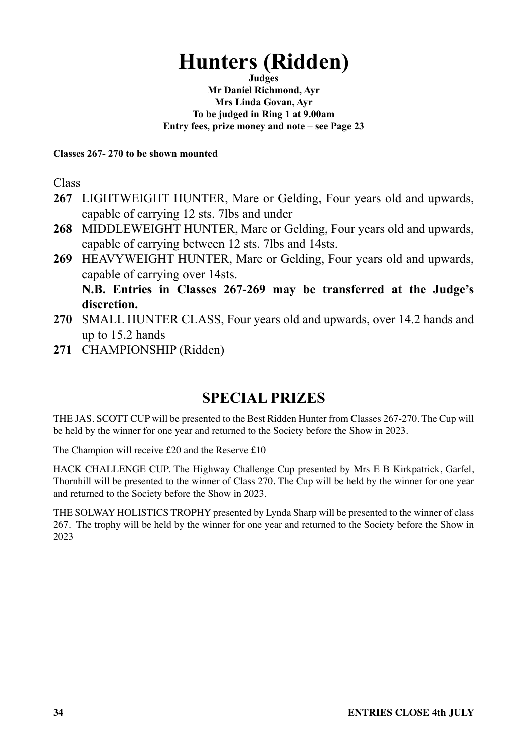# Hunters (Ridden)

**Judges**
**Mr Daniel Richmond, Ayr**
**Mrs Linda Govan, Ayr**
**To be judged in Ring 1 at 9.00am**
**Entry fees, prize money and note – see Page 23**

**Classes 267- 270 to be shown mounted**

Class

**267** LIGHTWEIGHT HUNTER, Mare or Gelding, Four years old and upwards, capable of carrying 12 sts. 7lbs and under

**268** MIDDLEWEIGHT HUNTER, Mare or Gelding, Four years old and upwards, capable of carrying between 12 sts. 7lbs and 14sts.

**269** HEAVYWEIGHT HUNTER, Mare or Gelding, Four years old and upwards, capable of carrying over 14sts.
**N.B. Entries in Classes 267-269 may be transferred at the Judge's discretion.**

**270** SMALL HUNTER CLASS, Four years old and upwards, over 14.2 hands and up to 15.2 hands

**271** CHAMPIONSHIP (Ridden)

## SPECIAL PRIZES

THE JAS. SCOTT CUP will be presented to the Best Ridden Hunter from Classes 267-270. The Cup will be held by the winner for one year and returned to the Society before the Show in 2023.

The Champion will receive £20 and the Reserve £10

HACK CHALLENGE CUP. The Highway Challenge Cup presented by Mrs E B Kirkpatrick, Garfel, Thornhill will be presented to the winner of Class 270. The Cup will be held by the winner for one year and returned to the Society before the Show in 2023.

THE SOLWAY HOLISTICS TROPHY presented by Lynda Sharp will be presented to the winner of class 267. The trophy will be held by the winner for one year and returned to the Society before the Show in 2023

**ENTRIES CLOSE 4th JULY**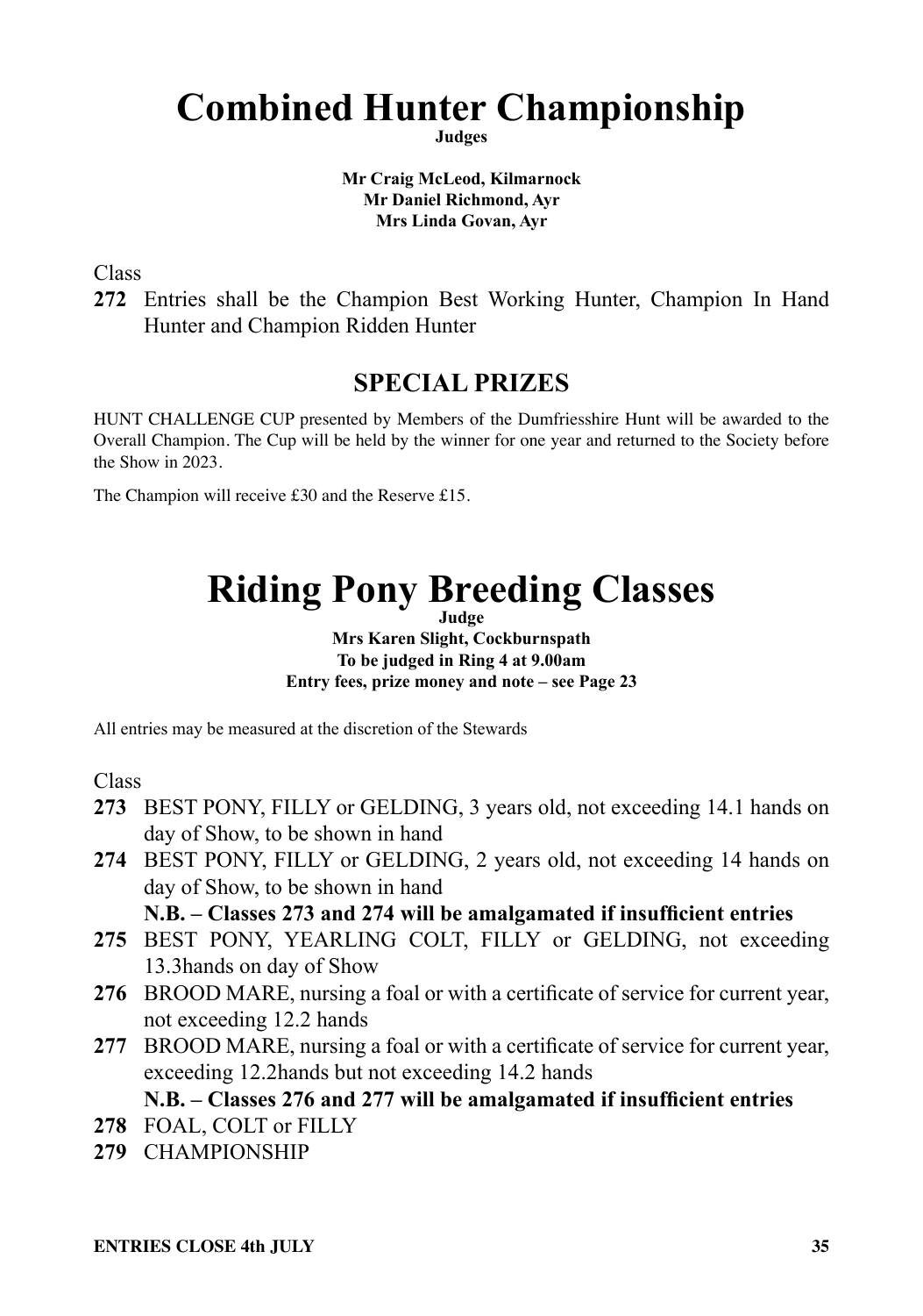# Combined Hunter Championship

**Judges**

**Mr Craig McLeod, Kilmarnock**
**Mr Daniel Richmond, Ayr**
**Mrs Linda Govan, Ayr**

Class

**272** Entries shall be the Champion Best Working Hunter, Champion In Hand Hunter and Champion Ridden Hunter

## SPECIAL PRIZES

HUNT CHALLENGE CUP presented by Members of the Dumfriesshire Hunt will be awarded to the Overall Champion. The Cup will be held by the winner for one year and returned to the Society before the Show in 2023.

The Champion will receive £30 and the Reserve £15.

# Riding Pony Breeding Classes

**Judge**

**Mrs Karen Slight, Cockburnspath**
**To be judged in Ring 4 at 9.00am**
**Entry fees, prize money and note – see Page 23**

All entries may be measured at the discretion of the Stewards

Class

**273** BEST PONY, FILLY or GELDING, 3 years old, not exceeding 14.1 hands on day of Show, to be shown in hand

**274** BEST PONY, FILLY or GELDING, 2 years old, not exceeding 14 hands on day of Show, to be shown in hand

**N.B. – Classes 273 and 274 will be amalgamated if insufficient entries**

**275** BEST PONY, YEARLING COLT, FILLY or GELDING, not exceeding 13.3hands on day of Show

**276** BROOD MARE, nursing a foal or with a certificate of service for current year, not exceeding 12.2 hands

**277** BROOD MARE, nursing a foal or with a certificate of service for current year, exceeding 12.2hands but not exceeding 14.2 hands

**N.B. – Classes 276 and 277 will be amalgamated if insufficient entries**

**278** FOAL, COLT or FILLY

**279** CHAMPIONSHIP

**ENTRIES CLOSE 4th JULY**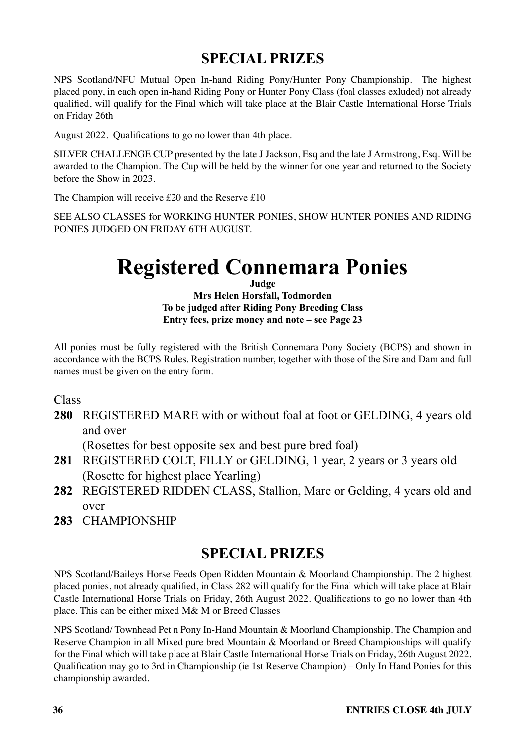## SPECIAL PRIZES

NPS Scotland/NFU Mutual Open In-hand Riding Pony/Hunter Pony Championship. The highest placed pony, in each open in-hand Riding Pony or Hunter Pony Class (foal classes exluded) not already qualified, will qualify for the Final which will take place at the Blair Castle International Horse Trials on Friday 26th

August 2022. Qualifications to go no lower than 4th place.

SILVER CHALLENGE CUP presented by the late J Jackson, Esq and the late J Armstrong, Esq. Will be awarded to the Champion. The Cup will be held by the winner for one year and returned to the Society before the Show in 2023.

The Champion will receive £20 and the Reserve £10

SEE ALSO CLASSES for WORKING HUNTER PONIES, SHOW HUNTER PONIES AND RIDING PONIES JUDGED ON FRIDAY 6TH AUGUST.

# Registered Connemara Ponies

**Judge**

**Mrs Helen Horsfall, Todmorden**

**To be judged after Riding Pony Breeding Class**

**Entry fees, prize money and note – see Page 23**

All ponies must be fully registered with the British Connemara Pony Society (BCPS) and shown in accordance with the BCPS Rules. Registration number, together with those of the Sire and Dam and full names must be given on the entry form.

Class

**280** REGISTERED MARE with or without foal at foot or GELDING, 4 years old and over
(Rosettes for best opposite sex and best pure bred foal)

**281** REGISTERED COLT, FILLY or GELDING, 1 year, 2 years or 3 years old
(Rosette for highest place Yearling)

**282** REGISTERED RIDDEN CLASS, Stallion, Mare or Gelding, 4 years old and over

**283** CHAMPIONSHIP

## SPECIAL PRIZES

NPS Scotland/Baileys Horse Feeds Open Ridden Mountain & Moorland Championship. The 2 highest placed ponies, not already qualified, in Class 282 will qualify for the Final which will take place at Blair Castle International Horse Trials on Friday, 26th August 2022. Qualifications to go no lower than 4th place. This can be either mixed M& M or Breed Classes

NPS Scotland/ Townhead Pet n Pony In-Hand Mountain & Moorland Championship. The Champion and Reserve Champion in all Mixed pure bred Mountain & Moorland or Breed Championships will qualify for the Final which will take place at Blair Castle International Horse Trials on Friday, 26th August 2022. Qualification may go to 3rd in Championship (ie 1st Reserve Champion) – Only In Hand Ponies for this championship awarded.

**ENTRIES CLOSE 4th JULY**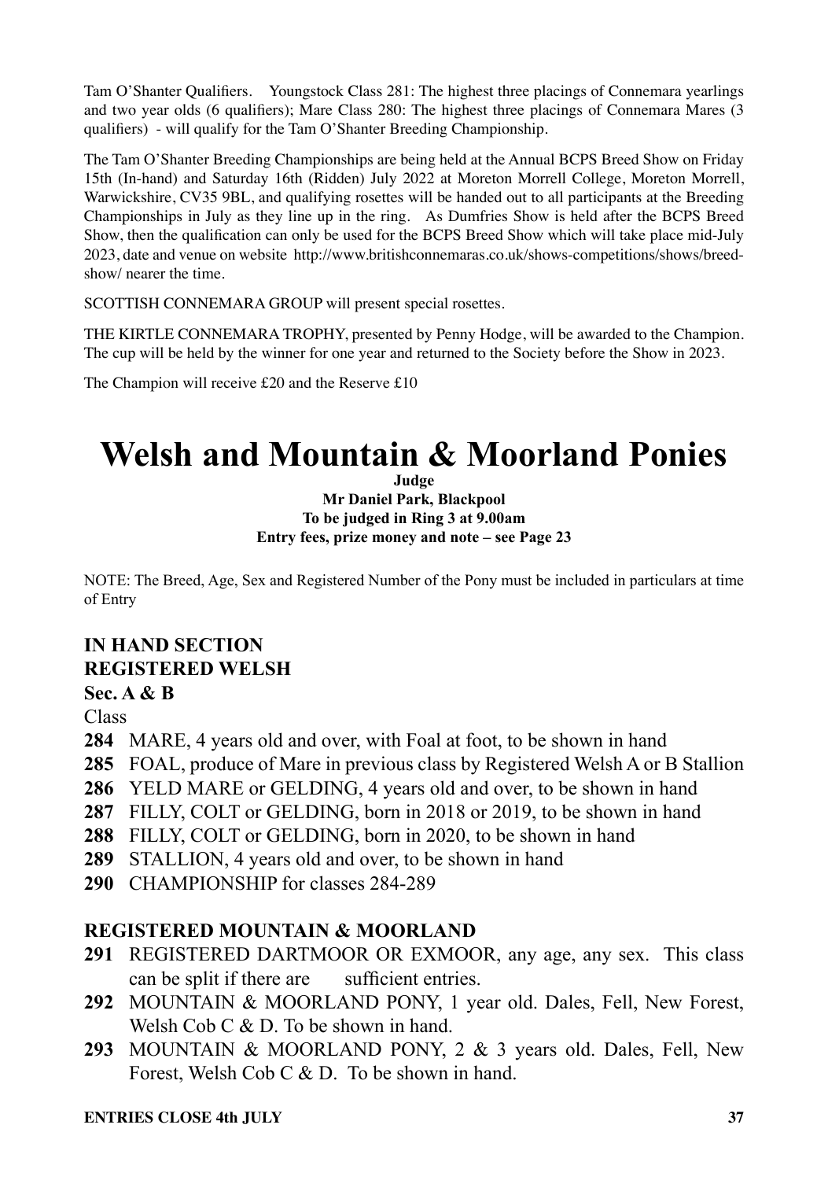Tam O'Shanter Qualifiers. Youngstock Class 281: The highest three placings of Connemara yearlings and two year olds (6 qualifiers); Mare Class 280: The highest three placings of Connemara Mares (3 qualifiers) - will qualify for the Tam O'Shanter Breeding Championship.

The Tam O'Shanter Breeding Championships are being held at the Annual BCPS Breed Show on Friday 15th (In-hand) and Saturday 16th (Ridden) July 2022 at Moreton Morrell College, Moreton Morrell, Warwickshire, CV35 9BL, and qualifying rosettes will be handed out to all participants at the Breeding Championships in July as they line up in the ring. As Dumfries Show is held after the BCPS Breed Show, then the qualification can only be used for the BCPS Breed Show which will take place mid-July 2023, date and venue on website http://www.britishconnemaras.co.uk/shows-competitions/shows/breed-show/ nearer the time.

SCOTTISH CONNEMARA GROUP will present special rosettes.

THE KIRTLE CONNEMARA TROPHY, presented by Penny Hodge, will be awarded to the Champion. The cup will be held by the winner for one year and returned to the Society before the Show in 2023.

The Champion will receive £20 and the Reserve £10

# Welsh and Mountain & Moorland Ponies

**Judge**
**Mr Daniel Park, Blackpool**
**To be judged in Ring 3 at 9.00am**
**Entry fees, prize money and note – see Page 23**

NOTE: The Breed, Age, Sex and Registered Number of the Pony must be included in particulars at time of Entry

## IN HAND SECTION
## REGISTERED WELSH

**Sec. A & B**

Class

**284** MARE, 4 years old and over, with Foal at foot, to be shown in hand

**285** FOAL, produce of Mare in previous class by Registered Welsh A or B Stallion

**286** YELD MARE or GELDING, 4 years old and over, to be shown in hand

**287** FILLY, COLT or GELDING, born in 2018 or 2019, to be shown in hand

**288** FILLY, COLT or GELDING, born in 2020, to be shown in hand

**289** STALLION, 4 years old and over, to be shown in hand

**290** CHAMPIONSHIP for classes 284-289

## REGISTERED MOUNTAIN & MOORLAND

**291** REGISTERED DARTMOOR OR EXMOOR, any age, any sex. This class can be split if there are sufficient entries.

**292** MOUNTAIN & MOORLAND PONY, 1 year old. Dales, Fell, New Forest, Welsh Cob C & D. To be shown in hand.

**293** MOUNTAIN & MOORLAND PONY, 2 & 3 years old. Dales, Fell, New Forest, Welsh Cob C & D. To be shown in hand.

**ENTRIES CLOSE 4th JULY**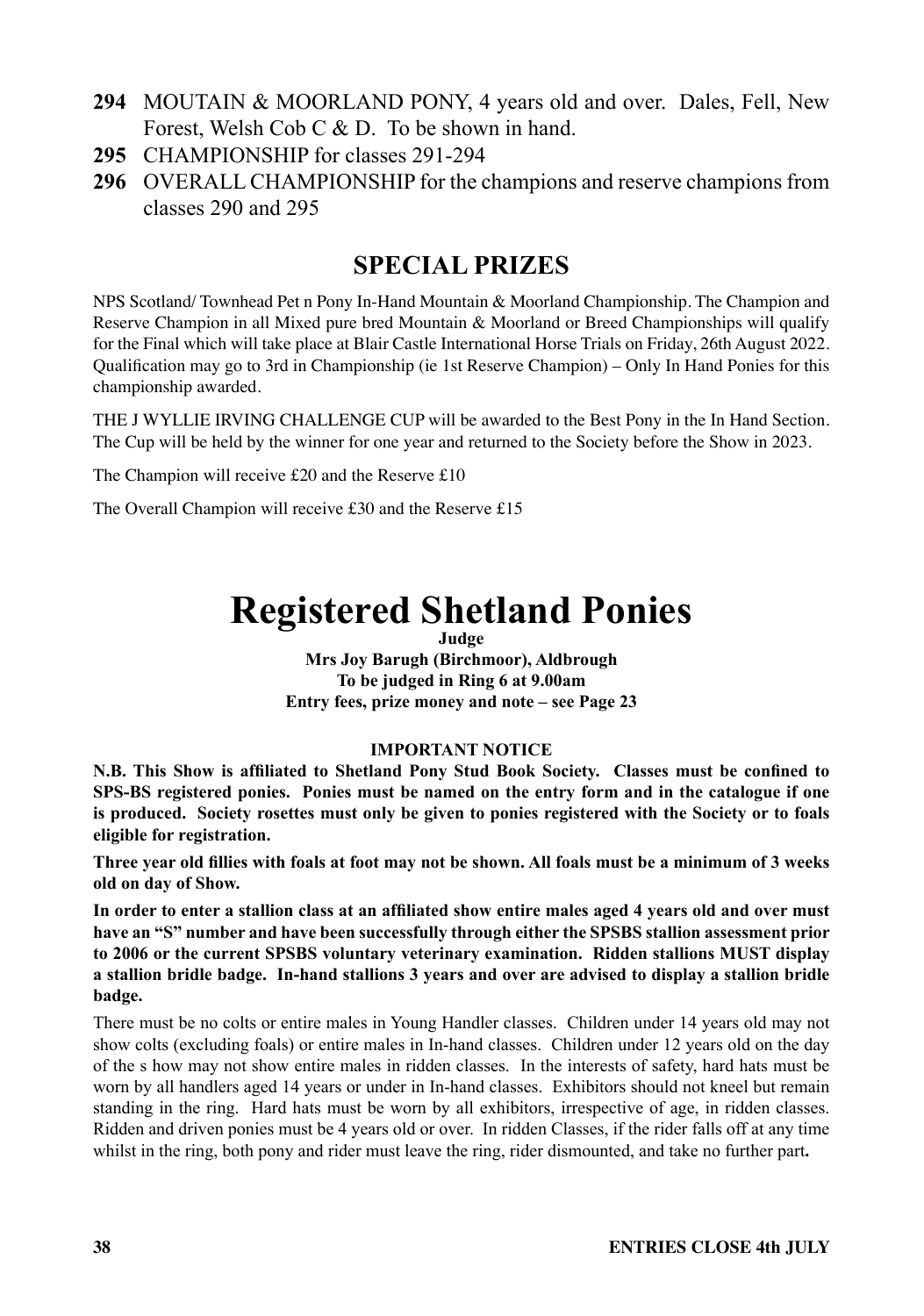**294** MOUTAIN & MOORLAND PONY, 4 years old and over. Dales, Fell, New Forest, Welsh Cob C & D. To be shown in hand.

**295** CHAMPIONSHIP for classes 291-294

**296** OVERALL CHAMPIONSHIP for the champions and reserve champions from classes 290 and 295

## SPECIAL PRIZES

NPS Scotland/ Townhead Pet n Pony In-Hand Mountain & Moorland Championship. The Champion and Reserve Champion in all Mixed pure bred Mountain & Moorland or Breed Championships will qualify for the Final which will take place at Blair Castle International Horse Trials on Friday, 26th August 2022. Qualification may go to 3rd in Championship (ie 1st Reserve Champion) – Only In Hand Ponies for this championship awarded.

THE J WYLLIE IRVING CHALLENGE CUP will be awarded to the Best Pony in the In Hand Section. The Cup will be held by the winner for one year and returned to the Society before the Show in 2023.

The Champion will receive £20 and the Reserve £10

The Overall Champion will receive £30 and the Reserve £15

# Registered Shetland Ponies

**Judge**

**Mrs Joy Barugh (Birchmoor), Aldbrough**

**To be judged in Ring 6 at 9.00am**

**Entry fees, prize money and note – see Page 23**

**IMPORTANT NOTICE**

**N.B. This Show is affiliated to Shetland Pony Stud Book Society. Classes must be confined to SPS-BS registered ponies. Ponies must be named on the entry form and in the catalogue if one is produced. Society rosettes must only be given to ponies registered with the Society or to foals eligible for registration.**

**Three year old fillies with foals at foot may not be shown. All foals must be a minimum of 3 weeks old on day of Show.**

**In order to enter a stallion class at an affiliated show entire males aged 4 years old and over must have an "S" number and have been successfully through either the SPSBS stallion assessment prior to 2006 or the current SPSBS voluntary veterinary examination. Ridden stallions MUST display a stallion bridle badge. In-hand stallions 3 years and over are advised to display a stallion bridle badge.**

There must be no colts or entire males in Young Handler classes. Children under 14 years old may not show colts (excluding foals) or entire males in In-hand classes. Children under 12 years old on the day of the s how may not show entire males in ridden classes. In the interests of safety, hard hats must be worn by all handlers aged 14 years or under in In-hand classes. Exhibitors should not kneel but remain standing in the ring. Hard hats must be worn by all exhibitors, irrespective of age, in ridden classes. Ridden and driven ponies must be 4 years old or over. In ridden Classes, if the rider falls off at any time whilst in the ring, both pony and rider must leave the ring, rider dismounted, and take no further part.

**ENTRIES CLOSE 4th JULY**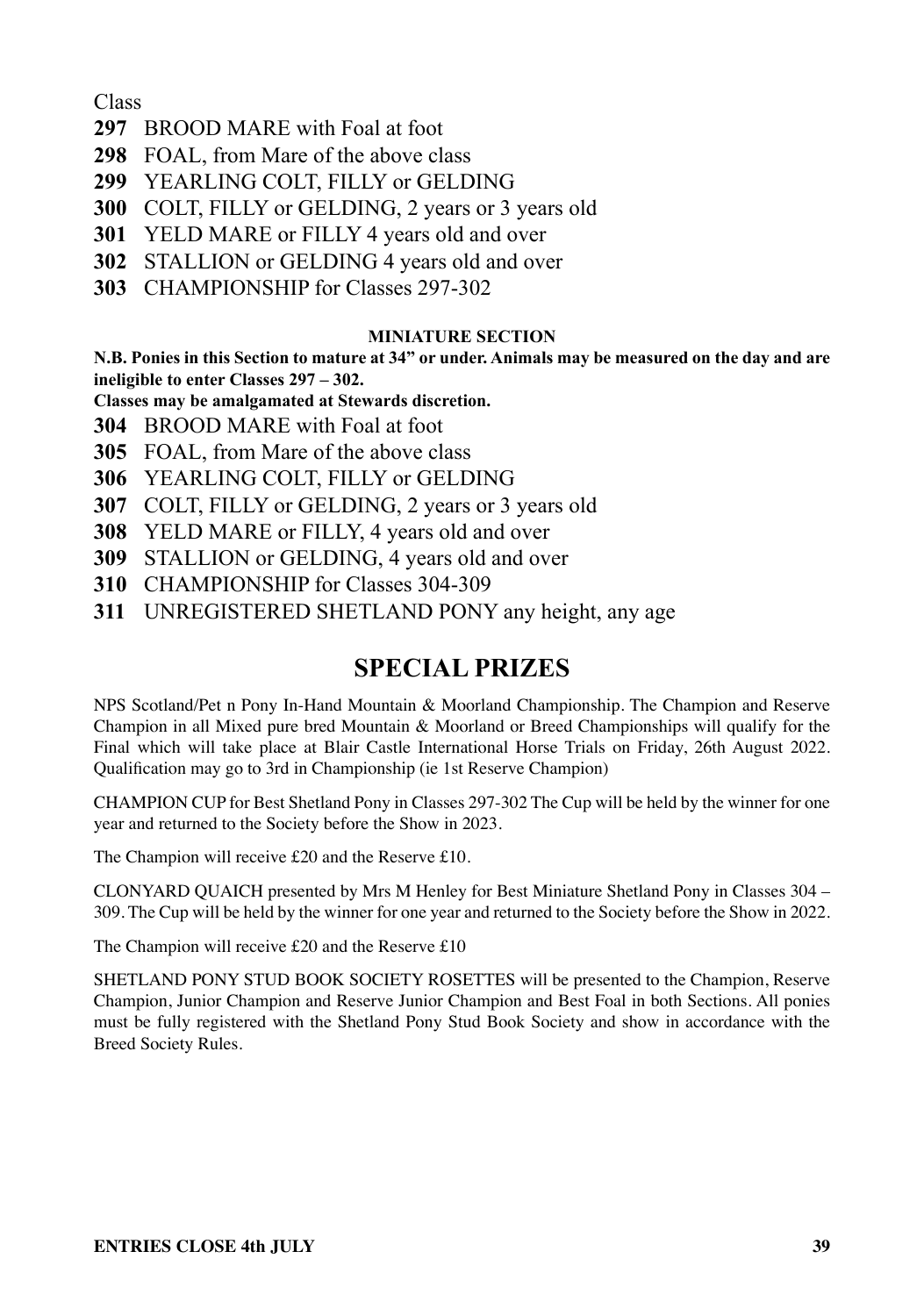Class

**297** BROOD MARE with Foal at foot

**298** FOAL, from Mare of the above class

**299** YEARLING COLT, FILLY or GELDING

**300** COLT, FILLY or GELDING, 2 years or 3 years old

**301** YELD MARE or FILLY 4 years old and over

**302** STALLION or GELDING 4 years old and over

**303** CHAMPIONSHIP for Classes 297-302

#### MINIATURE SECTION

**N.B. Ponies in this Section to mature at 34" or under. Animals may be measured on the day and are ineligible to enter Classes 297 – 302.**

**Classes may be amalgamated at Stewards discretion.**

**304** BROOD MARE with Foal at foot

**305** FOAL, from Mare of the above class

**306** YEARLING COLT, FILLY or GELDING

**307** COLT, FILLY or GELDING, 2 years or 3 years old

**308** YELD MARE or FILLY, 4 years old and over

**309** STALLION or GELDING, 4 years old and over

**310** CHAMPIONSHIP for Classes 304-309

**311** UNREGISTERED SHETLAND PONY any height, any age

## SPECIAL PRIZES

NPS Scotland/Pet n Pony In-Hand Mountain & Moorland Championship. The Champion and Reserve Champion in all Mixed pure bred Mountain & Moorland or Breed Championships will qualify for the Final which will take place at Blair Castle International Horse Trials on Friday, 26th August 2022. Qualification may go to 3rd in Championship (ie 1st Reserve Champion)

CHAMPION CUP for Best Shetland Pony in Classes 297-302 The Cup will be held by the winner for one year and returned to the Society before the Show in 2023.

The Champion will receive £20 and the Reserve £10.

CLONYARD QUAICH presented by Mrs M Henley for Best Miniature Shetland Pony in Classes 304 – 309. The Cup will be held by the winner for one year and returned to the Society before the Show in 2022.

The Champion will receive £20 and the Reserve £10

SHETLAND PONY STUD BOOK SOCIETY ROSETTES will be presented to the Champion, Reserve Champion, Junior Champion and Reserve Junior Champion and Best Foal in both Sections. All ponies must be fully registered with the Shetland Pony Stud Book Society and show in accordance with the Breed Society Rules.

**ENTRIES CLOSE 4th JULY**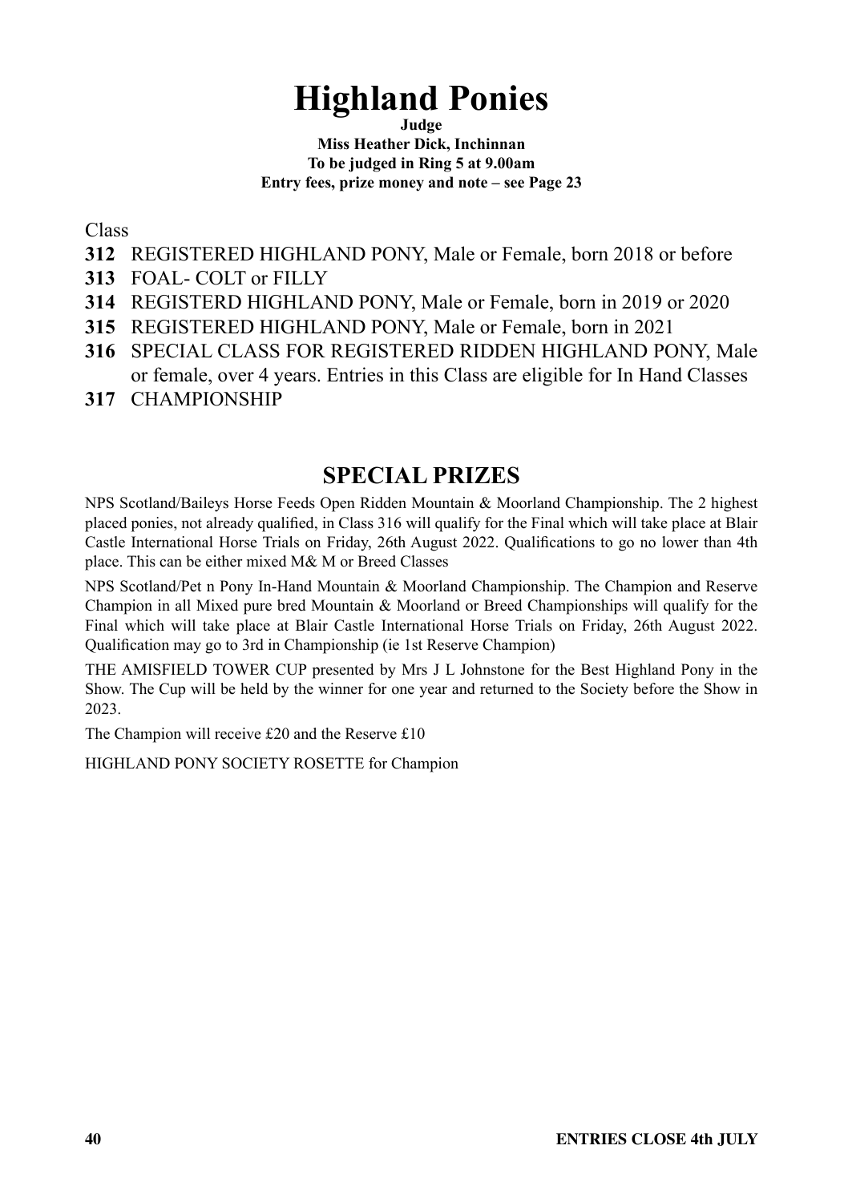# Highland Ponies

**Judge**
**Miss Heather Dick, Inchinnan**
**To be judged in Ring 5 at 9.00am**
**Entry fees, prize money and note – see Page 23**

Class

**312** REGISTERED HIGHLAND PONY, Male or Female, born 2018 or before

**313** FOAL- COLT or FILLY

**314** REGISTERD HIGHLAND PONY, Male or Female, born in 2019 or 2020

**315** REGISTERED HIGHLAND PONY, Male or Female, born in 2021

**316** SPECIAL CLASS FOR REGISTERED RIDDEN HIGHLAND PONY, Male or female, over 4 years. Entries in this Class are eligible for In Hand Classes

**317** CHAMPIONSHIP

## SPECIAL PRIZES

NPS Scotland/Baileys Horse Feeds Open Ridden Mountain & Moorland Championship. The 2 highest placed ponies, not already qualified, in Class 316 will qualify for the Final which will take place at Blair Castle International Horse Trials on Friday, 26th August 2022. Qualifications to go no lower than 4th place. This can be either mixed M& M or Breed Classes

NPS Scotland/Pet n Pony In-Hand Mountain & Moorland Championship. The Champion and Reserve Champion in all Mixed pure bred Mountain & Moorland or Breed Championships will qualify for the Final which will take place at Blair Castle International Horse Trials on Friday, 26th August 2022. Qualification may go to 3rd in Championship (ie 1st Reserve Champion)

THE AMISFIELD TOWER CUP presented by Mrs J L Johnstone for the Best Highland Pony in the Show. The Cup will be held by the winner for one year and returned to the Society before the Show in 2023.

The Champion will receive £20 and the Reserve £10

HIGHLAND PONY SOCIETY ROSETTE for Champion

**ENTRIES CLOSE 4th JULY**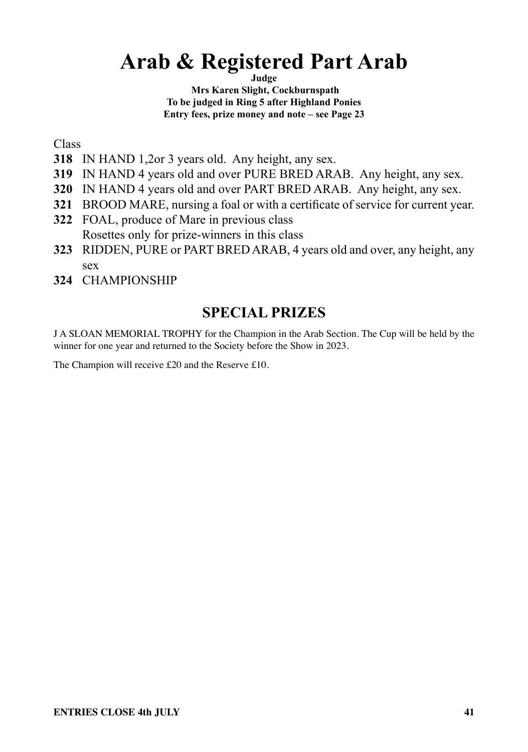# Arab & Registered Part Arab

**Judge**

**Mrs Karen Slight, Cockburnspath**

**To be judged in Ring 5 after Highland Ponies**

**Entry fees, prize money and note – see Page 23**

Class

**318** IN HAND 1,2or 3 years old. Any height, any sex.

**319** IN HAND 4 years old and over PURE BRED ARAB. Any height, any sex.

**320** IN HAND 4 years old and over PART BRED ARAB. Any height, any sex.

**321** BROOD MARE, nursing a foal or with a certificate of service for current year.

**322** FOAL, produce of Mare in previous class
Rosettes only for prize-winners in this class

**323** RIDDEN, PURE or PART BRED ARAB, 4 years old and over, any height, any sex

**324** CHAMPIONSHIP

## SPECIAL PRIZES

J A SLOAN MEMORIAL TROPHY for the Champion in the Arab Section. The Cup will be held by the winner for one year and returned to the Society before the Show in 2023.

The Champion will receive £20 and the Reserve £10.

**ENTRIES CLOSE 4th JULY**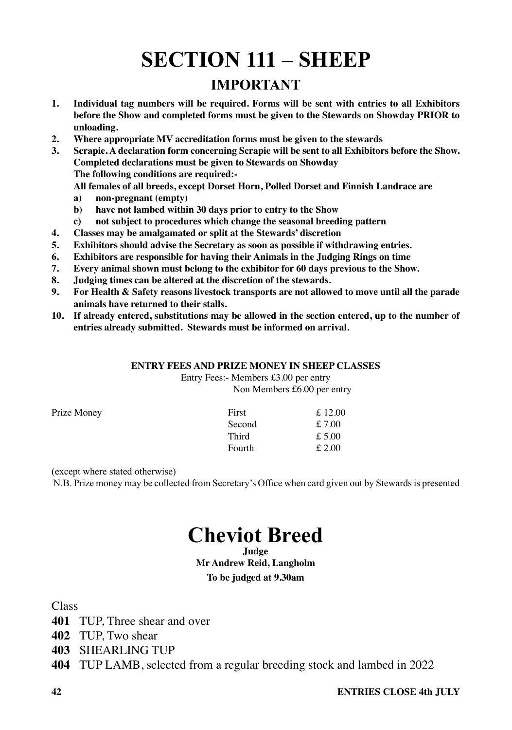# SECTION 111 – SHEEP

## IMPORTANT

1. **Individual tag numbers will be required. Forms will be sent with entries to all Exhibitors before the Show and completed forms must be given to the Stewards on Showday PRIOR to unloading.**
2. **Where appropriate MV accreditation forms must be given to the stewards**
3. **Scrapie. A declaration form concerning Scrapie will be sent to all Exhibitors before the Show. Completed declarations must be given to Stewards on Showday**
   **The following conditions are required:-**
   **All females of all breeds, except Dorset Horn, Polled Dorset and Finnish Landrace are**
   - **a) non-pregnant (empty)**
   - **b) have not lambed within 30 days prior to entry to the Show**
   - **c) not subject to procedures which change the seasonal breeding pattern**
4. **Classes may be amalgamated or split at the Stewards' discretion**
5. **Exhibitors should advise the Secretary as soon as possible if withdrawing entries.**
6. **Exhibitors are responsible for having their Animals in the Judging Rings on time**
7. **Every animal shown must belong to the exhibitor for 60 days previous to the Show.**
8. **Judging times can be altered at the discretion of the stewards.**
9. **For Health & Safety reasons livestock transports are not allowed to move until all the parade animals have returned to their stalls.**
10. **If already entered, substitutions may be allowed in the section entered, up to the number of entries already submitted. Stewards must be informed on arrival.**

**ENTRY FEES AND PRIZE MONEY IN SHEEP CLASSES**

Entry Fees:- Members £3.00 per entry
Non Members £6.00 per entry

| Prize Money | | |
|---|---|---|
| | First | £ 12.00 |
| | Second | £ 7.00 |
| | Third | £ 5.00 |
| | Fourth | £ 2.00 |

(except where stated otherwise)

N.B. Prize money may be collected from Secretary's Office when card given out by Stewards is presented

# Cheviot Breed

**Judge**
**Mr Andrew Reid, Langholm**
**To be judged at 9.30am**

Class

**401** TUP, Three shear and over
**402** TUP, Two shear
**403** SHEARLING TUP
**404** TUP LAMB, selected from a regular breeding stock and lambed in 2022

**ENTRIES CLOSE 4th JULY**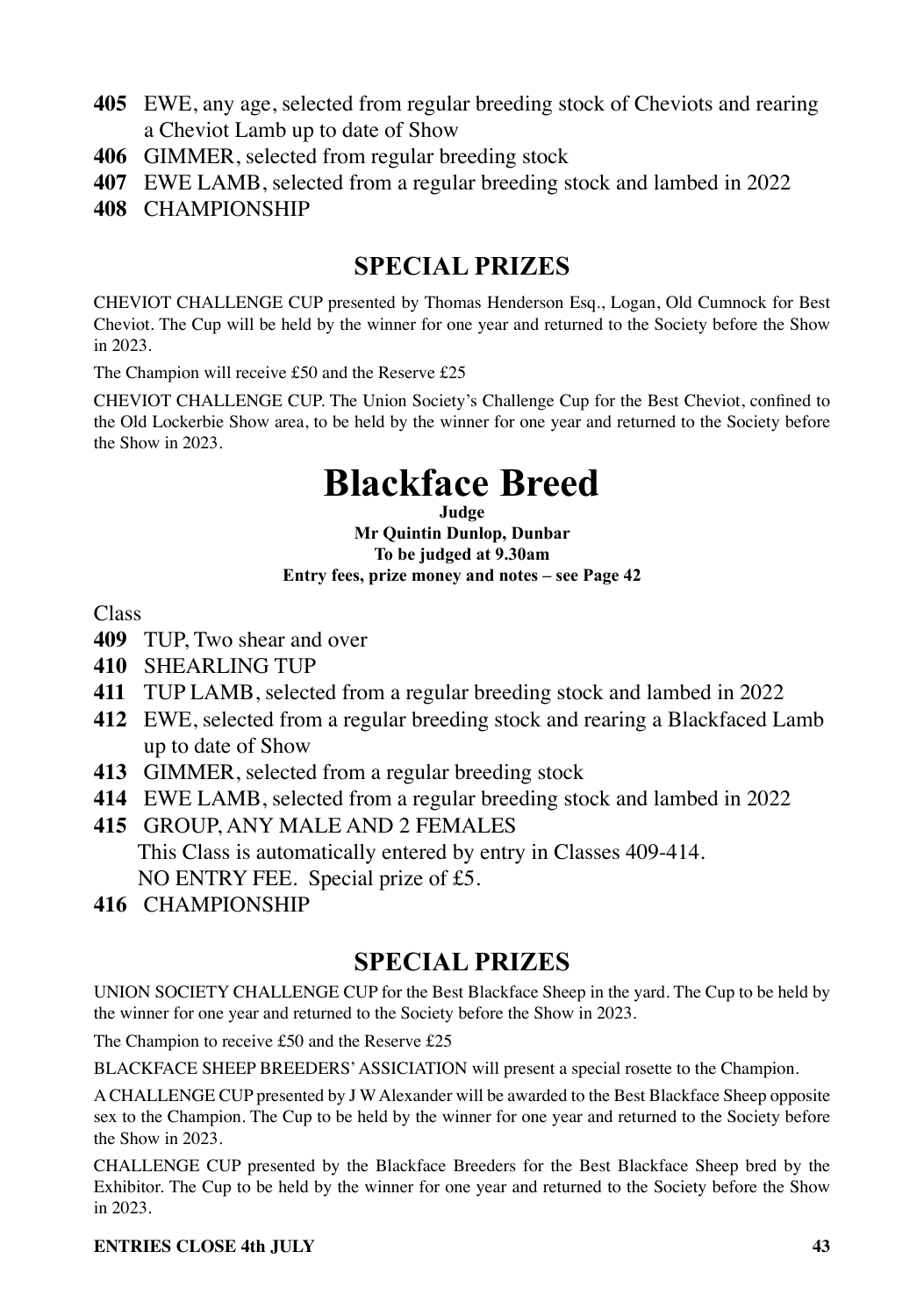**405** EWE, any age, selected from regular breeding stock of Cheviots and rearing a Cheviot Lamb up to date of Show

**406** GIMMER, selected from regular breeding stock

**407** EWE LAMB, selected from a regular breeding stock and lambed in 2022

**408** CHAMPIONSHIP

## SPECIAL PRIZES

CHEVIOT CHALLENGE CUP presented by Thomas Henderson Esq., Logan, Old Cumnock for Best Cheviot. The Cup will be held by the winner for one year and returned to the Society before the Show in 2023.

The Champion will receive £50 and the Reserve £25

CHEVIOT CHALLENGE CUP. The Union Society's Challenge Cup for the Best Cheviot, confined to the Old Lockerbie Show area, to be held by the winner for one year and returned to the Society before the Show in 2023.

# Blackface Breed

**Judge**
**Mr Quintin Dunlop, Dunbar**
**To be judged at 9.30am**
**Entry fees, prize money and notes – see Page 42**

Class

**409** TUP, Two shear and over

**410** SHEARLING TUP

**411** TUP LAMB, selected from a regular breeding stock and lambed in 2022

**412** EWE, selected from a regular breeding stock and rearing a Blackfaced Lamb up to date of Show

**413** GIMMER, selected from a regular breeding stock

**414** EWE LAMB, selected from a regular breeding stock and lambed in 2022

**415** GROUP, ANY MALE AND 2 FEMALES
This Class is automatically entered by entry in Classes 409-414.
NO ENTRY FEE. Special prize of £5.

**416** CHAMPIONSHIP

## SPECIAL PRIZES

UNION SOCIETY CHALLENGE CUP for the Best Blackface Sheep in the yard. The Cup to be held by the winner for one year and returned to the Society before the Show in 2023.

The Champion to receive £50 and the Reserve £25

BLACKFACE SHEEP BREEDERS' ASSICIATION will present a special rosette to the Champion.

A CHALLENGE CUP presented by J W Alexander will be awarded to the Best Blackface Sheep opposite sex to the Champion. The Cup to be held by the winner for one year and returned to the Society before the Show in 2023.

CHALLENGE CUP presented by the Blackface Breeders for the Best Blackface Sheep bred by the Exhibitor. The Cup to be held by the winner for one year and returned to the Society before the Show in 2023.

**ENTRIES CLOSE 4th JULY**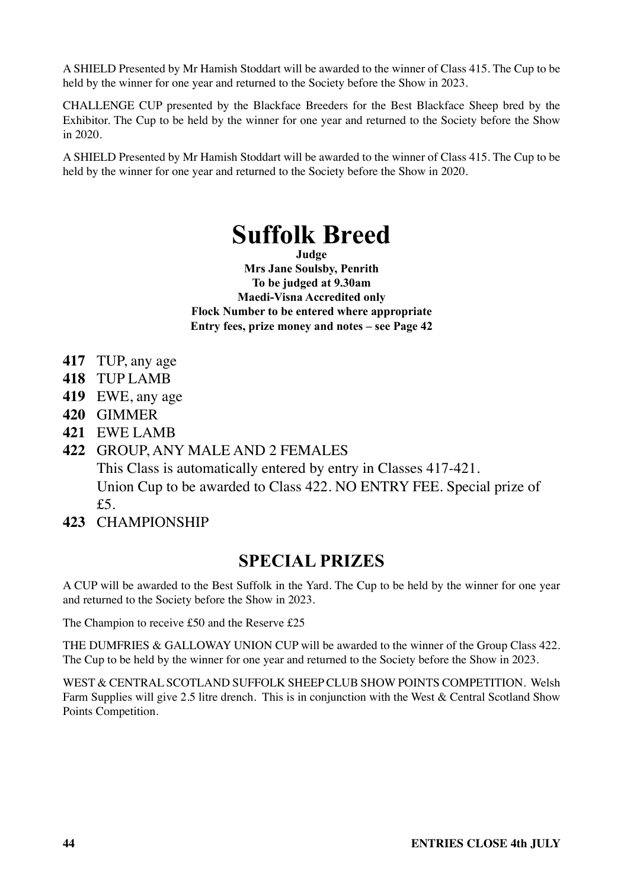A SHIELD Presented by Mr Hamish Stoddart will be awarded to the winner of Class 415. The Cup to be held by the winner for one year and returned to the Society before the Show in 2023.

CHALLENGE CUP presented by the Blackface Breeders for the Best Blackface Sheep bred by the Exhibitor. The Cup to be held by the winner for one year and returned to the Society before the Show in 2020.

A SHIELD Presented by Mr Hamish Stoddart will be awarded to the winner of Class 415. The Cup to be held by the winner for one year and returned to the Society before the Show in 2020.

# Suffolk Breed

**Judge**
**Mrs Jane Soulsby, Penrith**
**To be judged at 9.30am**
**Maedi-Visna Accredited only**
**Flock Number to be entered where appropriate**
**Entry fees, prize money and notes – see Page 42**

**417** TUP, any age
**418** TUP LAMB
**419** EWE, any age
**420** GIMMER
**421** EWE LAMB
**422** GROUP, ANY MALE AND 2 FEMALES
This Class is automatically entered by entry in Classes 417-421.
Union Cup to be awarded to Class 422. NO ENTRY FEE. Special prize of £5.
**423** CHAMPIONSHIP

## SPECIAL PRIZES

A CUP will be awarded to the Best Suffolk in the Yard. The Cup to be held by the winner for one year and returned to the Society before the Show in 2023.

The Champion to receive £50 and the Reserve £25

THE DUMFRIES & GALLOWAY UNION CUP will be awarded to the winner of the Group Class 422. The Cup to be held by the winner for one year and returned to the Society before the Show in 2023.

WEST & CENTRAL SCOTLAND SUFFOLK SHEEP CLUB SHOW POINTS COMPETITION. Welsh Farm Supplies will give 2.5 litre drench. This is in conjunction with the West & Central Scotland Show Points Competition.

**ENTRIES CLOSE 4th JULY**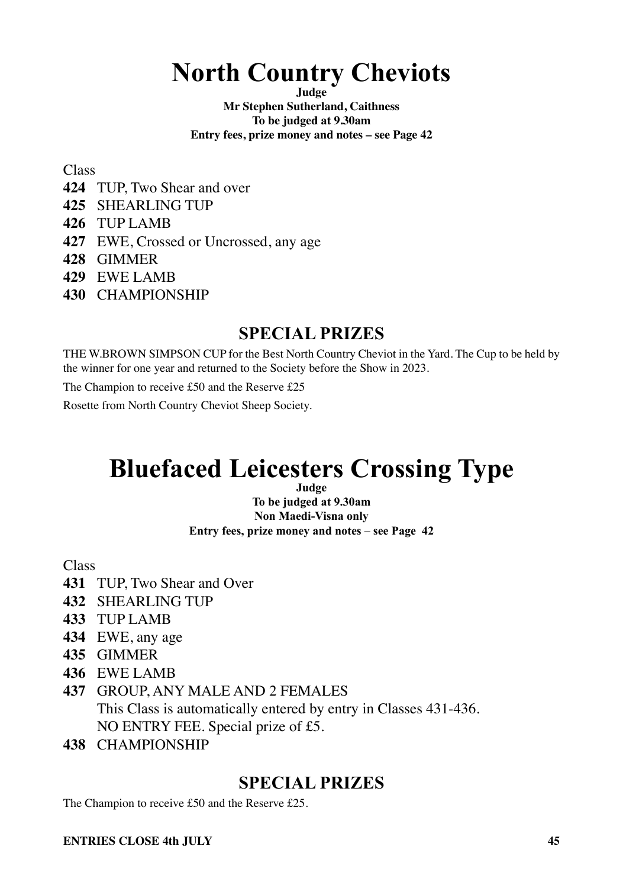# North Country Cheviots

**Judge**

**Mr Stephen Sutherland, Caithness**

**To be judged at 9.30am**

**Entry fees, prize money and notes – see Page 42**

Class

**424** TUP, Two Shear and over
**425** SHEARLING TUP
**426** TUP LAMB
**427** EWE, Crossed or Uncrossed, any age
**428** GIMMER
**429** EWE LAMB
**430** CHAMPIONSHIP

## SPECIAL PRIZES

THE W.BROWN SIMPSON CUP for the Best North Country Cheviot in the Yard. The Cup to be held by the winner for one year and returned to the Society before the Show in 2023.

The Champion to receive £50 and the Reserve £25

Rosette from North Country Cheviot Sheep Society.

# Bluefaced Leicesters Crossing Type

**Judge**

**To be judged at 9.30am**

**Non Maedi-Visna only**

**Entry fees, prize money and notes – see Page 42**

Class

**431** TUP, Two Shear and Over
**432** SHEARLING TUP
**433** TUP LAMB
**434** EWE, any age
**435** GIMMER
**436** EWE LAMB
**437** GROUP, ANY MALE AND 2 FEMALES
This Class is automatically entered by entry in Classes 431-436.
NO ENTRY FEE. Special prize of £5.
**438** CHAMPIONSHIP

## SPECIAL PRIZES

The Champion to receive £50 and the Reserve £25.

**ENTRIES CLOSE 4th JULY**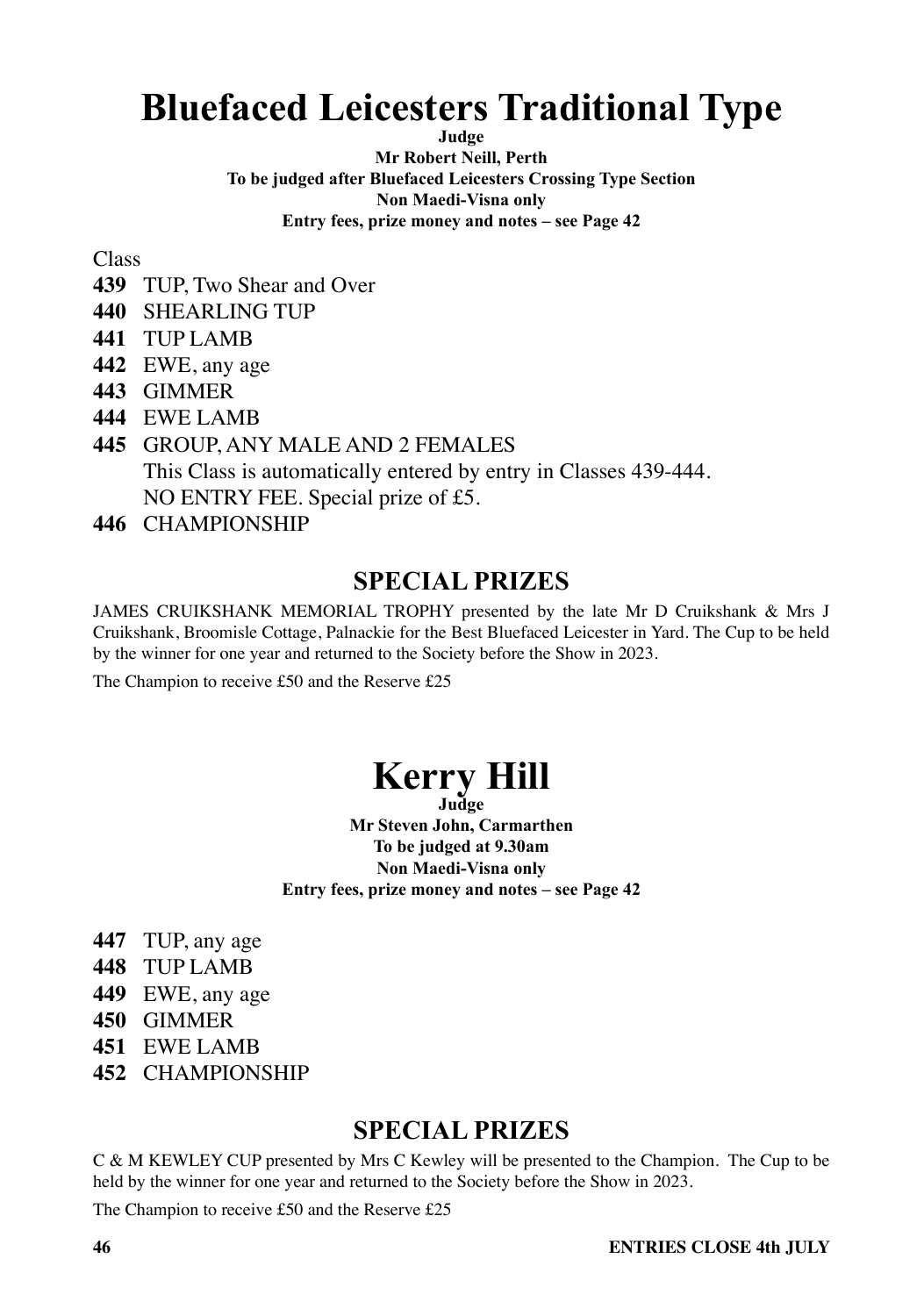# Bluefaced Leicesters Traditional Type

**Judge**
**Mr Robert Neill, Perth**
**To be judged after Bluefaced Leicesters Crossing Type Section**
**Non Maedi-Visna only**
**Entry fees, prize money and notes – see Page 42**

Class

**439** TUP, Two Shear and Over
**440** SHEARLING TUP
**441** TUP LAMB
**442** EWE, any age
**443** GIMMER
**444** EWE LAMB
**445** GROUP, ANY MALE AND 2 FEMALES
This Class is automatically entered by entry in Classes 439-444.
NO ENTRY FEE. Special prize of £5.
**446** CHAMPIONSHIP

## SPECIAL PRIZES

JAMES CRUIKSHANK MEMORIAL TROPHY presented by the late Mr D Cruikshank & Mrs J Cruikshank, Broomisle Cottage, Palnackie for the Best Bluefaced Leicester in Yard. The Cup to be held by the winner for one year and returned to the Society before the Show in 2023.

The Champion to receive £50 and the Reserve £25

# Kerry Hill

**Judge**
**Mr Steven John, Carmarthen**
**To be judged at 9.30am**
**Non Maedi-Visna only**
**Entry fees, prize money and notes – see Page 42**

**447** TUP, any age
**448** TUP LAMB
**449** EWE, any age
**450** GIMMER
**451** EWE LAMB
**452** CHAMPIONSHIP

## SPECIAL PRIZES

C & M KEWLEY CUP presented by Mrs C Kewley will be presented to the Champion. The Cup to be held by the winner for one year and returned to the Society before the Show in 2023.

The Champion to receive £50 and the Reserve £25

**ENTRIES CLOSE 4th JULY**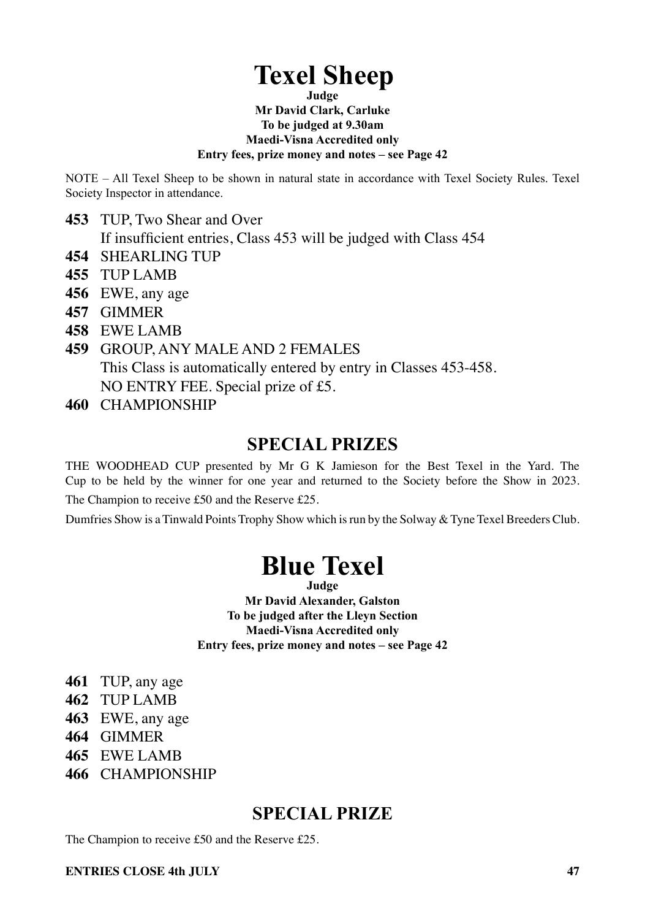# Texel Sheep

**Judge**
**Mr David Clark, Carluke**
**To be judged at 9.30am**
**Maedi-Visna Accredited only**
**Entry fees, prize money and notes – see Page 42**

NOTE – All Texel Sheep to be shown in natural state in accordance with Texel Society Rules. Texel Society Inspector in attendance.

**453** TUP, Two Shear and Over
If insufficient entries, Class 453 will be judged with Class 454

**454** SHEARLING TUP

**455** TUP LAMB

**456** EWE, any age

**457** GIMMER

**458** EWE LAMB

**459** GROUP, ANY MALE AND 2 FEMALES
This Class is automatically entered by entry in Classes 453-458.
NO ENTRY FEE. Special prize of £5.

**460** CHAMPIONSHIP

## SPECIAL PRIZES

THE WOODHEAD CUP presented by Mr G K Jamieson for the Best Texel in the Yard. The Cup to be held by the winner for one year and returned to the Society before the Show in 2023.

The Champion to receive £50 and the Reserve £25.

Dumfries Show is a Tinwald Points Trophy Show which is run by the Solway & Tyne Texel Breeders Club.

# Blue Texel

**Judge**
**Mr David Alexander, Galston**
**To be judged after the Lleyn Section**
**Maedi-Visna Accredited only**
**Entry fees, prize money and notes – see Page 42**

**461** TUP, any age

**462** TUP LAMB

**463** EWE, any age

**464** GIMMER

**465** EWE LAMB

**466** CHAMPIONSHIP

## SPECIAL PRIZE

The Champion to receive £50 and the Reserve £25.

**ENTRIES CLOSE 4th JULY**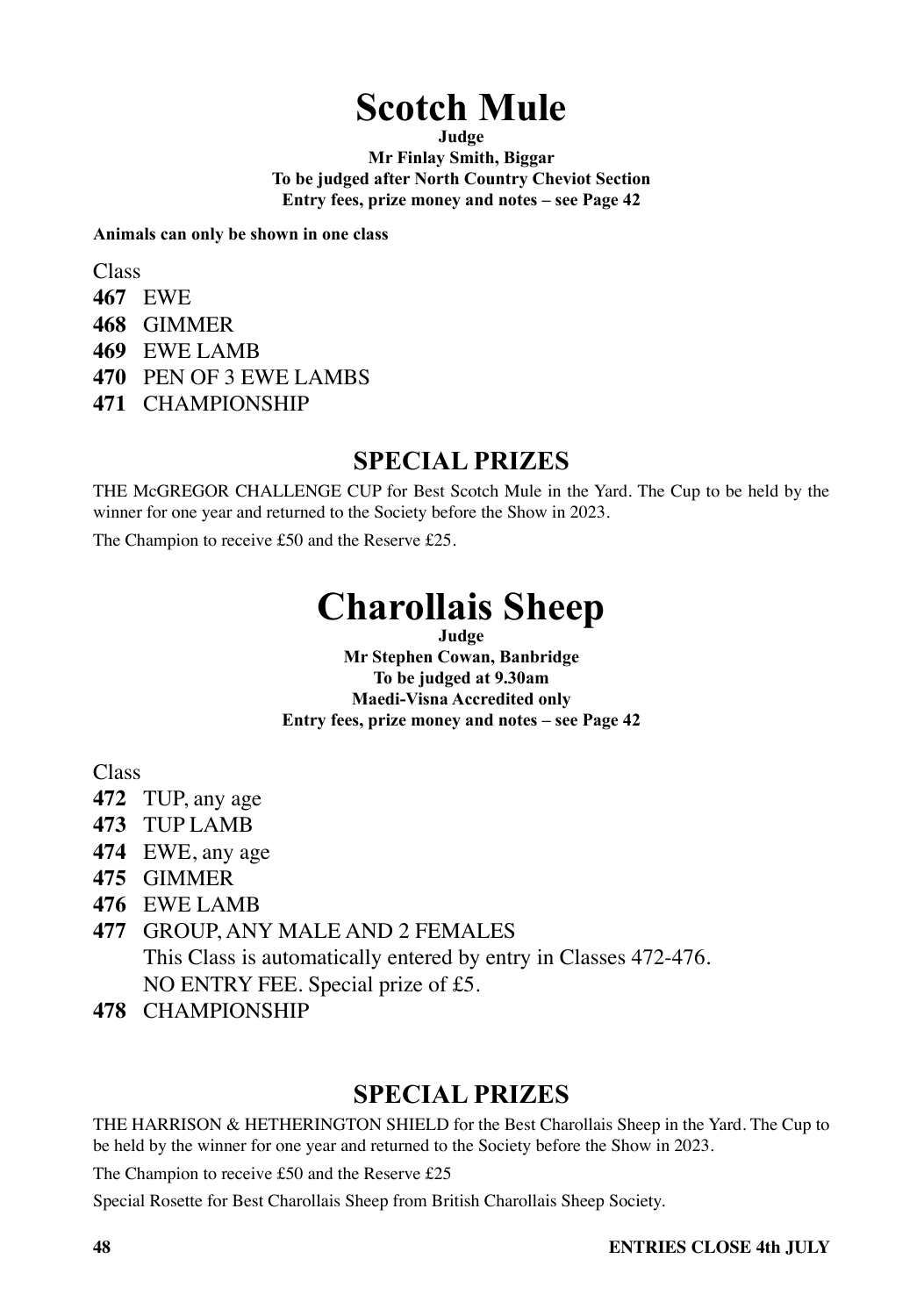# Scotch Mule

**Judge**
**Mr Finlay Smith, Biggar**
**To be judged after North Country Cheviot Section**
**Entry fees, prize money and notes – see Page 42**

**Animals can only be shown in one class**

Class

**467** EWE
**468** GIMMER
**469** EWE LAMB
**470** PEN OF 3 EWE LAMBS
**471** CHAMPIONSHIP

## SPECIAL PRIZES

THE McGREGOR CHALLENGE CUP for Best Scotch Mule in the Yard. The Cup to be held by the winner for one year and returned to the Society before the Show in 2023.

The Champion to receive £50 and the Reserve £25.

# Charollais Sheep

**Judge**
**Mr Stephen Cowan, Banbridge**
**To be judged at 9.30am**
**Maedi-Visna Accredited only**
**Entry fees, prize money and notes – see Page 42**

Class

**472** TUP, any age
**473** TUP LAMB
**474** EWE, any age
**475** GIMMER
**476** EWE LAMB
**477** GROUP, ANY MALE AND 2 FEMALES
This Class is automatically entered by entry in Classes 472-476.
NO ENTRY FEE. Special prize of £5.
**478** CHAMPIONSHIP

## SPECIAL PRIZES

THE HARRISON & HETHERINGTON SHIELD for the Best Charollais Sheep in the Yard. The Cup to be held by the winner for one year and returned to the Society before the Show in 2023.

The Champion to receive £50 and the Reserve £25

Special Rosette for Best Charollais Sheep from British Charollais Sheep Society.

**ENTRIES CLOSE 4th JULY**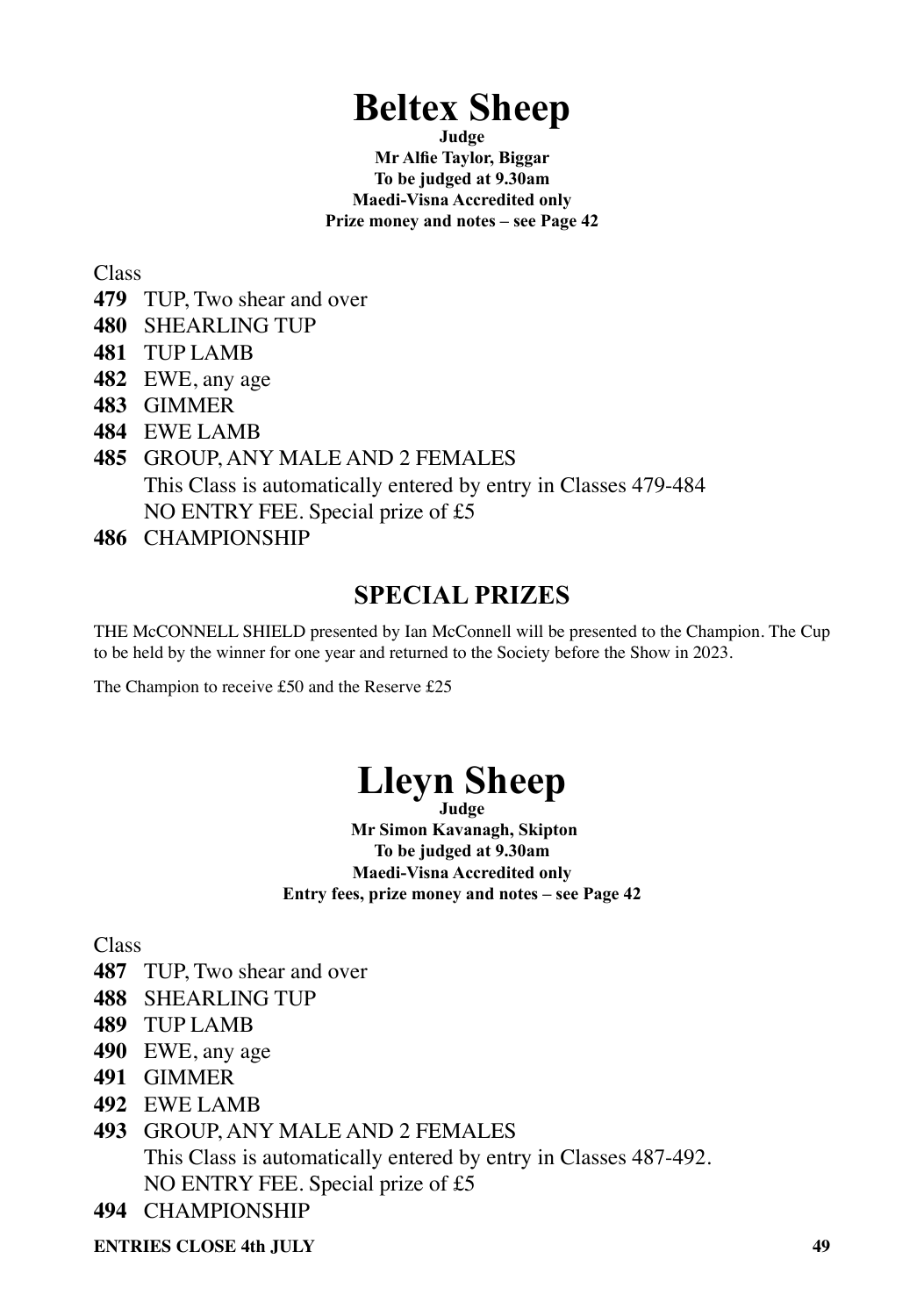# Beltex Sheep

**Judge**
**Mr Alfie Taylor, Biggar**
**To be judged at 9.30am**
**Maedi-Visna Accredited only**
**Prize money and notes – see Page 42**

Class

**479** TUP, Two shear and over
**480** SHEARLING TUP
**481** TUP LAMB
**482** EWE, any age
**483** GIMMER
**484** EWE LAMB
**485** GROUP, ANY MALE AND 2 FEMALES
This Class is automatically entered by entry in Classes 479-484
NO ENTRY FEE. Special prize of £5
**486** CHAMPIONSHIP

## SPECIAL PRIZES

THE McCONNELL SHIELD presented by Ian McConnell will be presented to the Champion. The Cup to be held by the winner for one year and returned to the Society before the Show in 2023.

The Champion to receive £50 and the Reserve £25

# Lleyn Sheep

**Judge**
**Mr Simon Kavanagh, Skipton**
**To be judged at 9.30am**
**Maedi-Visna Accredited only**
**Entry fees, prize money and notes – see Page 42**

Class

**487** TUP, Two shear and over
**488** SHEARLING TUP
**489** TUP LAMB
**490** EWE, any age
**491** GIMMER
**492** EWE LAMB
**493** GROUP, ANY MALE AND 2 FEMALES
This Class is automatically entered by entry in Classes 487-492.
NO ENTRY FEE. Special prize of £5
**494** CHAMPIONSHIP

**ENTRIES CLOSE 4th JULY**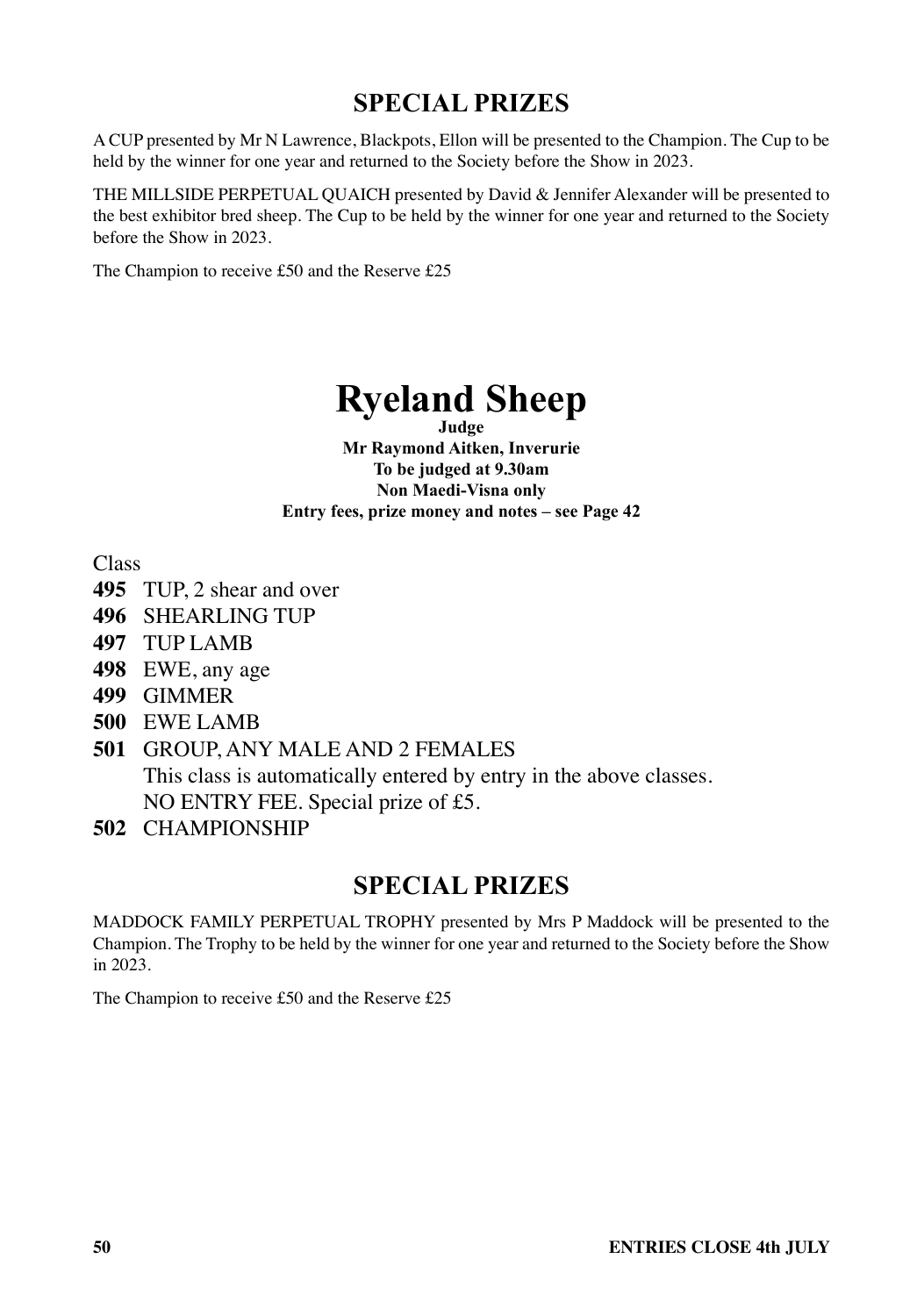## SPECIAL PRIZES

A CUP presented by Mr N Lawrence, Blackpots, Ellon will be presented to the Champion. The Cup to be held by the winner for one year and returned to the Society before the Show in 2023.

THE MILLSIDE PERPETUAL QUAICH presented by David & Jennifer Alexander will be presented to the best exhibitor bred sheep. The Cup to be held by the winner for one year and returned to the Society before the Show in 2023.

The Champion to receive £50 and the Reserve £25

# Ryeland Sheep

**Judge**
**Mr Raymond Aitken, Inverurie**
**To be judged at 9.30am**
**Non Maedi-Visna only**
**Entry fees, prize money and notes – see Page 42**

Class

**495** TUP, 2 shear and over
**496** SHEARLING TUP
**497** TUP LAMB
**498** EWE, any age
**499** GIMMER
**500** EWE LAMB
**501** GROUP, ANY MALE AND 2 FEMALES
This class is automatically entered by entry in the above classes.
NO ENTRY FEE. Special prize of £5.
**502** CHAMPIONSHIP

## SPECIAL PRIZES

MADDOCK FAMILY PERPETUAL TROPHY presented by Mrs P Maddock will be presented to the Champion. The Trophy to be held by the winner for one year and returned to the Society before the Show in 2023.

The Champion to receive £50 and the Reserve £25

**ENTRIES CLOSE 4th JULY**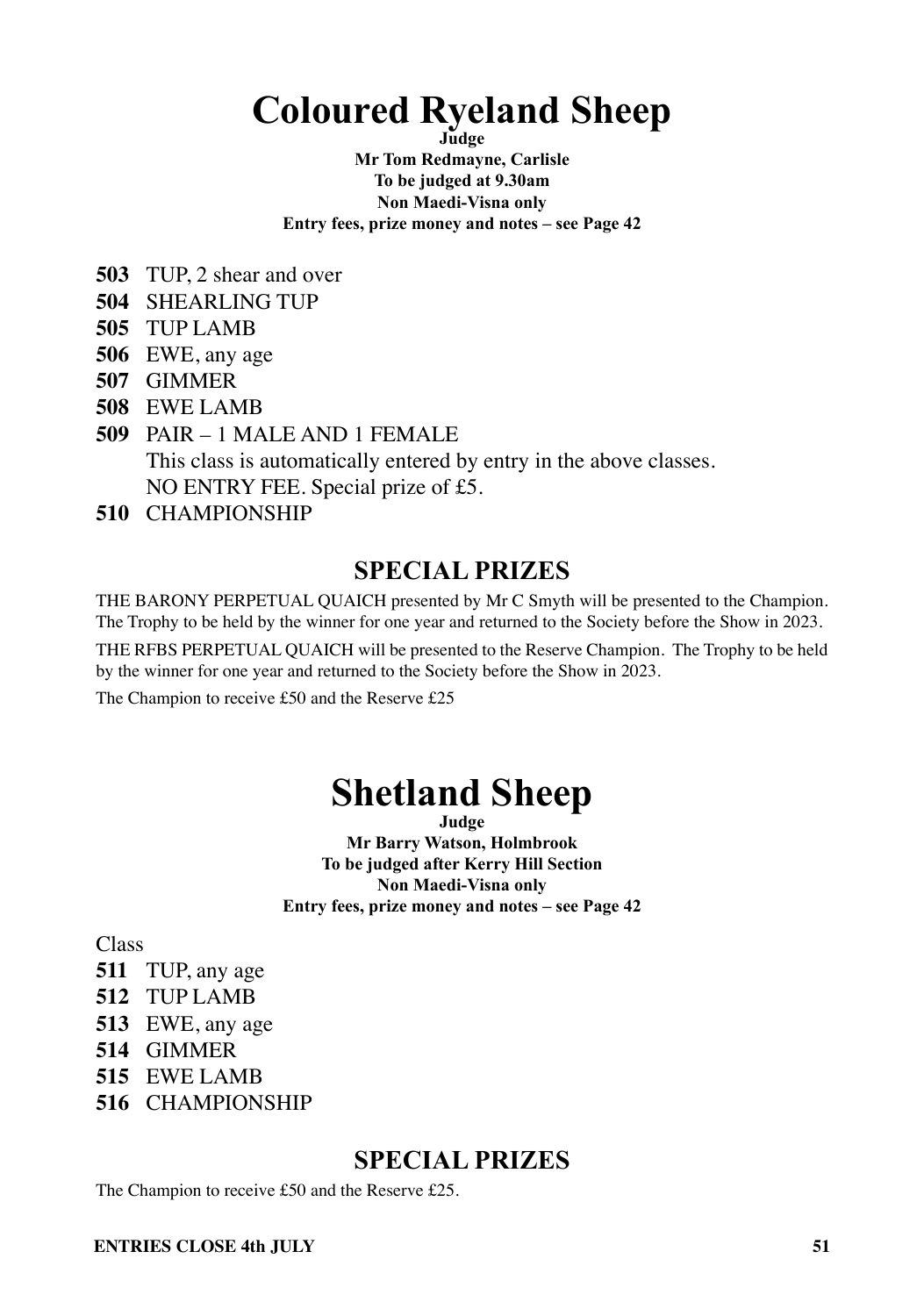# Coloured Ryeland Sheep

**Judge**

**Mr Tom Redmayne, Carlisle**

**To be judged at 9.30am**

**Non Maedi-Visna only**

**Entry fees, prize money and notes – see Page 42**

**503** TUP, 2 shear and over
**504** SHEARLING TUP
**505** TUP LAMB
**506** EWE, any age
**507** GIMMER
**508** EWE LAMB
**509** PAIR – 1 MALE AND 1 FEMALE
This class is automatically entered by entry in the above classes.
NO ENTRY FEE. Special prize of £5.
**510** CHAMPIONSHIP

## SPECIAL PRIZES

THE BARONY PERPETUAL QUAICH presented by Mr C Smyth will be presented to the Champion. The Trophy to be held by the winner for one year and returned to the Society before the Show in 2023.

THE RFBS PERPETUAL QUAICH will be presented to the Reserve Champion. The Trophy to be held by the winner for one year and returned to the Society before the Show in 2023.

The Champion to receive £50 and the Reserve £25

# Shetland Sheep

**Judge**

**Mr Barry Watson, Holmbrook**

**To be judged after Kerry Hill Section**

**Non Maedi-Visna only**

**Entry fees, prize money and notes – see Page 42**

Class
**511** TUP, any age
**512** TUP LAMB
**513** EWE, any age
**514** GIMMER
**515** EWE LAMB
**516** CHAMPIONSHIP

## SPECIAL PRIZES

The Champion to receive £50 and the Reserve £25.

**ENTRIES CLOSE 4th JULY**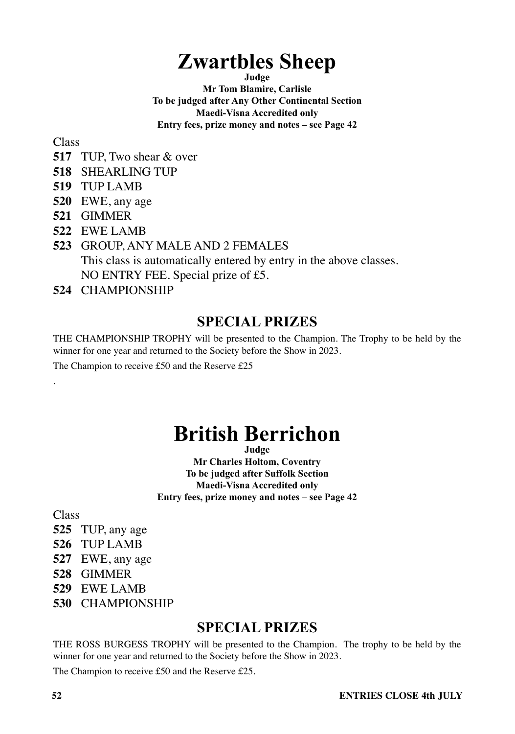# Zwartbles Sheep

**Judge**

**Mr Tom Blamire, Carlisle**

**To be judged after Any Other Continental Section**

**Maedi-Visna Accredited only**

**Entry fees, prize money and notes – see Page 42**

Class

**517** TUP, Two shear & over

**518** SHEARLING TUP

**519** TUP LAMB

**520** EWE, any age

**521** GIMMER

**522** EWE LAMB

**523** GROUP, ANY MALE AND 2 FEMALES
This class is automatically entered by entry in the above classes.
NO ENTRY FEE. Special prize of £5.

**524** CHAMPIONSHIP

## SPECIAL PRIZES

THE CHAMPIONSHIP TROPHY will be presented to the Champion. The Trophy to be held by the winner for one year and returned to the Society before the Show in 2023.

The Champion to receive £50 and the Reserve £25

.

# British Berrichon

**Judge**

**Mr Charles Holtom, Coventry**

**To be judged after Suffolk Section**

**Maedi-Visna Accredited only**

**Entry fees, prize money and notes – see Page 42**

Class

**525** TUP, any age

**526** TUP LAMB

**527** EWE, any age

**528** GIMMER

**529** EWE LAMB

**530** CHAMPIONSHIP

## SPECIAL PRIZES

THE ROSS BURGESS TROPHY will be presented to the Champion. The trophy to be held by the winner for one year and returned to the Society before the Show in 2023.

The Champion to receive £50 and the Reserve £25.

**ENTRIES CLOSE 4th JULY**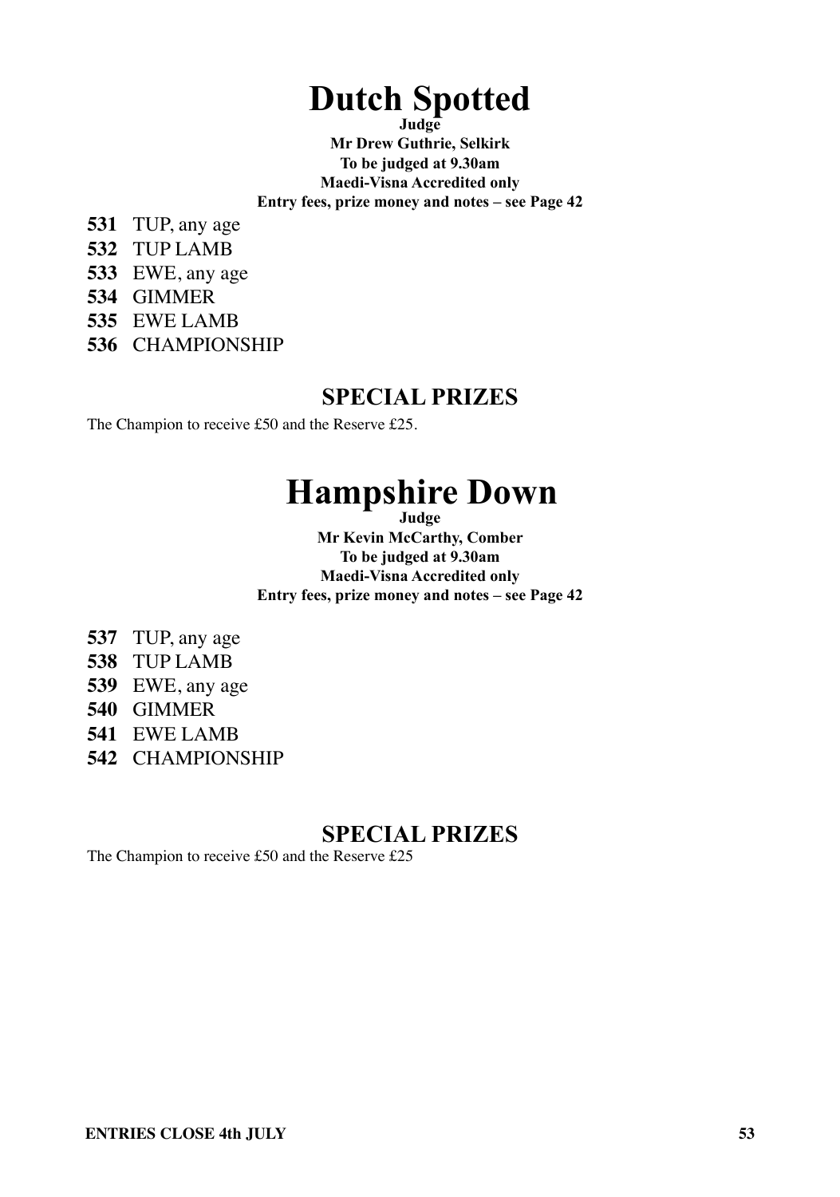# Dutch Spotted

**Judge**

**Mr Drew Guthrie, Selkirk**

**To be judged at 9.30am**

**Maedi-Visna Accredited only**

**Entry fees, prize money and notes – see Page 42**

**531** TUP, any age

**532** TUP LAMB

**533** EWE, any age

**534** GIMMER

**535** EWE LAMB

**536** CHAMPIONSHIP

## SPECIAL PRIZES

The Champion to receive £50 and the Reserve £25.

# Hampshire Down

**Judge**

**Mr Kevin McCarthy, Comber**

**To be judged at 9.30am**

**Maedi-Visna Accredited only**

**Entry fees, prize money and notes – see Page 42**

**537** TUP, any age

**538** TUP LAMB

**539** EWE, any age

**540** GIMMER

**541** EWE LAMB

**542** CHAMPIONSHIP

## SPECIAL PRIZES

The Champion to receive £50 and the Reserve £25

**ENTRIES CLOSE 4th JULY**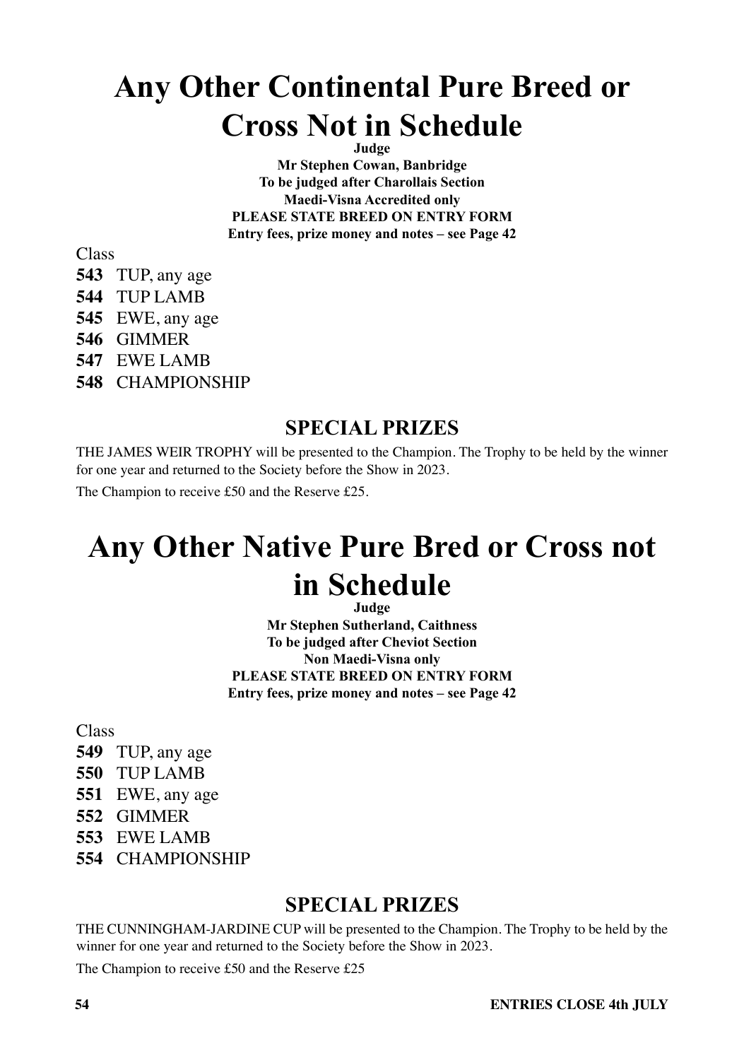# Any Other Continental Pure Breed or Cross Not in Schedule

**Judge**

**Mr Stephen Cowan, Banbridge**

**To be judged after Charollais Section**

**Maedi-Visna Accredited only**

**PLEASE STATE BREED ON ENTRY FORM**

**Entry fees, prize money and notes – see Page 42**

Class

**543** TUP, any age
**544** TUP LAMB
**545** EWE, any age
**546** GIMMER
**547** EWE LAMB
**548** CHAMPIONSHIP

## SPECIAL PRIZES

THE JAMES WEIR TROPHY will be presented to the Champion. The Trophy to be held by the winner for one year and returned to the Society before the Show in 2023.

The Champion to receive £50 and the Reserve £25.

# Any Other Native Pure Bred or Cross not in Schedule

**Judge**

**Mr Stephen Sutherland, Caithness**

**To be judged after Cheviot Section**

**Non Maedi-Visna only**

**PLEASE STATE BREED ON ENTRY FORM**

**Entry fees, prize money and notes – see Page 42**

Class

**549** TUP, any age
**550** TUP LAMB
**551** EWE, any age
**552** GIMMER
**553** EWE LAMB
**554** CHAMPIONSHIP

## SPECIAL PRIZES

THE CUNNINGHAM-JARDINE CUP will be presented to the Champion. The Trophy to be held by the winner for one year and returned to the Society before the Show in 2023.

The Champion to receive £50 and the Reserve £25

**ENTRIES CLOSE 4th JULY**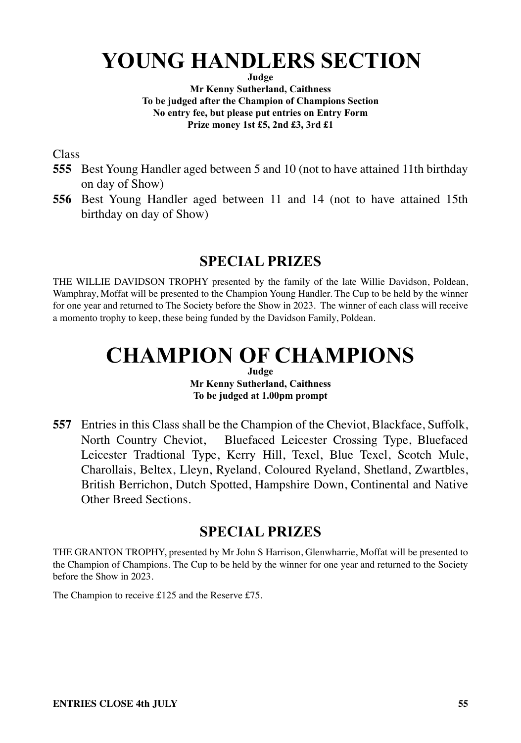# YOUNG HANDLERS SECTION

**Judge**
**Mr Kenny Sutherland, Caithness**
**To be judged after the Champion of Champions Section**
**No entry fee, but please put entries on Entry Form**
**Prize money 1st £5, 2nd £3, 3rd £1**

Class

**555** Best Young Handler aged between 5 and 10 (not to have attained 11th birthday on day of Show)

**556** Best Young Handler aged between 11 and 14 (not to have attained 15th birthday on day of Show)

## SPECIAL PRIZES

THE WILLIE DAVIDSON TROPHY presented by the family of the late Willie Davidson, Poldean, Wamphray, Moffat will be presented to the Champion Young Handler. The Cup to be held by the winner for one year and returned to The Society before the Show in 2023. The winner of each class will receive a momento trophy to keep, these being funded by the Davidson Family, Poldean.

# CHAMPION OF CHAMPIONS

**Judge**
**Mr Kenny Sutherland, Caithness**
**To be judged at 1.00pm prompt**

**557** Entries in this Class shall be the Champion of the Cheviot, Blackface, Suffolk, North Country Cheviot, Bluefaced Leicester Crossing Type, Bluefaced Leicester Tradtional Type, Kerry Hill, Texel, Blue Texel, Scotch Mule, Charollais, Beltex, Lleyn, Ryeland, Coloured Ryeland, Shetland, Zwartbles, British Berrichon, Dutch Spotted, Hampshire Down, Continental and Native Other Breed Sections.

## SPECIAL PRIZES

THE GRANTON TROPHY, presented by Mr John S Harrison, Glenwharrie, Moffat will be presented to the Champion of Champions. The Cup to be held by the winner for one year and returned to the Society before the Show in 2023.

The Champion to receive £125 and the Reserve £75.

**ENTRIES CLOSE 4th JULY**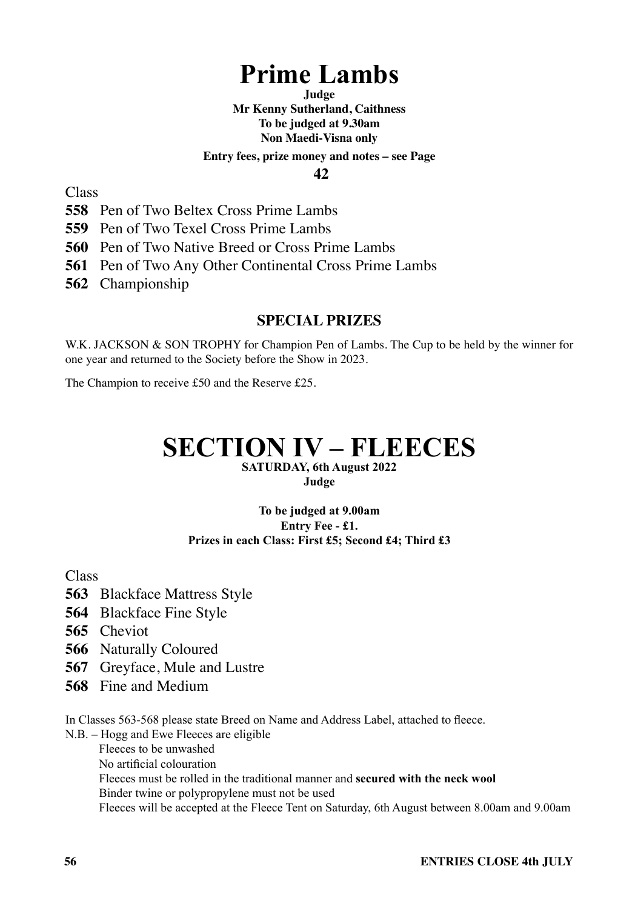# Prime Lambs

**Judge**
**Mr Kenny Sutherland, Caithness**
**To be judged at 9.30am**
**Non Maedi-Visna only**

**Entry fees, prize money and notes – see Page 42**

Class

**558** Pen of Two Beltex Cross Prime Lambs
**559** Pen of Two Texel Cross Prime Lambs
**560** Pen of Two Native Breed or Cross Prime Lambs
**561** Pen of Two Any Other Continental Cross Prime Lambs
**562** Championship

### SPECIAL PRIZES

W.K. JACKSON & SON TROPHY for Champion Pen of Lambs. The Cup to be held by the winner for one year and returned to the Society before the Show in 2023.

The Champion to receive £50 and the Reserve £25.

# SECTION IV – FLEECES

**SATURDAY, 6th August 2022**
**Judge**

**To be judged at 9.00am**
**Entry Fee - £1.**
**Prizes in each Class: First £5; Second £4; Third £3**

Class

**563** Blackface Mattress Style
**564** Blackface Fine Style
**565** Cheviot
**566** Naturally Coloured
**567** Greyface, Mule and Lustre
**568** Fine and Medium

In Classes 563-568 please state Breed on Name and Address Label, attached to fleece.

N.B. – Hogg and Ewe Fleeces are eligible
Fleeces to be unwashed
No artificial colouration
Fleeces must be rolled in the traditional manner and **secured with the neck wool**
Binder twine or polypropylene must not be used
Fleeces will be accepted at the Fleece Tent on Saturday, 6th August between 8.00am and 9.00am

**ENTRIES CLOSE 4th JULY**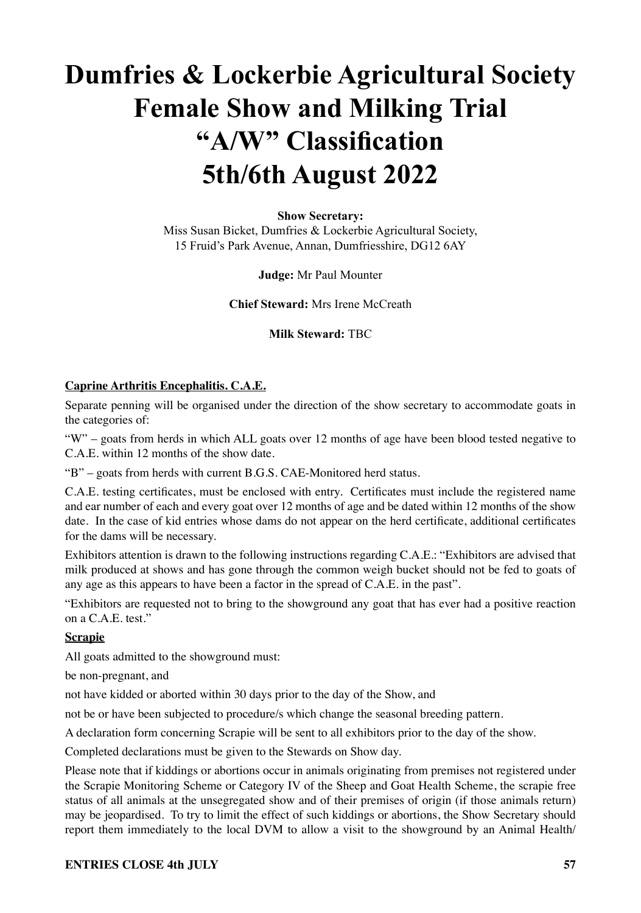# Dumfries & Lockerbie Agricultural Society Female Show and Milking Trial “A/W” Classification 5th/6th August 2022

**Show Secretary:**
Miss Susan Bicket, Dumfries & Lockerbie Agricultural Society,
15 Fruid’s Park Avenue, Annan, Dumfriesshire, DG12 6AY

**Judge:** Mr Paul Mounter

**Chief Steward:** Mrs Irene McCreath

**Milk Steward:** TBC

**Caprine Arthritis Encephalitis. C.A.E.**

Separate penning will be organised under the direction of the show secretary to accommodate goats in the categories of:

“W” – goats from herds in which ALL goats over 12 months of age have been blood tested negative to C.A.E. within 12 months of the show date.

“B” – goats from herds with current B.G.S. CAE-Monitored herd status.

C.A.E. testing certificates, must be enclosed with entry. Certificates must include the registered name and ear number of each and every goat over 12 months of age and be dated within 12 months of the show date. In the case of kid entries whose dams do not appear on the herd certificate, additional certificates for the dams will be necessary.

Exhibitors attention is drawn to the following instructions regarding C.A.E.: “Exhibitors are advised that milk produced at shows and has gone through the common weigh bucket should not be fed to goats of any age as this appears to have been a factor in the spread of C.A.E. in the past”.

“Exhibitors are requested not to bring to the showground any goat that has ever had a positive reaction on a C.A.E. test.”

**Scrapie**

All goats admitted to the showground must:

be non-pregnant, and

not have kidded or aborted within 30 days prior to the day of the Show, and

not be or have been subjected to procedure/s which change the seasonal breeding pattern.

A declaration form concerning Scrapie will be sent to all exhibitors prior to the day of the show.

Completed declarations must be given to the Stewards on Show day.

Please note that if kiddings or abortions occur in animals originating from premises not registered under the Scrapie Monitoring Scheme or Category IV of the Sheep and Goat Health Scheme, the scrapie free status of all animals at the unsegregated show and of their premises of origin (if those animals return) may be jeopardised. To try to limit the effect of such kiddings or abortions, the Show Secretary should report them immediately to the local DVM to allow a visit to the showground by an Animal Health/

**ENTRIES CLOSE 4th JULY**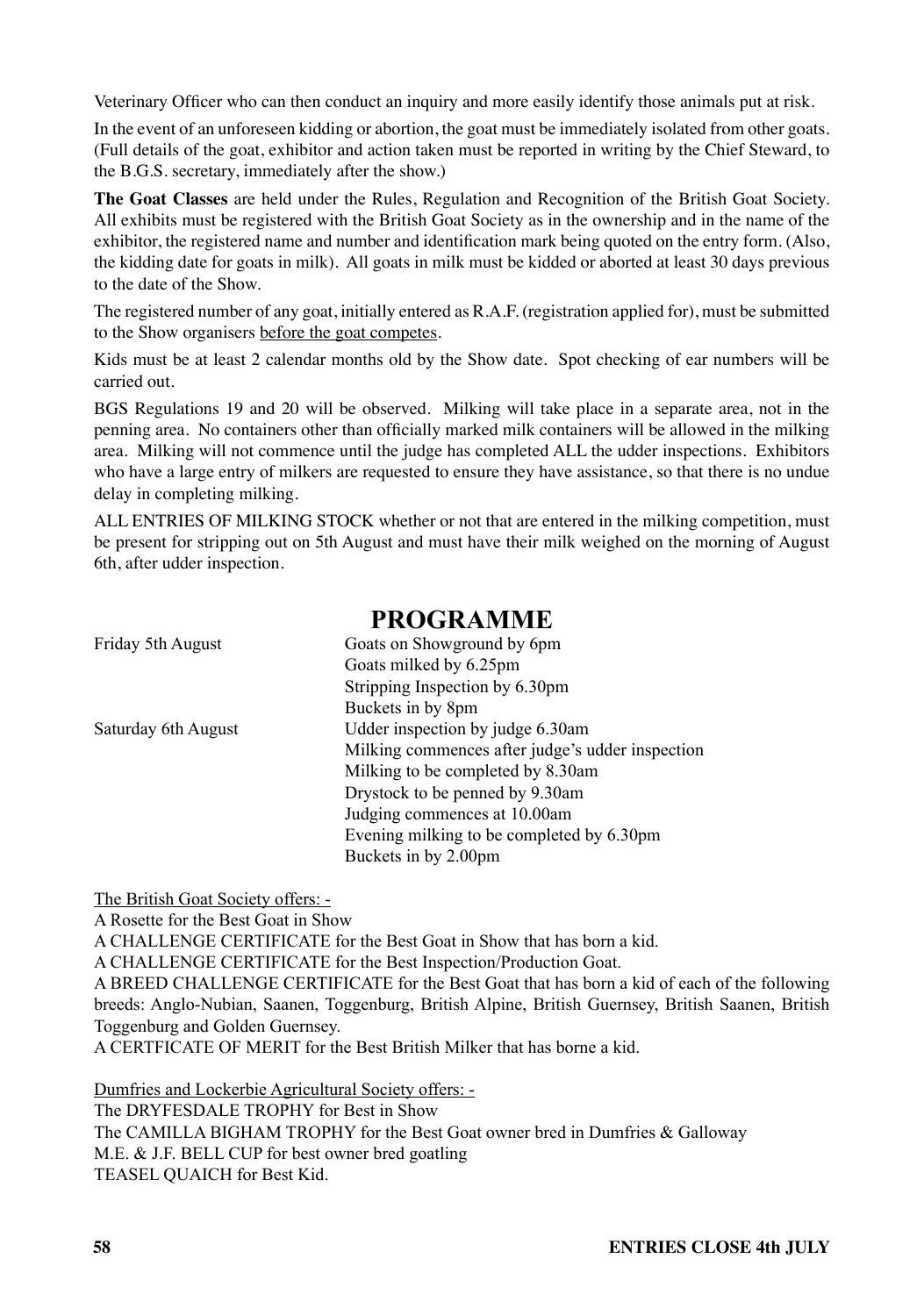Veterinary Officer who can then conduct an inquiry and more easily identify those animals put at risk.

In the event of an unforeseen kidding or abortion, the goat must be immediately isolated from other goats. (Full details of the goat, exhibitor and action taken must be reported in writing by the Chief Steward, to the B.G.S. secretary, immediately after the show.)

**The Goat Classes** are held under the Rules, Regulation and Recognition of the British Goat Society. All exhibits must be registered with the British Goat Society as in the ownership and in the name of the exhibitor, the registered name and number and identification mark being quoted on the entry form. (Also, the kidding date for goats in milk). All goats in milk must be kidded or aborted at least 30 days previous to the date of the Show.

The registered number of any goat, initially entered as R.A.F. (registration applied for), must be submitted to the Show organisers <u>before the goat competes</u>.

Kids must be at least 2 calendar months old by the Show date. Spot checking of ear numbers will be carried out.

BGS Regulations 19 and 20 will be observed. Milking will take place in a separate area, not in the penning area. No containers other than officially marked milk containers will be allowed in the milking area. Milking will not commence until the judge has completed ALL the udder inspections. Exhibitors who have a large entry of milkers are requested to ensure they have assistance, so that there is no undue delay in completing milking.

ALL ENTRIES OF MILKING STOCK whether or not that are entered in the milking competition, must be present for stripping out on 5th August and must have their milk weighed on the morning of August 6th, after udder inspection.

# PROGRAMME

| | |
|---|---|
| Friday 5th August | Goats on Showground by 6pm |
| | Goats milked by 6.25pm |
| | Stripping Inspection by 6.30pm |
| | Buckets in by 8pm |
| Saturday 6th August | Udder inspection by judge 6.30am |
| | Milking commences after judge's udder inspection |
| | Milking to be completed by 8.30am |
| | Drystock to be penned by 9.30am |
| | Judging commences at 10.00am |
| | Evening milking to be completed by 6.30pm |
| | Buckets in by 2.00pm |

<u>The British Goat Society offers: -</u>

A Rosette for the Best Goat in Show

A CHALLENGE CERTIFICATE for the Best Goat in Show that has born a kid.

A CHALLENGE CERTIFICATE for the Best Inspection/Production Goat.

A BREED CHALLENGE CERTIFICATE for the Best Goat that has born a kid of each of the following breeds: Anglo-Nubian, Saanen, Toggenburg, British Alpine, British Guernsey, British Saanen, British Toggenburg and Golden Guernsey.

A CERTFICATE OF MERIT for the Best British Milker that has borne a kid.

<u>Dumfries and Lockerbie Agricultural Society offers: -</u>

The DRYFESDALE TROPHY for Best in Show

The CAMILLA BIGHAM TROPHY for the Best Goat owner bred in Dumfries & Galloway

M.E. & J.F. BELL CUP for best owner bred goatling

TEASEL QUAICH for Best Kid.

**ENTRIES CLOSE 4th JULY**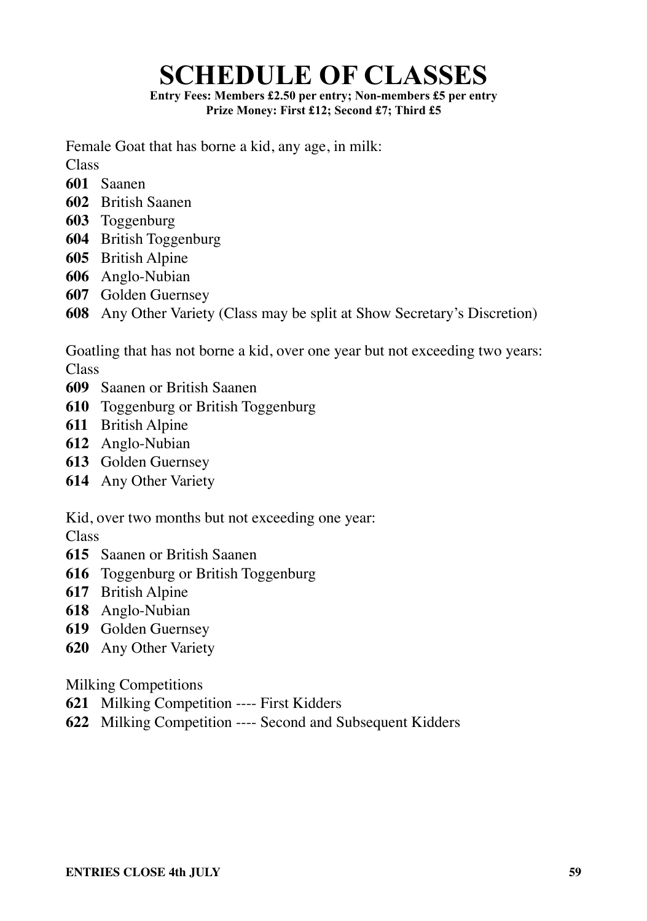# SCHEDULE OF CLASSES

**Entry Fees: Members £2.50 per entry; Non-members £5 per entry**
**Prize Money: First £12; Second £7; Third £5**

Female Goat that has borne a kid, any age, in milk:

Class

**601** Saanen
**602** British Saanen
**603** Toggenburg
**604** British Toggenburg
**605** British Alpine
**606** Anglo-Nubian
**607** Golden Guernsey
**608** Any Other Variety (Class may be split at Show Secretary's Discretion)

Goatling that has not borne a kid, over one year but not exceeding two years:

Class

**609** Saanen or British Saanen
**610** Toggenburg or British Toggenburg
**611** British Alpine
**612** Anglo-Nubian
**613** Golden Guernsey
**614** Any Other Variety

Kid, over two months but not exceeding one year:

Class

**615** Saanen or British Saanen
**616** Toggenburg or British Toggenburg
**617** British Alpine
**618** Anglo-Nubian
**619** Golden Guernsey
**620** Any Other Variety

Milking Competitions

**621** Milking Competition ---- First Kidders
**622** Milking Competition ---- Second and Subsequent Kidders

**ENTRIES CLOSE 4th JULY**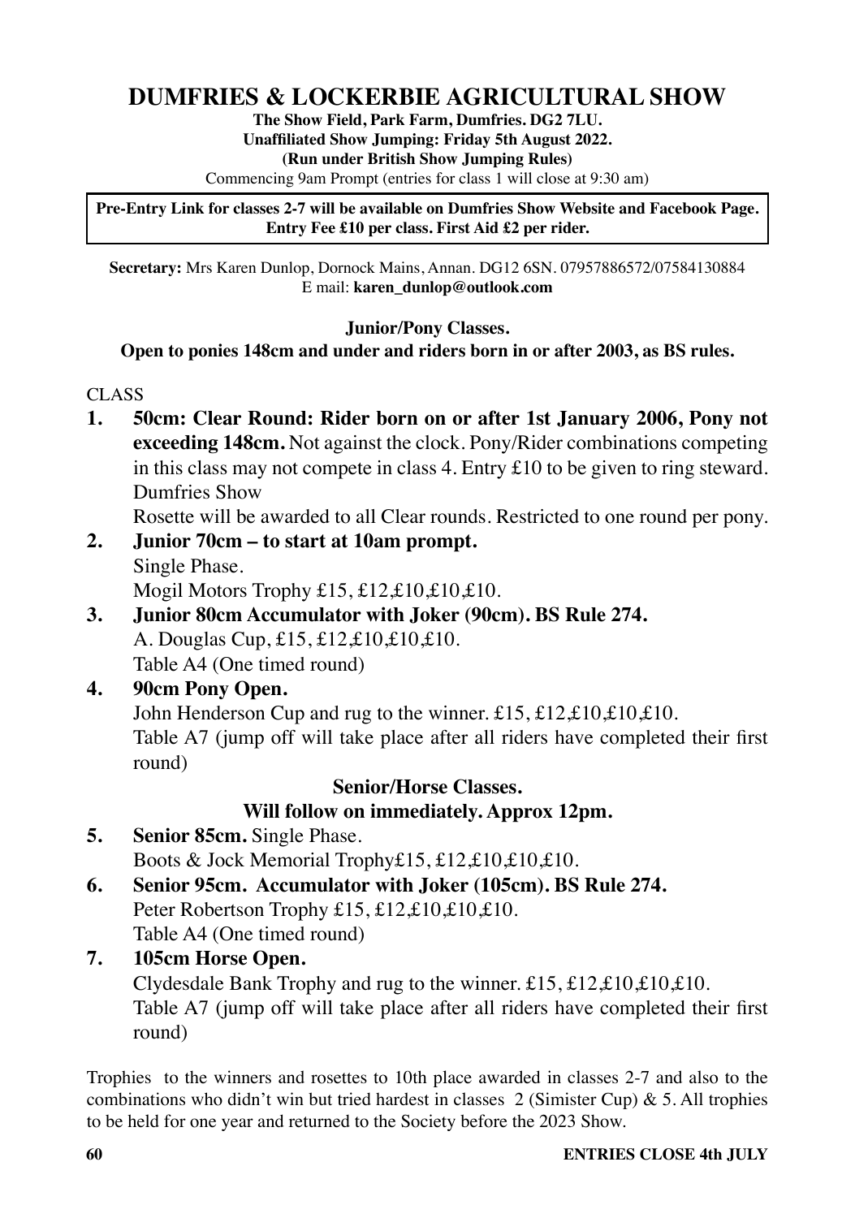# DUMFRIES & LOCKERBIE AGRICULTURAL SHOW

**The Show Field, Park Farm, Dumfries. DG2 7LU.**
**Unaffiliated Show Jumping: Friday 5th August 2022.**
**(Run under British Show Jumping Rules)**
Commencing 9am Prompt (entries for class 1 will close at 9:30 am)

**Pre-Entry Link for classes 2-7 will be available on Dumfries Show Website and Facebook Page. Entry Fee £10 per class. First Aid £2 per rider.**

**Secretary:** Mrs Karen Dunlop, Dornock Mains, Annan. DG12 6SN. 07957886572/07584130884
E mail: **karen_dunlop@outlook.com**

**Junior/Pony Classes.**
**Open to ponies 148cm and under and riders born in or after 2003, as BS rules.**

CLASS

1. **50cm: Clear Round: Rider born on or after 1st January 2006, Pony not exceeding 148cm.** Not against the clock. Pony/Rider combinations competing in this class may not compete in class 4. Entry £10 to be given to ring steward. Dumfries Show
   Rosette will be awarded to all Clear rounds. Restricted to one round per pony.
2. **Junior 70cm – to start at 10am prompt.**
   Single Phase.
   Mogil Motors Trophy £15, £12,£10,£10,£10.
3. **Junior 80cm Accumulator with Joker (90cm). BS Rule 274.**
   A. Douglas Cup, £15, £12,£10,£10,£10.
   Table A4 (One timed round)
4. **90cm Pony Open.**
   John Henderson Cup and rug to the winner. £15, £12,£10,£10,£10.
   Table A7 (jump off will take place after all riders have completed their first round)

**Senior/Horse Classes.**
**Will follow on immediately. Approx 12pm.**

5. **Senior 85cm.** Single Phase.
   Boots & Jock Memorial Trophy£15, £12,£10,£10,£10.
6. **Senior 95cm. Accumulator with Joker (105cm). BS Rule 274.**
   Peter Robertson Trophy £15, £12,£10,£10,£10.
   Table A4 (One timed round)
7. **105cm Horse Open.**
   Clydesdale Bank Trophy and rug to the winner. £15, £12,£10,£10,£10.
   Table A7 (jump off will take place after all riders have completed their first round)

Trophies to the winners and rosettes to 10th place awarded in classes 2-7 and also to the combinations who didn't win but tried hardest in classes 2 (Simister Cup) & 5. All trophies to be held for one year and returned to the Society before the 2023 Show.

**ENTRIES CLOSE 4th JULY**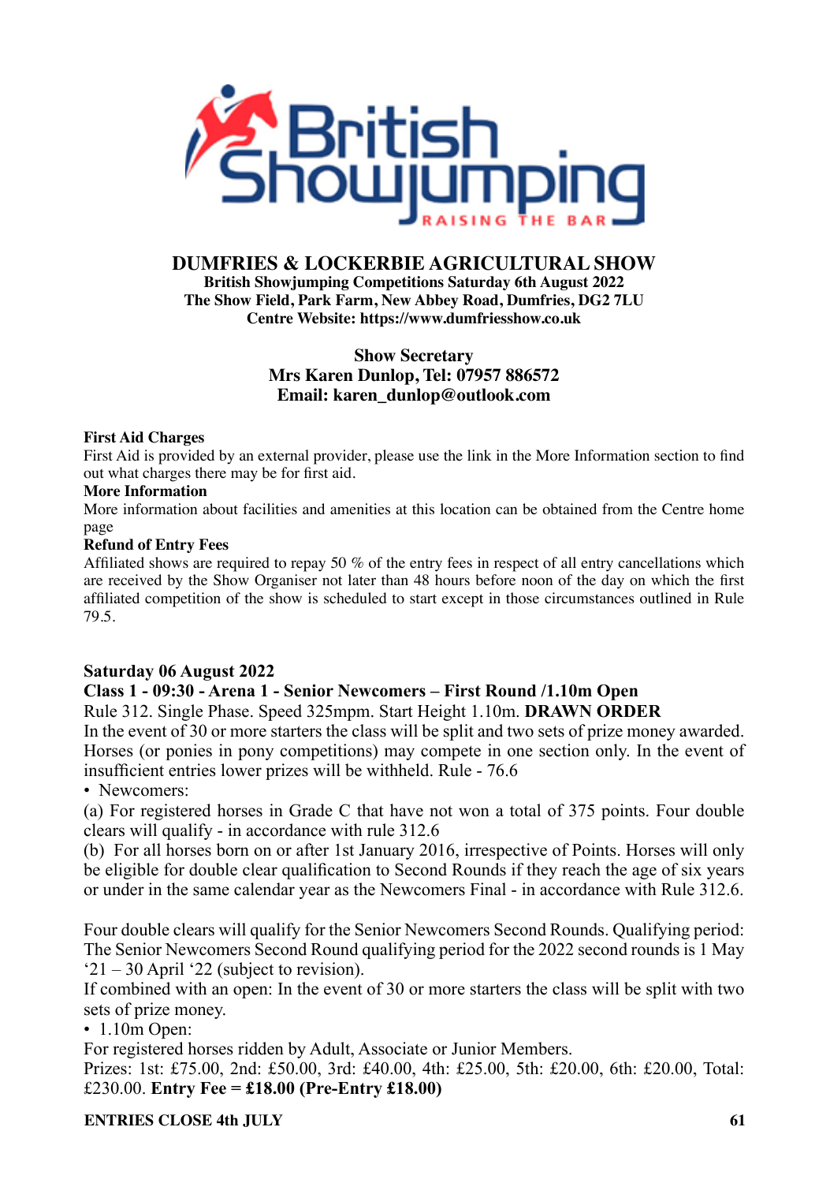# DUMFRIES & LOCKERBIE AGRICULTURAL SHOW

**British Showjumping Competitions Saturday 6th August 2022**
**The Show Field, Park Farm, New Abbey Road, Dumfries, DG2 7LU**
**Centre Website: https://www.dumfriesshow.co.uk**

**Show Secretary**
**Mrs Karen Dunlop, Tel: 07957 886572**
**Email: karen_dunlop@outlook.com**

**First Aid Charges**
First Aid is provided by an external provider, please use the link in the More Information section to find out what charges there may be for first aid.

**More Information**
More information about facilities and amenities at this location can be obtained from the Centre home page

**Refund of Entry Fees**
Affiliated shows are required to repay 50 % of the entry fees in respect of all entry cancellations which are received by the Show Organiser not later than 48 hours before noon of the day on which the first affiliated competition of the show is scheduled to start except in those circumstances outlined in Rule 79.5.

## Saturday 06 August 2022

### Class 1 - 09:30 - Arena 1 - Senior Newcomers – First Round /1.10m Open

Rule 312. Single Phase. Speed 325mpm. Start Height 1.10m. **DRAWN ORDER**
In the event of 30 or more starters the class will be split and two sets of prize money awarded. Horses (or ponies in pony competitions) may compete in one section only. In the event of insufficient entries lower prizes will be withheld. Rule - 76.6

- Newcomers:

(a) For registered horses in Grade C that have not won a total of 375 points. Four double clears will qualify - in accordance with rule 312.6
(b) For all horses born on or after 1st January 2016, irrespective of Points. Horses will only be eligible for double clear qualification to Second Rounds if they reach the age of six years or under in the same calendar year as the Newcomers Final - in accordance with Rule 312.6.

Four double clears will qualify for the Senior Newcomers Second Rounds. Qualifying period: The Senior Newcomers Second Round qualifying period for the 2022 second rounds is 1 May '21 – 30 April '22 (subject to revision).
If combined with an open: In the event of 30 or more starters the class will be split with two sets of prize money.

- 1.10m Open:

For registered horses ridden by Adult, Associate or Junior Members.
Prizes: 1st: £75.00, 2nd: £50.00, 3rd: £40.00, 4th: £25.00, 5th: £20.00, 6th: £20.00, Total: £230.00. **Entry Fee = £18.00 (Pre-Entry £18.00)**

**ENTRIES CLOSE 4th JULY**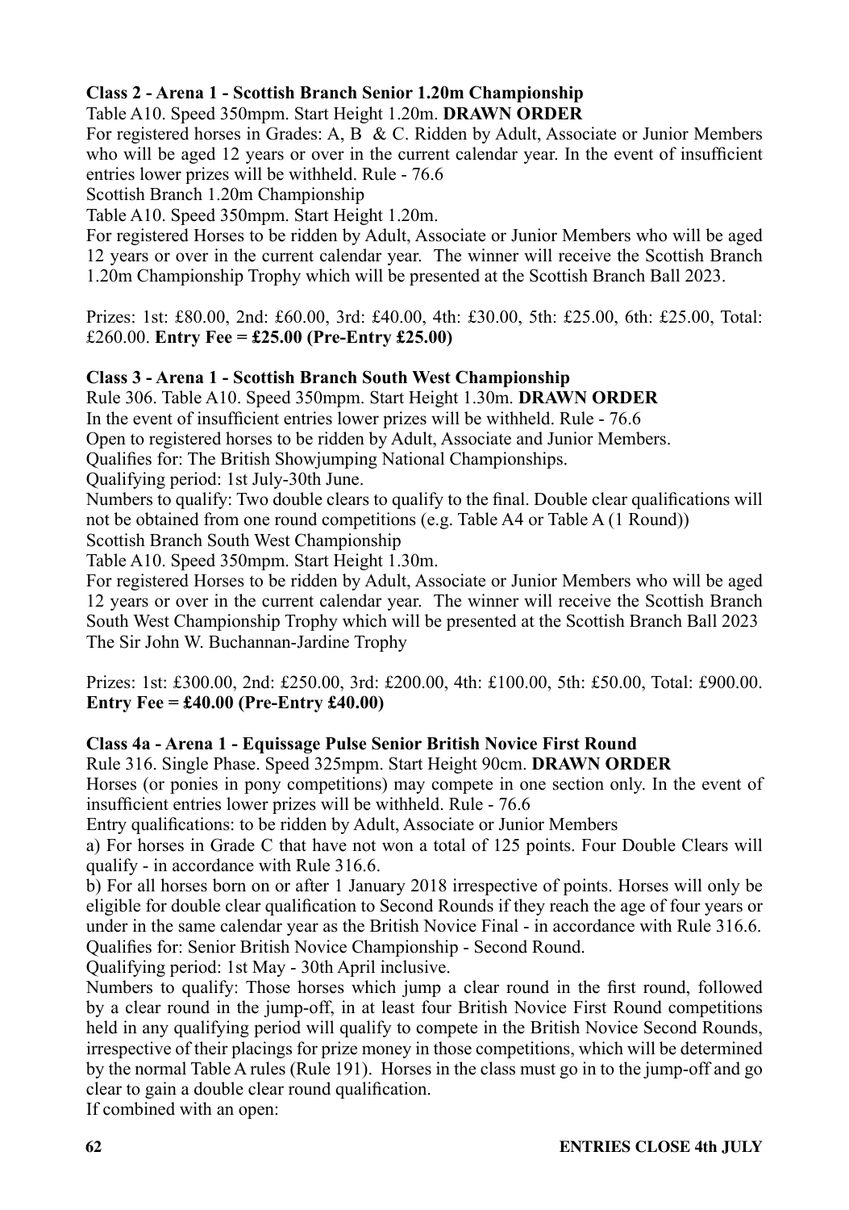**Class 2 - Arena 1 - Scottish Branch Senior 1.20m Championship**

Table A10. Speed 350mpm. Start Height 1.20m. **DRAWN ORDER**

For registered horses in Grades: A, B & C. Ridden by Adult, Associate or Junior Members who will be aged 12 years or over in the current calendar year. In the event of insufficient entries lower prizes will be withheld. Rule - 76.6

Scottish Branch 1.20m Championship

Table A10. Speed 350mpm. Start Height 1.20m.

For registered Horses to be ridden by Adult, Associate or Junior Members who will be aged 12 years or over in the current calendar year. The winner will receive the Scottish Branch 1.20m Championship Trophy which will be presented at the Scottish Branch Ball 2023.

Prizes: 1st: £80.00, 2nd: £60.00, 3rd: £40.00, 4th: £30.00, 5th: £25.00, 6th: £25.00, Total: £260.00. **Entry Fee = £25.00 (Pre-Entry £25.00)**

**Class 3 - Arena 1 - Scottish Branch South West Championship**

Rule 306. Table A10. Speed 350mpm. Start Height 1.30m. **DRAWN ORDER**

In the event of insufficient entries lower prizes will be withheld. Rule - 76.6

Open to registered horses to be ridden by Adult, Associate and Junior Members.

Qualifies for: The British Showjumping National Championships.

Qualifying period: 1st July-30th June.

Numbers to qualify: Two double clears to qualify to the final. Double clear qualifications will not be obtained from one round competitions (e.g. Table A4 or Table A (1 Round))

Scottish Branch South West Championship

Table A10. Speed 350mpm. Start Height 1.30m.

For registered Horses to be ridden by Adult, Associate or Junior Members who will be aged 12 years or over in the current calendar year. The winner will receive the Scottish Branch South West Championship Trophy which will be presented at the Scottish Branch Ball 2023

The Sir John W. Buchannan-Jardine Trophy

Prizes: 1st: £300.00, 2nd: £250.00, 3rd: £200.00, 4th: £100.00, 5th: £50.00, Total: £900.00. **Entry Fee = £40.00 (Pre-Entry £40.00)**

**Class 4a - Arena 1 - Equissage Pulse Senior British Novice First Round**

Rule 316. Single Phase. Speed 325mpm. Start Height 90cm. **DRAWN ORDER**

Horses (or ponies in pony competitions) may compete in one section only. In the event of insufficient entries lower prizes will be withheld. Rule - 76.6

Entry qualifications: to be ridden by Adult, Associate or Junior Members

a) For horses in Grade C that have not won a total of 125 points. Four Double Clears will qualify - in accordance with Rule 316.6.

b) For all horses born on or after 1 January 2018 irrespective of points. Horses will only be eligible for double clear qualification to Second Rounds if they reach the age of four years or under in the same calendar year as the British Novice Final - in accordance with Rule 316.6.

Qualifies for: Senior British Novice Championship - Second Round.

Qualifying period: 1st May - 30th April inclusive.

Numbers to qualify: Those horses which jump a clear round in the first round, followed by a clear round in the jump-off, in at least four British Novice First Round competitions held in any qualifying period will qualify to compete in the British Novice Second Rounds, irrespective of their placings for prize money in those competitions, which will be determined by the normal Table A rules (Rule 191). Horses in the class must go in to the jump-off and go clear to gain a double clear round qualification.

If combined with an open:

**ENTRIES CLOSE 4th JULY**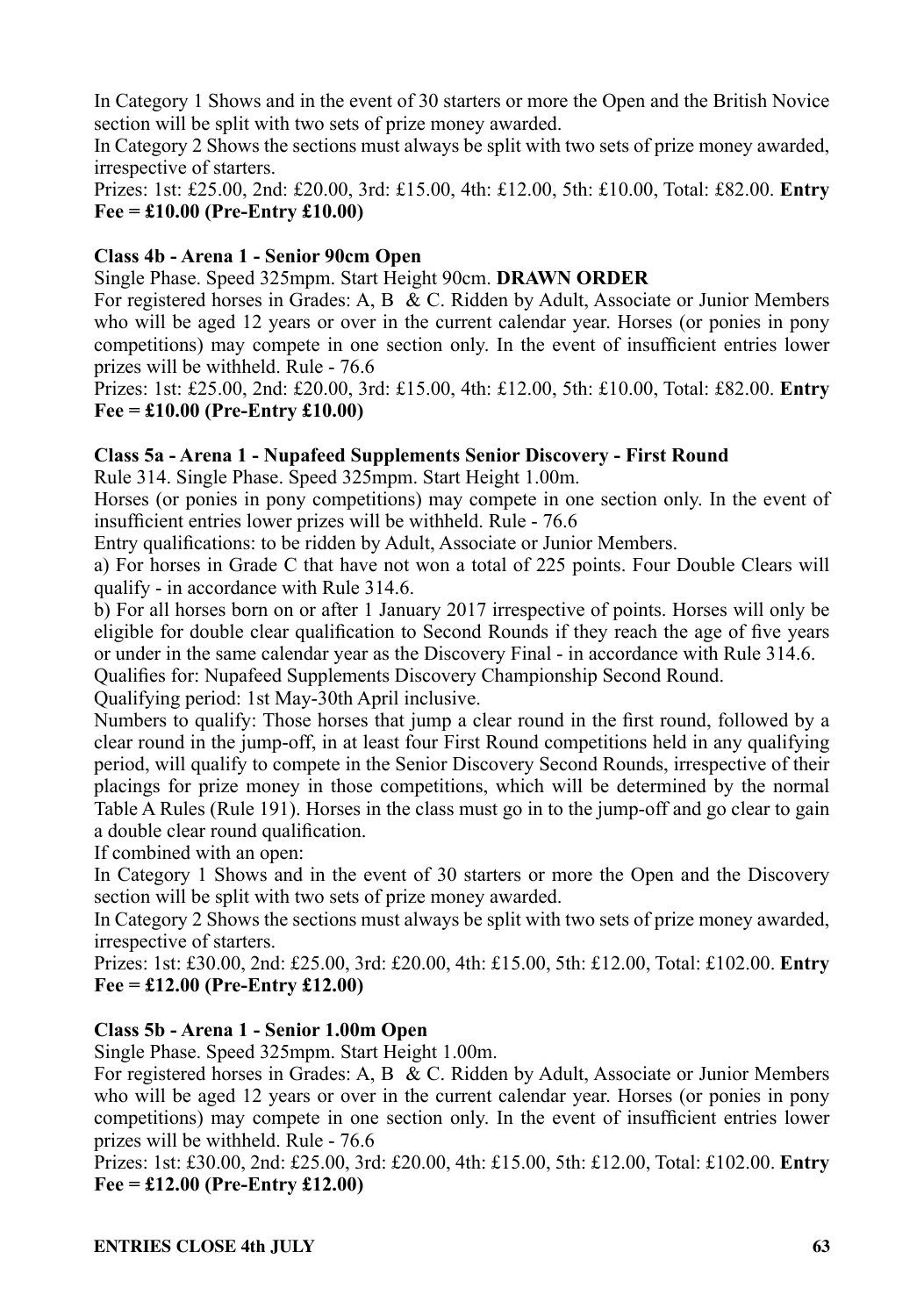In Category 1 Shows and in the event of 30 starters or more the Open and the British Novice section will be split with two sets of prize money awarded.

In Category 2 Shows the sections must always be split with two sets of prize money awarded, irrespective of starters.

Prizes: 1st: £25.00, 2nd: £20.00, 3rd: £15.00, 4th: £12.00, 5th: £10.00, Total: £82.00. **Entry Fee = £10.00 (Pre-Entry £10.00)**

**Class 4b - Arena 1 - Senior 90cm Open**

Single Phase. Speed 325mpm. Start Height 90cm. **DRAWN ORDER**

For registered horses in Grades: A, B & C. Ridden by Adult, Associate or Junior Members who will be aged 12 years or over in the current calendar year. Horses (or ponies in pony competitions) may compete in one section only. In the event of insufficient entries lower prizes will be withheld. Rule - 76.6

Prizes: 1st: £25.00, 2nd: £20.00, 3rd: £15.00, 4th: £12.00, 5th: £10.00, Total: £82.00. **Entry Fee = £10.00 (Pre-Entry £10.00)**

**Class 5a - Arena 1 - Nupafeed Supplements Senior Discovery - First Round**

Rule 314. Single Phase. Speed 325mpm. Start Height 1.00m.

Horses (or ponies in pony competitions) may compete in one section only. In the event of insufficient entries lower prizes will be withheld. Rule - 76.6

Entry qualifications: to be ridden by Adult, Associate or Junior Members.

a) For horses in Grade C that have not won a total of 225 points. Four Double Clears will qualify - in accordance with Rule 314.6.

b) For all horses born on or after 1 January 2017 irrespective of points. Horses will only be eligible for double clear qualification to Second Rounds if they reach the age of five years or under in the same calendar year as the Discovery Final - in accordance with Rule 314.6.

Qualifies for: Nupafeed Supplements Discovery Championship Second Round.

Qualifying period: 1st May-30th April inclusive.

Numbers to qualify: Those horses that jump a clear round in the first round, followed by a clear round in the jump-off, in at least four First Round competitions held in any qualifying period, will qualify to compete in the Senior Discovery Second Rounds, irrespective of their placings for prize money in those competitions, which will be determined by the normal Table A Rules (Rule 191). Horses in the class must go in to the jump-off and go clear to gain a double clear round qualification.

If combined with an open:

In Category 1 Shows and in the event of 30 starters or more the Open and the Discovery section will be split with two sets of prize money awarded.

In Category 2 Shows the sections must always be split with two sets of prize money awarded, irrespective of starters.

Prizes: 1st: £30.00, 2nd: £25.00, 3rd: £20.00, 4th: £15.00, 5th: £12.00, Total: £102.00. **Entry Fee = £12.00 (Pre-Entry £12.00)**

**Class 5b - Arena 1 - Senior 1.00m Open**

Single Phase. Speed 325mpm. Start Height 1.00m.

For registered horses in Grades: A, B & C. Ridden by Adult, Associate or Junior Members who will be aged 12 years or over in the current calendar year. Horses (or ponies in pony competitions) may compete in one section only. In the event of insufficient entries lower prizes will be withheld. Rule - 76.6

Prizes: 1st: £30.00, 2nd: £25.00, 3rd: £20.00, 4th: £15.00, 5th: £12.00, Total: £102.00. **Entry Fee = £12.00 (Pre-Entry £12.00)**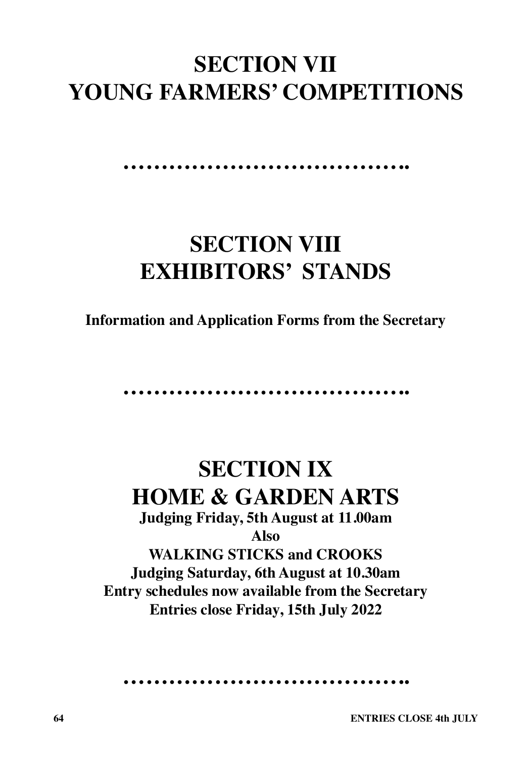# SECTION VII
# YOUNG FARMERS' COMPETITIONS

…………………………………..

# SECTION VIII
# EXHIBITORS' STANDS

**Information and Application Forms from the Secretary**

…………………………………..

# SECTION IX
# HOME & GARDEN ARTS

**Judging Friday, 5th August at 11.00am**

**Also**

**WALKING STICKS and CROOKS**

**Judging Saturday, 6th August at 10.30am**

**Entry schedules now available from the Secretary**

**Entries close Friday, 15th July 2022**

…………………………………..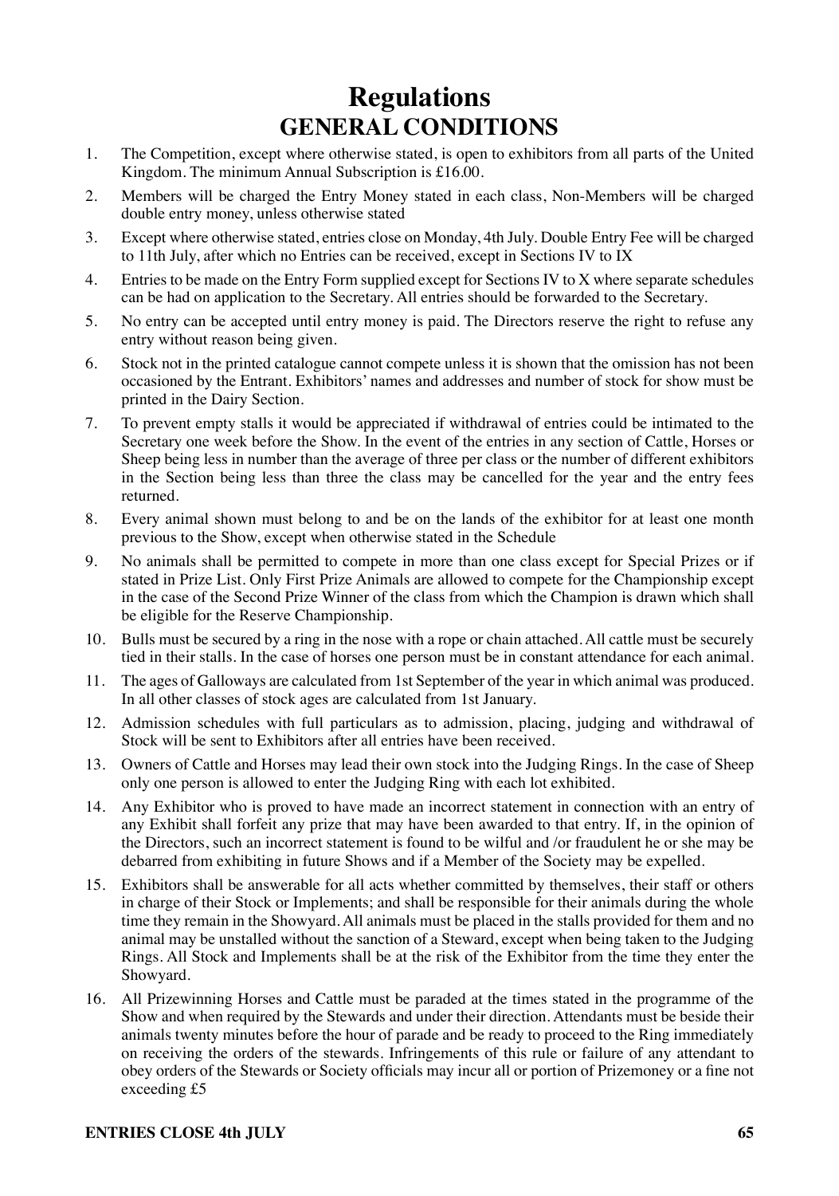# Regulations

## GENERAL CONDITIONS

1. The Competition, except where otherwise stated, is open to exhibitors from all parts of the United Kingdom. The minimum Annual Subscription is £16.00.
2. Members will be charged the Entry Money stated in each class, Non-Members will be charged double entry money, unless otherwise stated
3. Except where otherwise stated, entries close on Monday, 4th July. Double Entry Fee will be charged to 11th July, after which no Entries can be received, except in Sections IV to IX
4. Entries to be made on the Entry Form supplied except for Sections IV to X where separate schedules can be had on application to the Secretary. All entries should be forwarded to the Secretary.
5. No entry can be accepted until entry money is paid. The Directors reserve the right to refuse any entry without reason being given.
6. Stock not in the printed catalogue cannot compete unless it is shown that the omission has not been occasioned by the Entrant. Exhibitors' names and addresses and number of stock for show must be printed in the Dairy Section.
7. To prevent empty stalls it would be appreciated if withdrawal of entries could be intimated to the Secretary one week before the Show. In the event of the entries in any section of Cattle, Horses or Sheep being less in number than the average of three per class or the number of different exhibitors in the Section being less than three the class may be cancelled for the year and the entry fees returned.
8. Every animal shown must belong to and be on the lands of the exhibitor for at least one month previous to the Show, except when otherwise stated in the Schedule
9. No animals shall be permitted to compete in more than one class except for Special Prizes or if stated in Prize List. Only First Prize Animals are allowed to compete for the Championship except in the case of the Second Prize Winner of the class from which the Champion is drawn which shall be eligible for the Reserve Championship.
10. Bulls must be secured by a ring in the nose with a rope or chain attached. All cattle must be securely tied in their stalls. In the case of horses one person must be in constant attendance for each animal.
11. The ages of Galloways are calculated from 1st September of the year in which animal was produced. In all other classes of stock ages are calculated from 1st January.
12. Admission schedules with full particulars as to admission, placing, judging and withdrawal of Stock will be sent to Exhibitors after all entries have been received.
13. Owners of Cattle and Horses may lead their own stock into the Judging Rings. In the case of Sheep only one person is allowed to enter the Judging Ring with each lot exhibited.
14. Any Exhibitor who is proved to have made an incorrect statement in connection with an entry of any Exhibit shall forfeit any prize that may have been awarded to that entry. If, in the opinion of the Directors, such an incorrect statement is found to be wilful and /or fraudulent he or she may be debarred from exhibiting in future Shows and if a Member of the Society may be expelled.
15. Exhibitors shall be answerable for all acts whether committed by themselves, their staff or others in charge of their Stock or Implements; and shall be responsible for their animals during the whole time they remain in the Showyard. All animals must be placed in the stalls provided for them and no animal may be unstalled without the sanction of a Steward, except when being taken to the Judging Rings. All Stock and Implements shall be at the risk of the Exhibitor from the time they enter the Showyard.
16. All Prizewinning Horses and Cattle must be paraded at the times stated in the programme of the Show and when required by the Stewards and under their direction. Attendants must be beside their animals twenty minutes before the hour of parade and be ready to proceed to the Ring immediately on receiving the orders of the stewards. Infringements of this rule or failure of any attendant to obey orders of the Stewards or Society officials may incur all or portion of Prizemoney or a fine not exceeding £5

**ENTRIES CLOSE 4th JULY**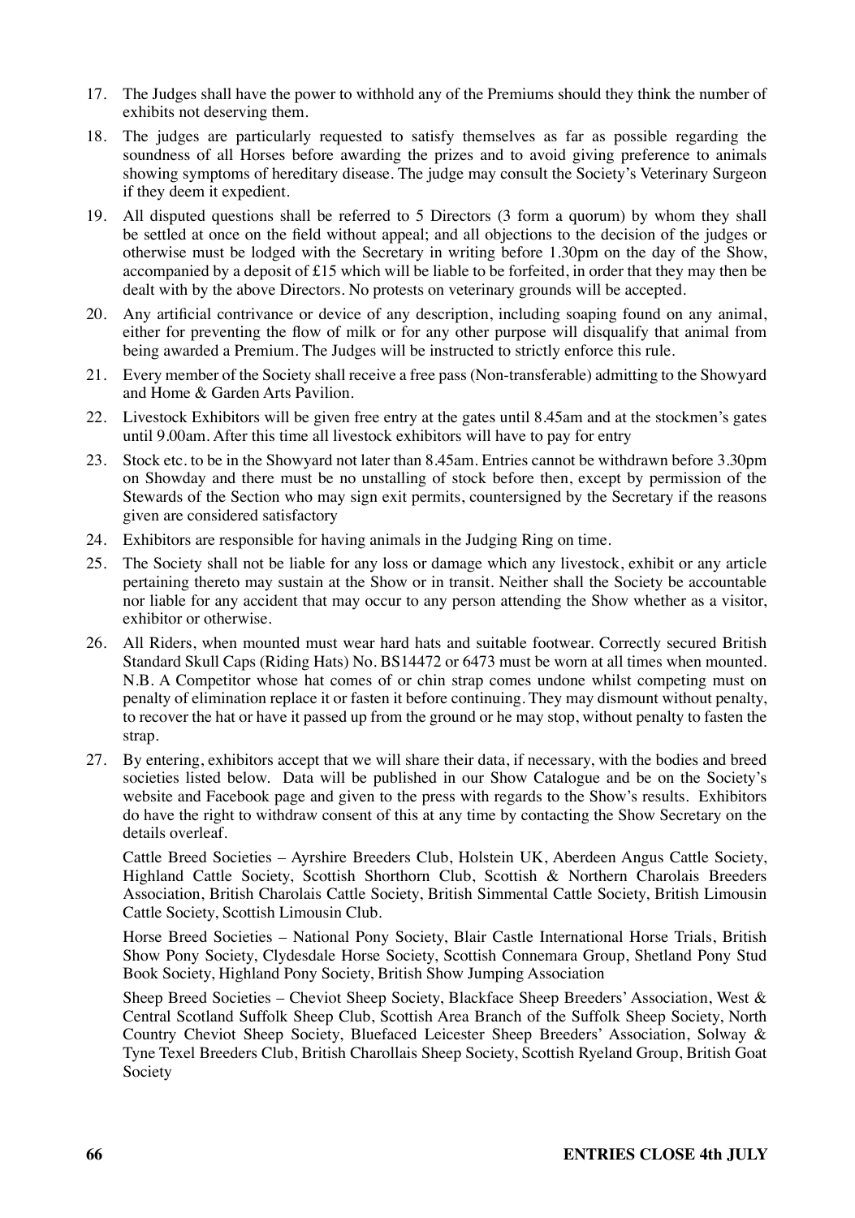17. The Judges shall have the power to withhold any of the Premiums should they think the number of exhibits not deserving them.

18. The judges are particularly requested to satisfy themselves as far as possible regarding the soundness of all Horses before awarding the prizes and to avoid giving preference to animals showing symptoms of hereditary disease. The judge may consult the Society's Veterinary Surgeon if they deem it expedient.

19. All disputed questions shall be referred to 5 Directors (3 form a quorum) by whom they shall be settled at once on the field without appeal; and all objections to the decision of the judges or otherwise must be lodged with the Secretary in writing before 1.30pm on the day of the Show, accompanied by a deposit of £15 which will be liable to be forfeited, in order that they may then be dealt with by the above Directors. No protests on veterinary grounds will be accepted.

20. Any artificial contrivance or device of any description, including soaping found on any animal, either for preventing the flow of milk or for any other purpose will disqualify that animal from being awarded a Premium. The Judges will be instructed to strictly enforce this rule.

21. Every member of the Society shall receive a free pass (Non-transferable) admitting to the Showyard and Home & Garden Arts Pavilion.

22. Livestock Exhibitors will be given free entry at the gates until 8.45am and at the stockmen's gates until 9.00am. After this time all livestock exhibitors will have to pay for entry

23. Stock etc. to be in the Showyard not later than 8.45am. Entries cannot be withdrawn before 3.30pm on Showday and there must be no unstalling of stock before then, except by permission of the Stewards of the Section who may sign exit permits, countersigned by the Secretary if the reasons given are considered satisfactory

24. Exhibitors are responsible for having animals in the Judging Ring on time.

25. The Society shall not be liable for any loss or damage which any livestock, exhibit or any article pertaining thereto may sustain at the Show or in transit. Neither shall the Society be accountable nor liable for any accident that may occur to any person attending the Show whether as a visitor, exhibitor or otherwise.

26. All Riders, when mounted must wear hard hats and suitable footwear. Correctly secured British Standard Skull Caps (Riding Hats) No. BS14472 or 6473 must be worn at all times when mounted. N.B. A Competitor whose hat comes of or chin strap comes undone whilst competing must on penalty of elimination replace it or fasten it before continuing. They may dismount without penalty, to recover the hat or have it passed up from the ground or he may stop, without penalty to fasten the strap.

27. By entering, exhibitors accept that we will share their data, if necessary, with the bodies and breed societies listed below. Data will be published in our Show Catalogue and be on the Society's website and Facebook page and given to the press with regards to the Show's results. Exhibitors do have the right to withdraw consent of this at any time by contacting the Show Secretary on the details overleaf.

    Cattle Breed Societies – Ayrshire Breeders Club, Holstein UK, Aberdeen Angus Cattle Society, Highland Cattle Society, Scottish Shorthorn Club, Scottish & Northern Charolais Breeders Association, British Charolais Cattle Society, British Simmental Cattle Society, British Limousin Cattle Society, Scottish Limousin Club.

    Horse Breed Societies – National Pony Society, Blair Castle International Horse Trials, British Show Pony Society, Clydesdale Horse Society, Scottish Connemara Group, Shetland Pony Stud Book Society, Highland Pony Society, British Show Jumping Association

    Sheep Breed Societies – Cheviot Sheep Society, Blackface Sheep Breeders' Association, West & Central Scotland Suffolk Sheep Club, Scottish Area Branch of the Suffolk Sheep Society, North Country Cheviot Sheep Society, Bluefaced Leicester Sheep Breeders' Association, Solway & Tyne Texel Breeders Club, British Charollais Sheep Society, Scottish Ryeland Group, British Goat Society

**ENTRIES CLOSE 4th JULY**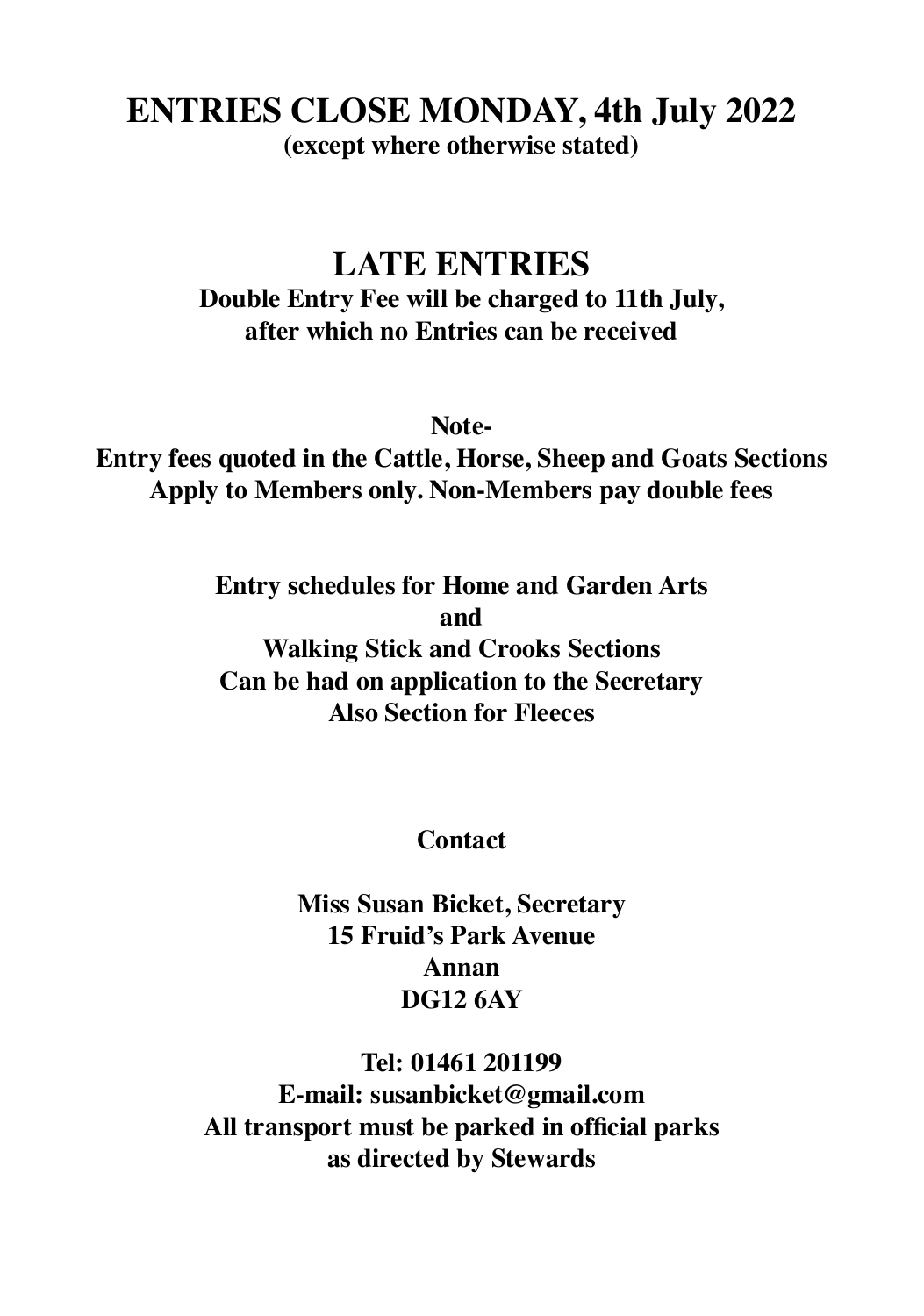# ENTRIES CLOSE MONDAY, 4th July 2022

**(except where otherwise stated)**

# LATE ENTRIES

**Double Entry Fee will be charged to 11th July, after which no Entries can be received**

**Note-**

**Entry fees quoted in the Cattle, Horse, Sheep and Goats Sections Apply to Members only. Non-Members pay double fees**

**Entry schedules for Home and Garden Arts**
**and**
**Walking Stick and Crooks Sections**
**Can be had on application to the Secretary**
**Also Section for Fleeces**

**Contact**

**Miss Susan Bicket, Secretary**
**15 Fruid's Park Avenue**
**Annan**
**DG12 6AY**

**Tel: 01461 201199**
**E-mail: susanbicket@gmail.com**
**All transport must be parked in official parks as directed by Stewards**